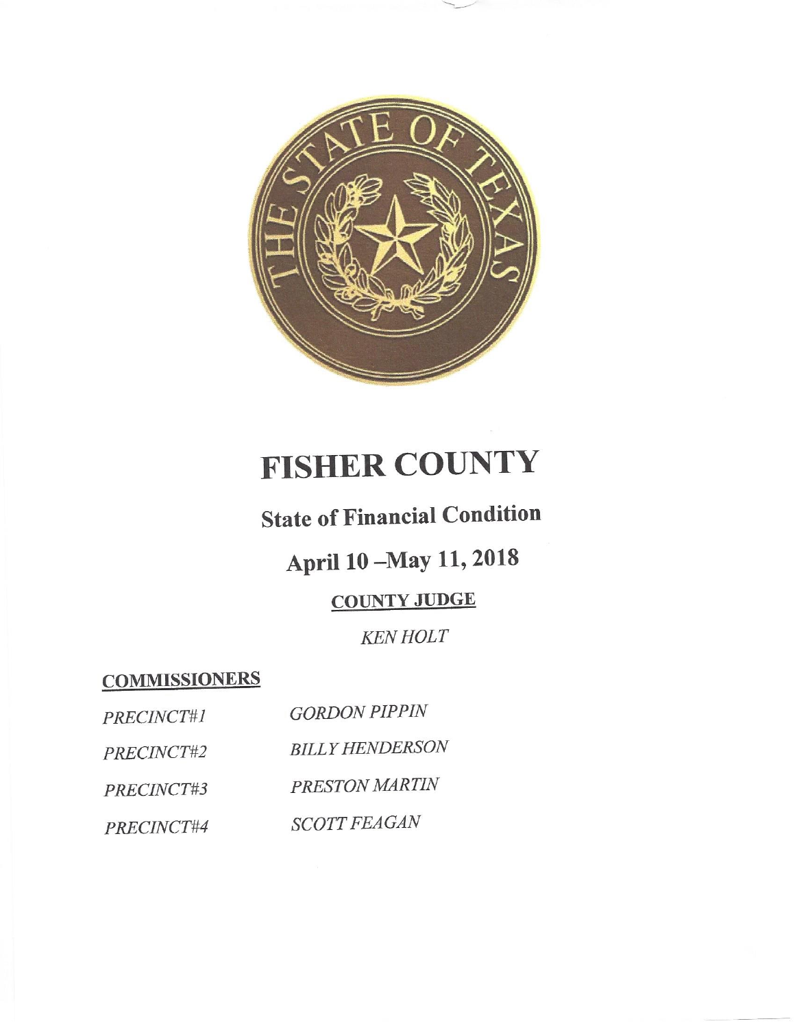# FISHER COUNTY

## State of Financial Condition

## April 10 –May 11, 2018

### COUNTY JUDGE

*KEN HOLT*

**COMMISSIONERS**

| | |
|---|---|
| *PRECINCT#1* | *GORDON PIPPIN* |
| *PRECINCT#2* | *BILLY HENDERSON* |
| *PRECINCT#3* | *PRESTON MARTIN* |
| *PRECINCT#4* | *SCOTT FEAGAN* |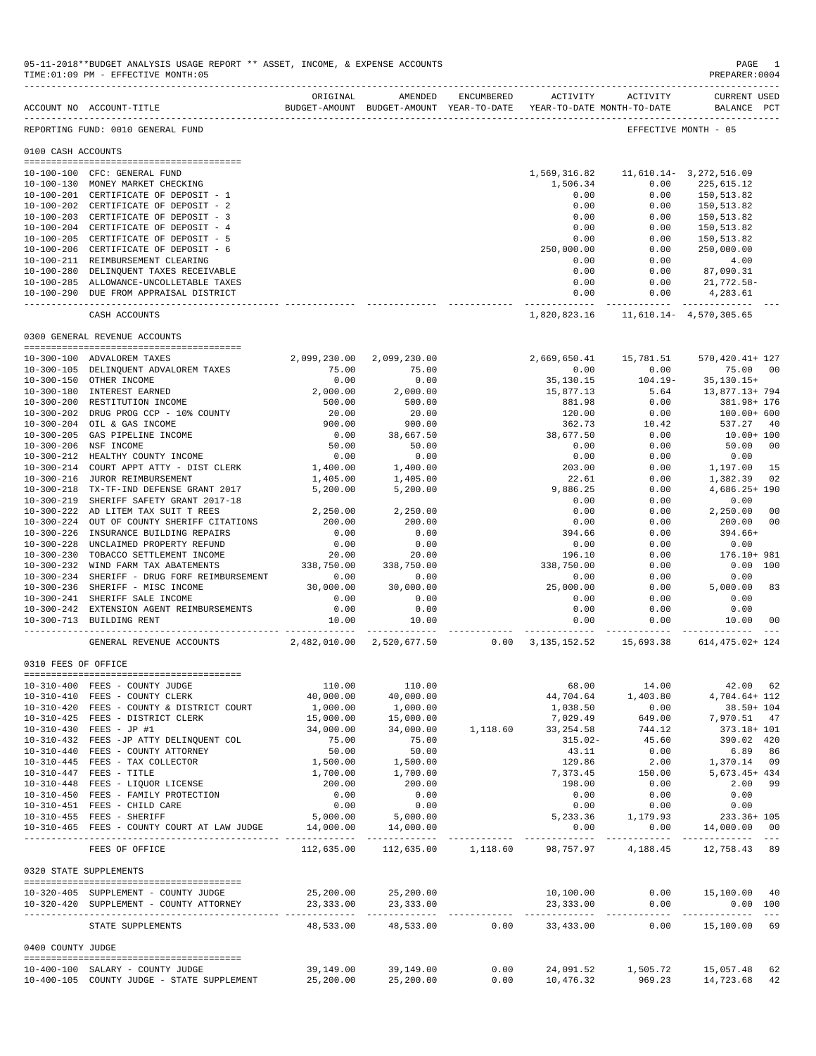05-11-2018**BUDGET ANALYSIS USAGE REPORT ** ASSET, INCOME, & EXPENSE ACCOUNTS

TIME:01:09 PM - EFFECTIVE MONTH:05

PREPARER:0004

REPORTING FUND: 0010 GENERAL FUND — EFFECTIVE MONTH - 05

| ACCOUNT NO | ACCOUNT-TITLE | ORIGINAL BUDGET-AMOUNT | AMENDED BUDGET-AMOUNT | ENCUMBERED YEAR-TO-DATE | ACTIVITY YEAR-TO-DATE | ACTIVITY MONTH-TO-DATE | CURRENT USED BALANCE | PCT |
|---|---|---|---|---|---|---|---|---|
| **0100 CASH ACCOUNTS** | | | | | | | | |
| 10-100-100 | CFC: GENERAL FUND | | | | 1,569,316.82 | 11,610.14- | 3,272,516.09 | |
| 10-100-130 | MONEY MARKET CHECKING | | | | 1,506.34 | 0.00 | 225,615.12 | |
| 10-100-201 | CERTIFICATE OF DEPOSIT - 1 | | | | 0.00 | 0.00 | 150,513.82 | |
| 10-100-202 | CERTIFICATE OF DEPOSIT - 2 | | | | 0.00 | 0.00 | 150,513.82 | |
| 10-100-203 | CERTIFICATE OF DEPOSIT - 3 | | | | 0.00 | 0.00 | 150,513.82 | |
| 10-100-204 | CERTIFICATE OF DEPOSIT - 4 | | | | 0.00 | 0.00 | 150,513.82 | |
| 10-100-205 | CERTIFICATE OF DEPOSIT - 5 | | | | 0.00 | 0.00 | 150,513.82 | |
| 10-100-206 | CERTIFICATE OF DEPOSIT - 6 | | | | 250,000.00 | 0.00 | 250,000.00 | |
| 10-100-211 | REIMBURSEMENT CLEARING | | | | 0.00 | 0.00 | 4.00 | |
| 10-100-280 | DELINQUENT TAXES RECEIVABLE | | | | 0.00 | 0.00 | 87,090.31 | |
| 10-100-285 | ALLOWANCE-UNCOLLETABLE TAXES | | | | 0.00 | 0.00 | 21,772.58- | |
| 10-100-290 | DUE FROM APPRAISAL DISTRICT | | | | 0.00 | 0.00 | 4,283.61 | |
| | CASH ACCOUNTS | | | | 1,820,823.16 | 11,610.14- | 4,570,305.65 | |
| **0300 GENERAL REVENUE ACCOUNTS** | | | | | | | | |
| 10-300-100 | ADVALOREM TAXES | 2,099,230.00 | 2,099,230.00 | | 2,669,650.41 | 15,781.51 | 570,420.41+ | 127 |
| 10-300-105 | DELINQUENT ADVALOREM TAXES | 75.00 | 75.00 | | 0.00 | 0.00 | 75.00 | 00 |
| 10-300-150 | OTHER INCOME | 0.00 | 0.00 | | 35,130.15 | 104.19- | 35,130.15+ | |
| 10-300-180 | INTEREST EARNED | 2,000.00 | 2,000.00 | | 15,877.13 | 5.64 | 13,877.13+ | 794 |
| 10-300-200 | RESTITUTION INCOME | 500.00 | 500.00 | | 881.98 | 0.00 | 381.98+ | 176 |
| 10-300-202 | DRUG PROG CCP - 10% COUNTY | 20.00 | 20.00 | | 120.00 | 0.00 | 100.00+ | 600 |
| 10-300-204 | OIL & GAS INCOME | 900.00 | 900.00 | | 362.73 | 10.42 | 537.27 | 40 |
| 10-300-205 | GAS PIPELINE INCOME | 0.00 | 38,667.50 | | 38,677.50 | 0.00 | 10.00+ | 100 |
| 10-300-206 | NSF INCOME | 50.00 | 50.00 | | 0.00 | 0.00 | 50.00 | 00 |
| 10-300-212 | HEALTHY COUNTY INCOME | 0.00 | 0.00 | | 0.00 | 0.00 | 0.00 | |
| 10-300-214 | COURT APPT ATTY - DIST CLERK | 1,400.00 | 1,400.00 | | 203.00 | 0.00 | 1,197.00 | 15 |
| 10-300-216 | JUROR REIMBURSEMENT | 1,405.00 | 1,405.00 | | 22.61 | 0.00 | 1,382.39 | 02 |
| 10-300-218 | TX-TF-IND DEFENSE GRANT 2017 | 5,200.00 | 5,200.00 | | 9,886.25 | 0.00 | 4,686.25+ | 190 |
| 10-300-219 | SHERIFF SAFETY GRANT 2017-18 | | | | 0.00 | 0.00 | 0.00 | |
| 10-300-222 | AD LITEM TAX SUIT T REES | 2,250.00 | 2,250.00 | | 0.00 | 0.00 | 2,250.00 | 00 |
| 10-300-224 | OUT OF COUNTY SHERIFF CITATIONS | 200.00 | 200.00 | | 0.00 | 0.00 | 200.00 | 00 |
| 10-300-226 | INSURANCE BUILDING REPAIRS | 0.00 | 0.00 | | 394.66 | 0.00 | 394.66+ | |
| 10-300-228 | UNCLAIMED PROPERTY REFUND | 0.00 | 0.00 | | 0.00 | 0.00 | 0.00 | |
| 10-300-230 | TOBACCO SETTLEMENT INCOME | 20.00 | 20.00 | | 196.10 | 0.00 | 176.10+ | 981 |
| 10-300-232 | WIND FARM TAX ABATEMENTS | 338,750.00 | 338,750.00 | | 338,750.00 | 0.00 | 0.00 | 100 |
| 10-300-234 | SHERIFF - DRUG FORF REIMBURSEMENT | 0.00 | 0.00 | | 0.00 | 0.00 | 0.00 | |
| 10-300-236 | SHERIFF - MISC INCOME | 30,000.00 | 30,000.00 | | 25,000.00 | 0.00 | 5,000.00 | 83 |
| 10-300-241 | SHERIFF SALE INCOME | 0.00 | 0.00 | | 0.00 | 0.00 | 0.00 | |
| 10-300-242 | EXTENSION AGENT REIMBURSEMENTS | 0.00 | 0.00 | | 0.00 | 0.00 | 0.00 | |
| 10-300-713 | BUILDING RENT | 10.00 | 10.00 | | 0.00 | 0.00 | 10.00 | 00 |
| | GENERAL REVENUE ACCOUNTS | 2,482,010.00 | 2,520,677.50 | 0.00 | 3,135,152.52 | 15,693.38 | 614,475.02+ | 124 |
| **0310 FEES OF OFFICE** | | | | | | | | |
| 10-310-400 | FEES - COUNTY JUDGE | 110.00 | 110.00 | | 68.00 | 14.00 | 42.00 | 62 |
| 10-310-410 | FEES - COUNTY CLERK | 40,000.00 | 40,000.00 | | 44,704.64 | 1,403.80 | 4,704.64+ | 112 |
| 10-310-420 | FEES - COUNTY & DISTRICT COURT | 1,000.00 | 1,000.00 | | 1,038.50 | 0.00 | 38.50+ | 104 |
| 10-310-425 | FEES - DISTRICT CLERK | 15,000.00 | 15,000.00 | | 7,029.49 | 649.00 | 7,970.51 | 47 |
| 10-310-430 | FEES - JP #1 | 34,000.00 | 34,000.00 | 1,118.60 | 33,254.58 | 744.12 | 373.18+ | 101 |
| 10-310-432 | FEES -JP ATTY DELINQUENT COL | 75.00 | 75.00 | | 315.02- | 45.60 | 390.02 | 420 |
| 10-310-440 | FEES - COUNTY ATTORNEY | 50.00 | 50.00 | | 43.11 | 0.00 | 6.89 | 86 |
| 10-310-445 | FEES - TAX COLLECTOR | 1,500.00 | 1,500.00 | | 129.86 | 2.00 | 1,370.14 | 09 |
| 10-310-447 | FEES - TITLE | 1,700.00 | 1,700.00 | | 7,373.45 | 150.00 | 5,673.45+ | 434 |
| 10-310-448 | FEES - LIQUOR LICENSE | 200.00 | 200.00 | | 198.00 | 0.00 | 2.00 | 99 |
| 10-310-450 | FEES - FAMILY PROTECTION | 0.00 | 0.00 | | 0.00 | 0.00 | 0.00 | |
| 10-310-451 | FEES - CHILD CARE | 0.00 | 0.00 | | 0.00 | 0.00 | 0.00 | |
| 10-310-455 | FEES - SHERIFF | 5,000.00 | 5,000.00 | | 5,233.36 | 1,179.93 | 233.36+ | 105 |
| 10-310-465 | FEES - COUNTY COURT AT LAW JUDGE | 14,000.00 | 14,000.00 | | 0.00 | 0.00 | 14,000.00 | 00 |
| | FEES OF OFFICE | 112,635.00 | 112,635.00 | 1,118.60 | 98,757.97 | 4,188.45 | 12,758.43 | 89 |
| **0320 STATE SUPPLEMENTS** | | | | | | | | |
| 10-320-405 | SUPPLEMENT - COUNTY JUDGE | 25,200.00 | 25,200.00 | | 10,100.00 | 0.00 | 15,100.00 | 40 |
| 10-320-420 | SUPPLEMENT - COUNTY ATTORNEY | 23,333.00 | 23,333.00 | | 23,333.00 | 0.00 | 0.00 | 100 |
| | STATE SUPPLEMENTS | 48,533.00 | 48,533.00 | 0.00 | 33,433.00 | 0.00 | 15,100.00 | 69 |
| **0400 COUNTY JUDGE** | | | | | | | | |
| 10-400-100 | SALARY - COUNTY JUDGE | 39,149.00 | 39,149.00 | 0.00 | 24,091.52 | 1,505.72 | 15,057.48 | 62 |
| 10-400-105 | COUNTY JUDGE - STATE SUPPLEMENT | 25,200.00 | 25,200.00 | 0.00 | 10,476.32 | 969.23 | 14,723.68 | 42 |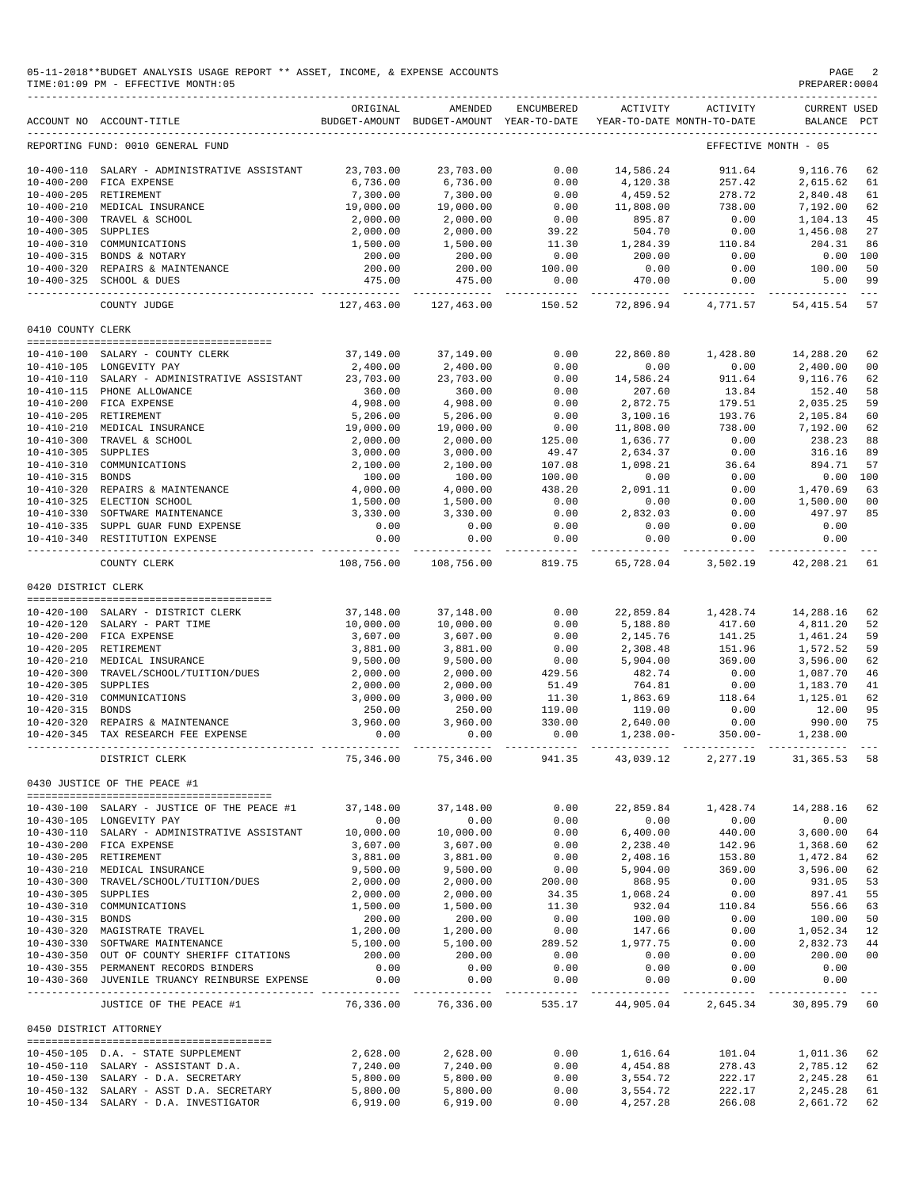05-11-2018**BUDGET ANALYSIS USAGE REPORT ** ASSET, INCOME, & EXPENSE ACCOUNTS

TIME:01:09 PM - EFFECTIVE MONTH:05

REPORTING FUND: 0010 GENERAL FUND — EFFECTIVE MONTH - 05

| ACCOUNT NO | ACCOUNT-TITLE | ORIGINAL BUDGET-AMOUNT | AMENDED BUDGET-AMOUNT | ENCUMBERED YEAR-TO-DATE | ACTIVITY YEAR-TO-DATE | ACTIVITY MONTH-TO-DATE | CURRENT BALANCE | USED PCT |
|---|---|---|---|---|---|---|---|---|
| 10-400-110 | SALARY - ADMINISTRATIVE ASSISTANT | 23,703.00 | 23,703.00 | 0.00 | 14,586.24 | 911.64 | 9,116.76 | 62 |
| 10-400-200 | FICA EXPENSE | 6,736.00 | 6,736.00 | 0.00 | 4,120.38 | 257.42 | 2,615.62 | 61 |
| 10-400-205 | RETIREMENT | 7,300.00 | 7,300.00 | 0.00 | 4,459.52 | 278.72 | 2,840.48 | 61 |
| 10-400-210 | MEDICAL INSURANCE | 19,000.00 | 19,000.00 | 0.00 | 11,808.00 | 738.00 | 7,192.00 | 62 |
| 10-400-300 | TRAVEL & SCHOOL | 2,000.00 | 2,000.00 | 0.00 | 895.87 | 0.00 | 1,104.13 | 45 |
| 10-400-305 | SUPPLIES | 2,000.00 | 2,000.00 | 39.22 | 504.70 | 0.00 | 1,456.08 | 27 |
| 10-400-310 | COMMUNICATIONS | 1,500.00 | 1,500.00 | 11.30 | 1,284.39 | 110.84 | 204.31 | 86 |
| 10-400-315 | BONDS & NOTARY | 200.00 | 200.00 | 0.00 | 200.00 | 0.00 | 0.00 | 100 |
| 10-400-320 | REPAIRS & MAINTENANCE | 200.00 | 200.00 | 100.00 | 0.00 | 0.00 | 100.00 | 50 |
| 10-400-325 | SCHOOL & DUES | 475.00 | 475.00 | 0.00 | 470.00 | 0.00 | 5.00 | 99 |
| | COUNTY JUDGE | 127,463.00 | 127,463.00 | 150.52 | 72,896.94 | 4,771.57 | 54,415.54 | 57 |

0410 COUNTY CLERK

| ACCOUNT NO | ACCOUNT-TITLE | ORIGINAL BUDGET-AMOUNT | AMENDED BUDGET-AMOUNT | ENCUMBERED YEAR-TO-DATE | ACTIVITY YEAR-TO-DATE | ACTIVITY MONTH-TO-DATE | CURRENT BALANCE | USED PCT |
|---|---|---|---|---|---|---|---|---|
| 10-410-100 | SALARY - COUNTY CLERK | 37,149.00 | 37,149.00 | 0.00 | 22,860.80 | 1,428.80 | 14,288.20 | 62 |
| 10-410-105 | LONGEVITY PAY | 2,400.00 | 2,400.00 | 0.00 | 0.00 | 0.00 | 2,400.00 | 00 |
| 10-410-110 | SALARY - ADMINISTRATIVE ASSISTANT | 23,703.00 | 23,703.00 | 0.00 | 14,586.24 | 911.64 | 9,116.76 | 62 |
| 10-410-115 | PHONE ALLOWANCE | 360.00 | 360.00 | 0.00 | 207.60 | 13.84 | 152.40 | 58 |
| 10-410-200 | FICA EXPENSE | 4,908.00 | 4,908.00 | 0.00 | 2,872.75 | 179.51 | 2,035.25 | 59 |
| 10-410-205 | RETIREMENT | 5,206.00 | 5,206.00 | 0.00 | 3,100.16 | 193.76 | 2,105.84 | 60 |
| 10-410-210 | MEDICAL INSURANCE | 19,000.00 | 19,000.00 | 0.00 | 11,808.00 | 738.00 | 7,192.00 | 62 |
| 10-410-300 | TRAVEL & SCHOOL | 2,000.00 | 2,000.00 | 125.00 | 1,636.77 | 0.00 | 238.23 | 88 |
| 10-410-305 | SUPPLIES | 3,000.00 | 3,000.00 | 49.47 | 2,634.37 | 0.00 | 316.16 | 89 |
| 10-410-310 | COMMUNICATIONS | 2,100.00 | 2,100.00 | 107.08 | 1,098.21 | 36.64 | 894.71 | 57 |
| 10-410-315 | BONDS | 100.00 | 100.00 | 100.00 | 0.00 | 0.00 | 0.00 | 100 |
| 10-410-320 | REPAIRS & MAINTENANCE | 4,000.00 | 4,000.00 | 438.20 | 2,091.11 | 0.00 | 1,470.69 | 63 |
| 10-410-325 | ELECTION SCHOOL | 1,500.00 | 1,500.00 | 0.00 | 0.00 | 0.00 | 1,500.00 | 00 |
| 10-410-330 | SOFTWARE MAINTENANCE | 3,330.00 | 3,330.00 | 0.00 | 2,832.03 | 0.00 | 497.97 | 85 |
| 10-410-335 | SUPPL GUAR FUND EXPENSE | 0.00 | 0.00 | 0.00 | 0.00 | 0.00 | 0.00 | |
| 10-410-340 | RESTITUTION EXPENSE | 0.00 | 0.00 | 0.00 | 0.00 | 0.00 | 0.00 | |
| | COUNTY CLERK | 108,756.00 | 108,756.00 | 819.75 | 65,728.04 | 3,502.19 | 42,208.21 | 61 |

0420 DISTRICT CLERK

| ACCOUNT NO | ACCOUNT-TITLE | ORIGINAL BUDGET-AMOUNT | AMENDED BUDGET-AMOUNT | ENCUMBERED YEAR-TO-DATE | ACTIVITY YEAR-TO-DATE | ACTIVITY MONTH-TO-DATE | CURRENT BALANCE | USED PCT |
|---|---|---|---|---|---|---|---|---|
| 10-420-100 | SALARY - DISTRICT CLERK | 37,148.00 | 37,148.00 | 0.00 | 22,859.84 | 1,428.74 | 14,288.16 | 62 |
| 10-420-120 | SALARY - PART TIME | 10,000.00 | 10,000.00 | 0.00 | 5,188.80 | 417.60 | 4,811.20 | 52 |
| 10-420-200 | FICA EXPENSE | 3,607.00 | 3,607.00 | 0.00 | 2,145.76 | 141.25 | 1,461.24 | 59 |
| 10-420-205 | RETIREMENT | 3,881.00 | 3,881.00 | 0.00 | 2,308.48 | 151.96 | 1,572.52 | 59 |
| 10-420-210 | MEDICAL INSURANCE | 9,500.00 | 9,500.00 | 0.00 | 5,904.00 | 369.00 | 3,596.00 | 62 |
| 10-420-300 | TRAVEL/SCHOOL/TUITION/DUES | 2,000.00 | 2,000.00 | 429.56 | 482.74 | 0.00 | 1,087.70 | 46 |
| 10-420-305 | SUPPLIES | 2,000.00 | 2,000.00 | 51.49 | 764.81 | 0.00 | 1,183.70 | 41 |
| 10-420-310 | COMMUNICATIONS | 3,000.00 | 3,000.00 | 11.30 | 1,863.69 | 118.64 | 1,125.01 | 62 |
| 10-420-315 | BONDS | 250.00 | 250.00 | 119.00 | 119.00 | 0.00 | 12.00 | 95 |
| 10-420-320 | REPAIRS & MAINTENANCE | 3,960.00 | 3,960.00 | 330.00 | 2,640.00 | 0.00 | 990.00 | 75 |
| 10-420-345 | TAX RESEARCH FEE EXPENSE | 0.00 | 0.00 | 0.00 | 1,238.00- | 350.00- | 1,238.00 | |
| | DISTRICT CLERK | 75,346.00 | 75,346.00 | 941.35 | 43,039.12 | 2,277.19 | 31,365.53 | 58 |

0430 JUSTICE OF THE PEACE #1

| ACCOUNT NO | ACCOUNT-TITLE | ORIGINAL BUDGET-AMOUNT | AMENDED BUDGET-AMOUNT | ENCUMBERED YEAR-TO-DATE | ACTIVITY YEAR-TO-DATE | ACTIVITY MONTH-TO-DATE | CURRENT BALANCE | USED PCT |
|---|---|---|---|---|---|---|---|---|
| 10-430-100 | SALARY - JUSTICE OF THE PEACE #1 | 37,148.00 | 37,148.00 | 0.00 | 22,859.84 | 1,428.74 | 14,288.16 | 62 |
| 10-430-105 | LONGEVITY PAY | 0.00 | 0.00 | 0.00 | 0.00 | 0.00 | 0.00 | |
| 10-430-110 | SALARY - ADMINISTRATIVE ASSISTANT | 10,000.00 | 10,000.00 | 0.00 | 6,400.00 | 440.00 | 3,600.00 | 64 |
| 10-430-200 | FICA EXPENSE | 3,607.00 | 3,607.00 | 0.00 | 2,238.40 | 142.96 | 1,368.60 | 62 |
| 10-430-205 | RETIREMENT | 3,881.00 | 3,881.00 | 0.00 | 2,408.16 | 153.80 | 1,472.84 | 62 |
| 10-430-210 | MEDICAL INSURANCE | 9,500.00 | 9,500.00 | 0.00 | 5,904.00 | 369.00 | 3,596.00 | 62 |
| 10-430-300 | TRAVEL/SCHOOL/TUITION/DUES | 2,000.00 | 2,000.00 | 200.00 | 868.95 | 0.00 | 931.05 | 53 |
| 10-430-305 | SUPPLIES | 2,000.00 | 2,000.00 | 34.35 | 1,068.24 | 0.00 | 897.41 | 55 |
| 10-430-310 | COMMUNICATIONS | 1,500.00 | 1,500.00 | 11.30 | 932.04 | 110.84 | 556.66 | 63 |
| 10-430-315 | BONDS | 200.00 | 200.00 | 0.00 | 100.00 | 0.00 | 100.00 | 50 |
| 10-430-320 | MAGISTRATE TRAVEL | 1,200.00 | 1,200.00 | 0.00 | 147.66 | 0.00 | 1,052.34 | 12 |
| 10-430-330 | SOFTWARE MAINTENANCE | 5,100.00 | 5,100.00 | 289.52 | 1,977.75 | 0.00 | 2,832.73 | 44 |
| 10-430-350 | OUT OF COUNTY SHERIFF CITATIONS | 200.00 | 200.00 | 0.00 | 0.00 | 0.00 | 200.00 | 00 |
| 10-430-355 | PERMANENT RECORDS BINDERS | 0.00 | 0.00 | 0.00 | 0.00 | 0.00 | 0.00 | |
| 10-430-360 | JUVENILE TRUANCY REINBURSE EXPENSE | 0.00 | 0.00 | 0.00 | 0.00 | 0.00 | 0.00 | |
| | JUSTICE OF THE PEACE #1 | 76,336.00 | 76,336.00 | 535.17 | 44,905.04 | 2,645.34 | 30,895.79 | 60 |

0450 DISTRICT ATTORNEY

| ACCOUNT NO | ACCOUNT-TITLE | ORIGINAL BUDGET-AMOUNT | AMENDED BUDGET-AMOUNT | ENCUMBERED YEAR-TO-DATE | ACTIVITY YEAR-TO-DATE | ACTIVITY MONTH-TO-DATE | CURRENT BALANCE | USED PCT |
|---|---|---|---|---|---|---|---|---|
| 10-450-105 | D.A. - STATE SUPPLEMENT | 2,628.00 | 2,628.00 | 0.00 | 1,616.64 | 101.04 | 1,011.36 | 62 |
| 10-450-110 | SALARY - ASSISTANT D.A. | 7,240.00 | 7,240.00 | 0.00 | 4,454.88 | 278.43 | 2,785.12 | 62 |
| 10-450-130 | SALARY - D.A. SECRETARY | 5,800.00 | 5,800.00 | 0.00 | 3,554.72 | 222.17 | 2,245.28 | 61 |
| 10-450-132 | SALARY - ASST D.A. SECRETARY | 5,800.00 | 5,800.00 | 0.00 | 3,554.72 | 222.17 | 2,245.28 | 61 |
| 10-450-134 | SALARY - D.A. INVESTIGATOR | 6,919.00 | 6,919.00 | 0.00 | 4,257.28 | 266.08 | 2,661.72 | 62 |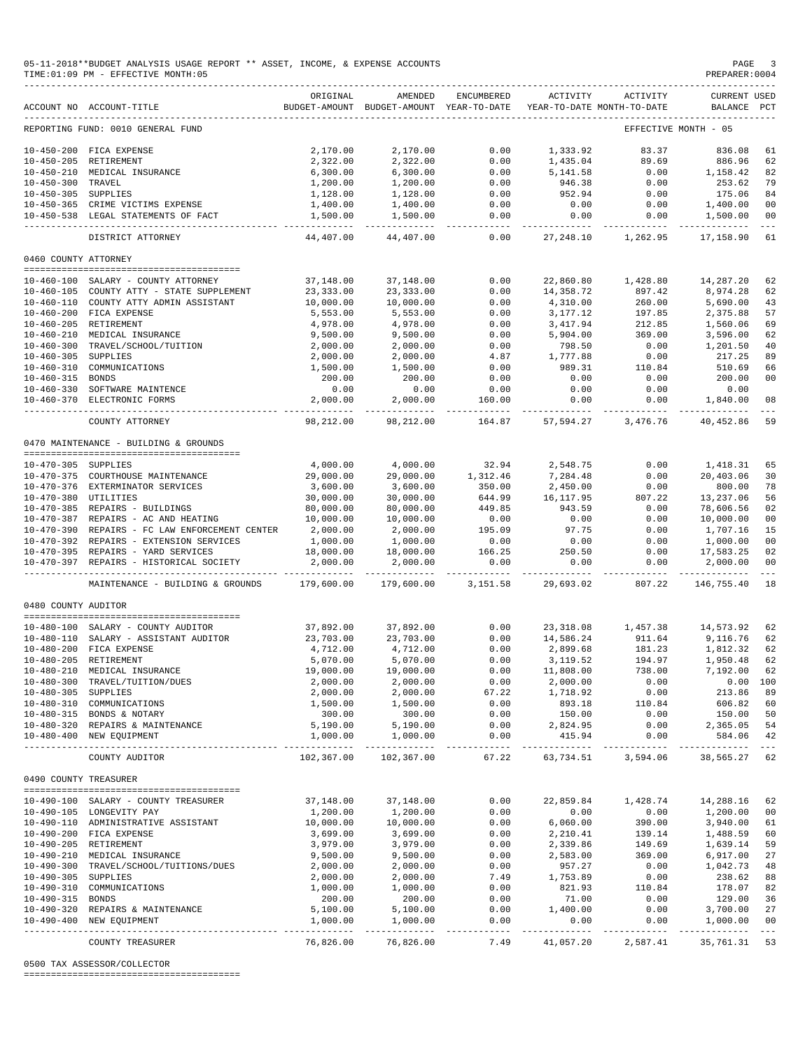05-11-2018**BUDGET ANALYSIS USAGE REPORT ** ASSET, INCOME, & EXPENSE ACCOUNTS
TIME:01:09 PM - EFFECTIVE MONTH:05
PREPARER:0004

REPORTING FUND: 0010 GENERAL FUND — EFFECTIVE MONTH - 05

| ACCOUNT NO | ACCOUNT-TITLE | ORIGINAL BUDGET-AMOUNT | AMENDED BUDGET-AMOUNT | ENCUMBERED YEAR-TO-DATE | ACTIVITY YEAR-TO-DATE | ACTIVITY MONTH-TO-DATE | CURRENT BALANCE | USED PCT |
|---|---|---|---|---|---|---|---|---|
| 10-450-200 | FICA EXPENSE | 2,170.00 | 2,170.00 | 0.00 | 1,333.92 | 83.37 | 836.08 | 61 |
| 10-450-205 | RETIREMENT | 2,322.00 | 2,322.00 | 0.00 | 1,435.04 | 89.69 | 886.96 | 62 |
| 10-450-210 | MEDICAL INSURANCE | 6,300.00 | 6,300.00 | 0.00 | 5,141.58 | 0.00 | 1,158.42 | 82 |
| 10-450-300 | TRAVEL | 1,200.00 | 1,200.00 | 0.00 | 946.38 | 0.00 | 253.62 | 79 |
| 10-450-305 | SUPPLIES | 1,128.00 | 1,128.00 | 0.00 | 952.94 | 0.00 | 175.06 | 84 |
| 10-450-365 | CRIME VICTIMS EXPENSE | 1,400.00 | 1,400.00 | 0.00 | 0.00 | 0.00 | 1,400.00 | 00 |
| 10-450-538 | LEGAL STATEMENTS OF FACT | 1,500.00 | 1,500.00 | 0.00 | 0.00 | 0.00 | 1,500.00 | 00 |
| | DISTRICT ATTORNEY | 44,407.00 | 44,407.00 | 0.00 | 27,248.10 | 1,262.95 | 17,158.90 | 61 |
| **0460 COUNTY ATTORNEY** | | | | | | | | |
| 10-460-100 | SALARY - COUNTY ATTORNEY | 37,148.00 | 37,148.00 | 0.00 | 22,860.80 | 1,428.80 | 14,287.20 | 62 |
| 10-460-105 | COUNTY ATTY - STATE SUPPLEMENT | 23,333.00 | 23,333.00 | 0.00 | 14,358.72 | 897.42 | 8,974.28 | 62 |
| 10-460-110 | COUNTY ATTY ADMIN ASSISTANT | 10,000.00 | 10,000.00 | 0.00 | 4,310.00 | 260.00 | 5,690.00 | 43 |
| 10-460-200 | FICA EXPENSE | 5,553.00 | 5,553.00 | 0.00 | 3,177.12 | 197.85 | 2,375.88 | 57 |
| 10-460-205 | RETIREMENT | 4,978.00 | 4,978.00 | 0.00 | 3,417.94 | 212.85 | 1,560.06 | 69 |
| 10-460-210 | MEDICAL INSURANCE | 9,500.00 | 9,500.00 | 0.00 | 5,904.00 | 369.00 | 3,596.00 | 62 |
| 10-460-300 | TRAVEL/SCHOOL/TUITION | 2,000.00 | 2,000.00 | 0.00 | 798.50 | 0.00 | 1,201.50 | 40 |
| 10-460-305 | SUPPLIES | 2,000.00 | 2,000.00 | 4.87 | 1,777.88 | 0.00 | 217.25 | 89 |
| 10-460-310 | COMMUNICATIONS | 1,500.00 | 1,500.00 | 0.00 | 989.31 | 110.84 | 510.69 | 66 |
| 10-460-315 | BONDS | 200.00 | 200.00 | 0.00 | 0.00 | 0.00 | 200.00 | 00 |
| 10-460-330 | SOFTWARE MAINTENCE | 0.00 | 0.00 | 0.00 | 0.00 | 0.00 | 0.00 | |
| 10-460-370 | ELECTRONIC FORMS | 2,000.00 | 2,000.00 | 160.00 | 0.00 | 0.00 | 1,840.00 | 08 |
| | COUNTY ATTORNEY | 98,212.00 | 98,212.00 | 164.87 | 57,594.27 | 3,476.76 | 40,452.86 | 59 |
| **0470 MAINTENANCE - BUILDING & GROUNDS** | | | | | | | | |
| 10-470-305 | SUPPLIES | 4,000.00 | 4,000.00 | 32.94 | 2,548.75 | 0.00 | 1,418.31 | 65 |
| 10-470-375 | COURTHOUSE MAINTENANCE | 29,000.00 | 29,000.00 | 1,312.46 | 7,284.48 | 0.00 | 20,403.06 | 30 |
| 10-470-376 | EXTERMINATOR SERVICES | 3,600.00 | 3,600.00 | 350.00 | 2,450.00 | 0.00 | 800.00 | 78 |
| 10-470-380 | UTILITIES | 30,000.00 | 30,000.00 | 644.99 | 16,117.95 | 807.22 | 13,237.06 | 56 |
| 10-470-385 | REPAIRS - BUILDINGS | 80,000.00 | 80,000.00 | 449.85 | 943.59 | 0.00 | 78,606.56 | 02 |
| 10-470-387 | REPAIRS - AC AND HEATING | 10,000.00 | 10,000.00 | 0.00 | 0.00 | 0.00 | 10,000.00 | 00 |
| 10-470-390 | REPAIRS - FC LAW ENFORCEMENT CENTER | 2,000.00 | 2,000.00 | 195.09 | 97.75 | 0.00 | 1,707.16 | 15 |
| 10-470-392 | REPAIRS - EXTENSION SERVICES | 1,000.00 | 1,000.00 | 0.00 | 0.00 | 0.00 | 1,000.00 | 00 |
| 10-470-395 | REPAIRS - YARD SERVICES | 18,000.00 | 18,000.00 | 166.25 | 250.50 | 0.00 | 17,583.25 | 02 |
| 10-470-397 | REPAIRS - HISTORICAL SOCIETY | 2,000.00 | 2,000.00 | 0.00 | 0.00 | 0.00 | 2,000.00 | 00 |
| | MAINTENANCE - BUILDING & GROUNDS | 179,600.00 | 179,600.00 | 3,151.58 | 29,693.02 | 807.22 | 146,755.40 | 18 |
| **0480 COUNTY AUDITOR** | | | | | | | | |
| 10-480-100 | SALARY - COUNTY AUDITOR | 37,892.00 | 37,892.00 | 0.00 | 23,318.08 | 1,457.38 | 14,573.92 | 62 |
| 10-480-110 | SALARY - ASSISTANT AUDITOR | 23,703.00 | 23,703.00 | 0.00 | 14,586.24 | 911.64 | 9,116.76 | 62 |
| 10-480-200 | FICA EXPENSE | 4,712.00 | 4,712.00 | 0.00 | 2,899.68 | 181.23 | 1,812.32 | 62 |
| 10-480-205 | RETIREMENT | 5,070.00 | 5,070.00 | 0.00 | 3,119.52 | 194.97 | 1,950.48 | 62 |
| 10-480-210 | MEDICAL INSURANCE | 19,000.00 | 19,000.00 | 0.00 | 11,808.00 | 738.00 | 7,192.00 | 62 |
| 10-480-300 | TRAVEL/TUITION/DUES | 2,000.00 | 2,000.00 | 0.00 | 2,000.00 | 0.00 | 0.00 | 100 |
| 10-480-305 | SUPPLIES | 2,000.00 | 2,000.00 | 67.22 | 1,718.92 | 0.00 | 213.86 | 89 |
| 10-480-310 | COMMUNICATIONS | 1,500.00 | 1,500.00 | 0.00 | 893.18 | 110.84 | 606.82 | 60 |
| 10-480-315 | BONDS & NOTARY | 300.00 | 300.00 | 0.00 | 150.00 | 0.00 | 150.00 | 50 |
| 10-480-320 | REPAIRS & MAINTENANCE | 5,190.00 | 5,190.00 | 0.00 | 2,824.95 | 0.00 | 2,365.05 | 54 |
| 10-480-400 | NEW EQUIPMENT | 1,000.00 | 1,000.00 | 0.00 | 415.94 | 0.00 | 584.06 | 42 |
| | COUNTY AUDITOR | 102,367.00 | 102,367.00 | 67.22 | 63,734.51 | 3,594.06 | 38,565.27 | 62 |
| **0490 COUNTY TREASURER** | | | | | | | | |
| 10-490-100 | SALARY - COUNTY TREASURER | 37,148.00 | 37,148.00 | 0.00 | 22,859.84 | 1,428.74 | 14,288.16 | 62 |
| 10-490-105 | LONGEVITY PAY | 1,200.00 | 1,200.00 | 0.00 | 0.00 | 0.00 | 1,200.00 | 00 |
| 10-490-110 | ADMINISTRATIVE ASSISTANT | 10,000.00 | 10,000.00 | 0.00 | 6,060.00 | 390.00 | 3,940.00 | 61 |
| 10-490-200 | FICA EXPENSE | 3,699.00 | 3,699.00 | 0.00 | 2,210.41 | 139.14 | 1,488.59 | 60 |
| 10-490-205 | RETIREMENT | 3,979.00 | 3,979.00 | 0.00 | 2,339.86 | 149.69 | 1,639.14 | 59 |
| 10-490-210 | MEDICAL INSURANCE | 9,500.00 | 9,500.00 | 0.00 | 2,583.00 | 369.00 | 6,917.00 | 27 |
| 10-490-300 | TRAVEL/SCHOOL/TUITIONS/DUES | 2,000.00 | 2,000.00 | 0.00 | 957.27 | 0.00 | 1,042.73 | 48 |
| 10-490-305 | SUPPLIES | 2,000.00 | 2,000.00 | 7.49 | 1,753.89 | 0.00 | 238.62 | 88 |
| 10-490-310 | COMMUNICATIONS | 1,000.00 | 1,000.00 | 0.00 | 821.93 | 110.84 | 178.07 | 82 |
| 10-490-315 | BONDS | 200.00 | 200.00 | 0.00 | 71.00 | 0.00 | 129.00 | 36 |
| 10-490-320 | REPAIRS & MAINTENANCE | 5,100.00 | 5,100.00 | 0.00 | 1,400.00 | 0.00 | 3,700.00 | 27 |
| 10-490-400 | NEW EQUIPMENT | 1,000.00 | 1,000.00 | 0.00 | 0.00 | 0.00 | 1,000.00 | 00 |
| | COUNTY TREASURER | 76,826.00 | 76,826.00 | 7.49 | 41,057.20 | 2,587.41 | 35,761.31 | 53 |

0500 TAX ASSESSOR/COLLECTOR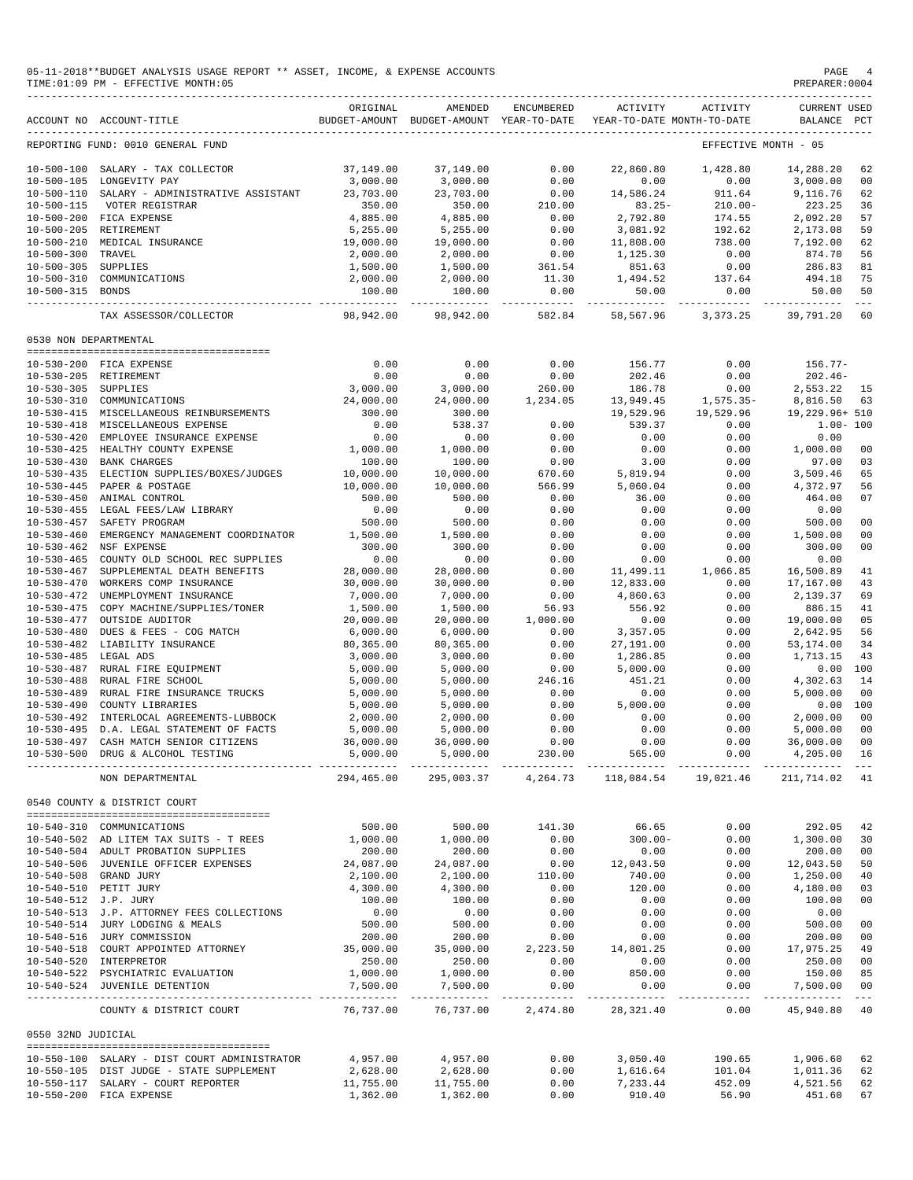05-11-2018**BUDGET ANALYSIS USAGE REPORT ** ASSET, INCOME, & EXPENSE ACCOUNTS
TIME:01:09 PM - EFFECTIVE MONTH:05
PREPARER:0004

| ACCOUNT NO | ACCOUNT-TITLE | ORIGINAL BUDGET-AMOUNT | AMENDED BUDGET-AMOUNT | ENCUMBERED YEAR-TO-DATE | ACTIVITY YEAR-TO-DATE | ACTIVITY MONTH-TO-DATE | CURRENT BALANCE | USED PCT |
|---|---|---|---|---|---|---|---|---|
| REPORTING FUND: 0010 GENERAL FUND | | | | | | EFFECTIVE MONTH - 05 | | |
| 10-500-100 | SALARY - TAX COLLECTOR | 37,149.00 | 37,149.00 | 0.00 | 22,860.80 | 1,428.80 | 14,288.20 | 62 |
| 10-500-105 | LONGEVITY PAY | 3,000.00 | 3,000.00 | 0.00 | 0.00 | 0.00 | 3,000.00 | 00 |
| 10-500-110 | SALARY - ADMINISTRATIVE ASSISTANT | 23,703.00 | 23,703.00 | 0.00 | 14,586.24 | 911.64 | 9,116.76 | 62 |
| 10-500-115 | VOTER REGISTRAR | 350.00 | 350.00 | 210.00 | 83.25- | 210.00- | 223.25 | 36 |
| 10-500-200 | FICA EXPENSE | 4,885.00 | 4,885.00 | 0.00 | 2,792.80 | 174.55 | 2,092.20 | 57 |
| 10-500-205 | RETIREMENT | 5,255.00 | 5,255.00 | 0.00 | 3,081.92 | 192.62 | 2,173.08 | 59 |
| 10-500-210 | MEDICAL INSURANCE | 19,000.00 | 19,000.00 | 0.00 | 11,808.00 | 738.00 | 7,192.00 | 62 |
| 10-500-300 | TRAVEL | 2,000.00 | 2,000.00 | 0.00 | 1,125.30 | 0.00 | 874.70 | 56 |
| 10-500-305 | SUPPLIES | 1,500.00 | 1,500.00 | 361.54 | 851.63 | 0.00 | 286.83 | 81 |
| 10-500-310 | COMMUNICATIONS | 2,000.00 | 2,000.00 | 11.30 | 1,494.52 | 137.64 | 494.18 | 75 |
| 10-500-315 | BONDS | 100.00 | 100.00 | 0.00 | 50.00 | 0.00 | 50.00 | 50 |
| | TAX ASSESSOR/COLLECTOR | 98,942.00 | 98,942.00 | 582.84 | 58,567.96 | 3,373.25 | 39,791.20 | 60 |
| 0530 NON DEPARTMENTAL | | | | | | | | |
| 10-530-200 | FICA EXPENSE | 0.00 | 0.00 | 0.00 | 156.77 | 0.00 | 156.77- | |
| 10-530-205 | RETIREMENT | 0.00 | 0.00 | 0.00 | 202.46 | 0.00 | 202.46- | |
| 10-530-305 | SUPPLIES | 3,000.00 | 3,000.00 | 260.00 | 186.78 | 0.00 | 2,553.22 | 15 |
| 10-530-310 | COMMUNICATIONS | 24,000.00 | 24,000.00 | 1,234.05 | 13,949.45 | 1,575.35- | 8,816.50 | 63 |
| 10-530-415 | MISCELLANEOUS REINBURSEMENTS | 300.00 | 300.00 | | 19,529.96 | 19,529.96 | 19,229.96+ | 510 |
| 10-530-418 | MISCELLANEOUS EXPENSE | 0.00 | 538.37 | 0.00 | 539.37 | 0.00 | 1.00- | 100 |
| 10-530-420 | EMPLOYEE INSURANCE EXPENSE | 0.00 | 0.00 | 0.00 | 0.00 | 0.00 | 0.00 | |
| 10-530-425 | HEALTHY COUNTY EXPENSE | 1,000.00 | 1,000.00 | 0.00 | 0.00 | 0.00 | 1,000.00 | 00 |
| 10-530-430 | BANK CHARGES | 100.00 | 100.00 | 0.00 | 3.00 | 0.00 | 97.00 | 03 |
| 10-530-435 | ELECTION SUPPLIES/BOXES/JUDGES | 10,000.00 | 10,000.00 | 670.60 | 5,819.94 | 0.00 | 3,509.46 | 65 |
| 10-530-445 | PAPER & POSTAGE | 10,000.00 | 10,000.00 | 566.99 | 5,060.04 | 0.00 | 4,372.97 | 56 |
| 10-530-450 | ANIMAL CONTROL | 500.00 | 500.00 | 0.00 | 36.00 | 0.00 | 464.00 | 07 |
| 10-530-455 | LEGAL FEES/LAW LIBRARY | 0.00 | 0.00 | 0.00 | 0.00 | 0.00 | 0.00 | |
| 10-530-457 | SAFETY PROGRAM | 500.00 | 500.00 | 0.00 | 0.00 | 0.00 | 500.00 | 00 |
| 10-530-460 | EMERGENCY MANAGEMENT COORDINATOR | 1,500.00 | 1,500.00 | 0.00 | 0.00 | 0.00 | 1,500.00 | 00 |
| 10-530-462 | NSF EXPENSE | 300.00 | 300.00 | 0.00 | 0.00 | 0.00 | 300.00 | 00 |
| 10-530-465 | COUNTY OLD SCHOOL REC SUPPLIES | 0.00 | 0.00 | 0.00 | 0.00 | 0.00 | 0.00 | |
| 10-530-467 | SUPPLEMENTAL DEATH BENEFITS | 28,000.00 | 28,000.00 | 0.00 | 11,499.11 | 1,066.85 | 16,500.89 | 41 |
| 10-530-470 | WORKERS COMP INSURANCE | 30,000.00 | 30,000.00 | 0.00 | 12,833.00 | 0.00 | 17,167.00 | 43 |
| 10-530-472 | UNEMPLOYMENT INSURANCE | 7,000.00 | 7,000.00 | 0.00 | 4,860.63 | 0.00 | 2,139.37 | 69 |
| 10-530-475 | COPY MACHINE/SUPPLIES/TONER | 1,500.00 | 1,500.00 | 56.93 | 556.92 | 0.00 | 886.15 | 41 |
| 10-530-477 | OUTSIDE AUDITOR | 20,000.00 | 20,000.00 | 1,000.00 | 0.00 | 0.00 | 19,000.00 | 05 |
| 10-530-480 | DUES & FEES - COG MATCH | 6,000.00 | 6,000.00 | 0.00 | 3,357.05 | 0.00 | 2,642.95 | 56 |
| 10-530-482 | LIABILITY INSURANCE | 80,365.00 | 80,365.00 | 0.00 | 27,191.00 | 0.00 | 53,174.00 | 34 |
| 10-530-485 | LEGAL ADS | 3,000.00 | 3,000.00 | 0.00 | 1,286.85 | 0.00 | 1,713.15 | 43 |
| 10-530-487 | RURAL FIRE EQUIPMENT | 5,000.00 | 5,000.00 | 0.00 | 5,000.00 | 0.00 | 0.00 | 100 |
| 10-530-488 | RURAL FIRE SCHOOL | 5,000.00 | 5,000.00 | 246.16 | 451.21 | 0.00 | 4,302.63 | 14 |
| 10-530-489 | RURAL FIRE INSURANCE TRUCKS | 5,000.00 | 5,000.00 | 0.00 | 0.00 | 0.00 | 5,000.00 | 00 |
| 10-530-490 | COUNTY LIBRARIES | 5,000.00 | 5,000.00 | 0.00 | 5,000.00 | 0.00 | 0.00 | 100 |
| 10-530-492 | INTERLOCAL AGREEMENTS-LUBBOCK | 2,000.00 | 2,000.00 | 0.00 | 0.00 | 0.00 | 2,000.00 | 00 |
| 10-530-495 | D.A. LEGAL STATEMENT OF FACTS | 5,000.00 | 5,000.00 | 0.00 | 0.00 | 0.00 | 5,000.00 | 00 |
| 10-530-497 | CASH MATCH SENIOR CITIZENS | 36,000.00 | 36,000.00 | 0.00 | 0.00 | 0.00 | 36,000.00 | 00 |
| 10-530-500 | DRUG & ALCOHOL TESTING | 5,000.00 | 5,000.00 | 230.00 | 565.00 | 0.00 | 4,205.00 | 16 |
| | NON DEPARTMENTAL | 294,465.00 | 295,003.37 | 4,264.73 | 118,084.54 | 19,021.46 | 211,714.02 | 41 |
| 0540 COUNTY & DISTRICT COURT | | | | | | | | |
| 10-540-310 | COMMUNICATIONS | 500.00 | 500.00 | 141.30 | 66.65 | 0.00 | 292.05 | 42 |
| 10-540-502 | AD LITEM TAX SUITS - T REES | 1,000.00 | 1,000.00 | 0.00 | 300.00- | 0.00 | 1,300.00 | 30 |
| 10-540-504 | ADULT PROBATION SUPPLIES | 200.00 | 200.00 | 0.00 | 0.00 | 0.00 | 200.00 | 00 |
| 10-540-506 | JUVENILE OFFICER EXPENSES | 24,087.00 | 24,087.00 | 0.00 | 12,043.50 | 0.00 | 12,043.50 | 50 |
| 10-540-508 | GRAND JURY | 2,100.00 | 2,100.00 | 110.00 | 740.00 | 0.00 | 1,250.00 | 40 |
| 10-540-510 | PETIT JURY | 4,300.00 | 4,300.00 | 0.00 | 120.00 | 0.00 | 4,180.00 | 03 |
| 10-540-512 | J.P. JURY | 100.00 | 100.00 | 0.00 | 0.00 | 0.00 | 100.00 | 00 |
| 10-540-513 | J.P. ATTORNEY FEES COLLECTIONS | 0.00 | 0.00 | 0.00 | 0.00 | 0.00 | 0.00 | |
| 10-540-514 | JURY LODGING & MEALS | 500.00 | 500.00 | 0.00 | 0.00 | 0.00 | 500.00 | 00 |
| 10-540-516 | JURY COMMISSION | 200.00 | 200.00 | 0.00 | 0.00 | 0.00 | 200.00 | 00 |
| 10-540-518 | COURT APPOINTED ATTORNEY | 35,000.00 | 35,000.00 | 2,223.50 | 14,801.25 | 0.00 | 17,975.25 | 49 |
| 10-540-520 | INTERPRETOR | 250.00 | 250.00 | 0.00 | 0.00 | 0.00 | 250.00 | 00 |
| 10-540-522 | PSYCHIATRIC EVALUATION | 1,000.00 | 1,000.00 | 0.00 | 850.00 | 0.00 | 150.00 | 85 |
| 10-540-524 | JUVENILE DETENTION | 7,500.00 | 7,500.00 | 0.00 | 0.00 | 0.00 | 7,500.00 | 00 |
| | COUNTY & DISTRICT COURT | 76,737.00 | 76,737.00 | 2,474.80 | 28,321.40 | 0.00 | 45,940.80 | 40 |
| 0550 32ND JUDICIAL | | | | | | | | |
| 10-550-100 | SALARY - DIST COURT ADMINISTRATOR | 4,957.00 | 4,957.00 | 0.00 | 3,050.40 | 190.65 | 1,906.60 | 62 |
| 10-550-105 | DIST JUDGE - STATE SUPPLEMENT | 2,628.00 | 2,628.00 | 0.00 | 1,616.64 | 101.04 | 1,011.36 | 62 |
| 10-550-117 | SALARY - COURT REPORTER | 11,755.00 | 11,755.00 | 0.00 | 7,233.44 | 452.09 | 4,521.56 | 62 |
| 10-550-200 | FICA EXPENSE | 1,362.00 | 1,362.00 | 0.00 | 910.40 | 56.90 | 451.60 | 67 |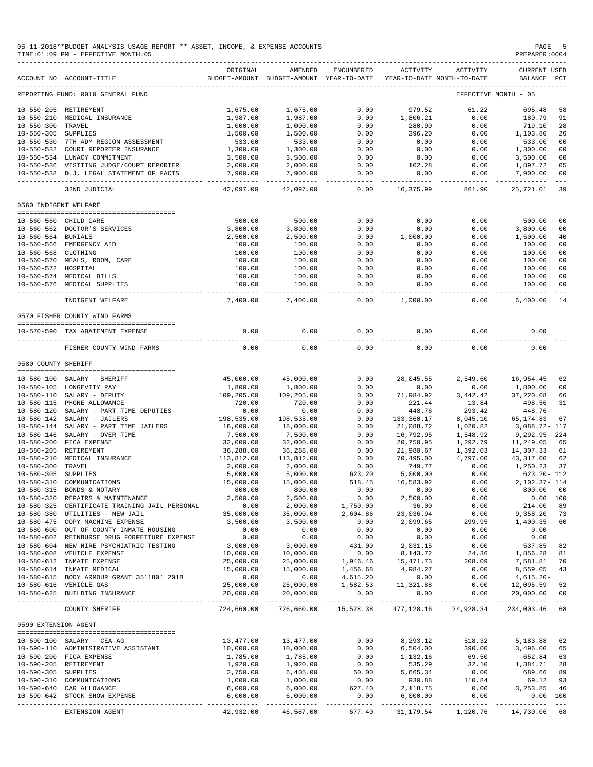05-11-2018**BUDGET ANALYSIS USAGE REPORT ** ASSET, INCOME, & EXPENSE ACCOUNTS

TIME:01:09 PM - EFFECTIVE MONTH:05

PREPARER:0004

| ACCOUNT NO | ACCOUNT-TITLE | ORIGINAL BUDGET-AMOUNT | AMENDED BUDGET-AMOUNT | ENCUMBERED YEAR-TO-DATE | ACTIVITY YEAR-TO-DATE | ACTIVITY MONTH-TO-DATE | CURRENT BALANCE | USED PCT |
|---|---|---|---|---|---|---|---|---|
| REPORTING FUND: 0010 GENERAL FUND | | | | | | EFFECTIVE MONTH - 05 | | |
| 10-550-205 | RETIREMENT | 1,675.00 | 1,675.00 | 0.00 | 979.52 | 61.22 | 695.48 | 58 |
| 10-550-210 | MEDICAL INSURANCE | 1,987.00 | 1,987.00 | 0.00 | 1,806.21 | 0.00 | 180.79 | 91 |
| 10-550-300 | TRAVEL | 1,000.00 | 1,000.00 | 0.00 | 280.90 | 0.00 | 719.10 | 28 |
| 10-550-305 | SUPPLIES | 1,500.00 | 1,500.00 | 0.00 | 396.20 | 0.00 | 1,103.80 | 26 |
| 10-550-530 | 7TH ADM REGION ASSESSMENT | 533.00 | 533.00 | 0.00 | 0.00 | 0.00 | 533.00 | 00 |
| 10-550-532 | COURT REPORTER INSURANCE | 1,300.00 | 1,300.00 | 0.00 | 0.00 | 0.00 | 1,300.00 | 00 |
| 10-550-534 | LUNACY COMMITMENT | 3,500.00 | 3,500.00 | 0.00 | 0.00 | 0.00 | 3,500.00 | 00 |
| 10-550-536 | VISITING JUDGE/COURT REPORTER | 2,000.00 | 2,000.00 | 0.00 | 102.28 | 0.00 | 1,897.72 | 05 |
| 10-550-538 | D.J. LEGAL STATEMENT OF FACTS | 7,900.00 | 7,900.00 | 0.00 | 0.00 | 0.00 | 7,900.00 | 00 |
| | 32ND JUDICIAL | 42,097.00 | 42,097.00 | 0.00 | 16,375.99 | 861.90 | 25,721.01 | 39 |
| 0560 INDIGENT WELFARE | | | | | | | | |
| 10-560-560 | CHILD CARE | 500.00 | 500.00 | 0.00 | 0.00 | 0.00 | 500.00 | 00 |
| 10-560-562 | DOCTOR'S SERVICES | 3,800.00 | 3,800.00 | 0.00 | 0.00 | 0.00 | 3,800.00 | 00 |
| 10-560-564 | BURIALS | 2,500.00 | 2,500.00 | 0.00 | 1,000.00 | 0.00 | 1,500.00 | 40 |
| 10-560-566 | EMERGENCY AID | 100.00 | 100.00 | 0.00 | 0.00 | 0.00 | 100.00 | 00 |
| 10-560-568 | CLOTHING | 100.00 | 100.00 | 0.00 | 0.00 | 0.00 | 100.00 | 00 |
| 10-560-570 | MEALS, ROOM, CARE | 100.00 | 100.00 | 0.00 | 0.00 | 0.00 | 100.00 | 00 |
| 10-560-572 | HOSPITAL | 100.00 | 100.00 | 0.00 | 0.00 | 0.00 | 100.00 | 00 |
| 10-560-574 | MEDICAL BILLS | 100.00 | 100.00 | 0.00 | 0.00 | 0.00 | 100.00 | 00 |
| 10-560-576 | MEDICAL SUPPLIES | 100.00 | 100.00 | 0.00 | 0.00 | 0.00 | 100.00 | 00 |
| | INDIGENT WELFARE | 7,400.00 | 7,400.00 | 0.00 | 1,000.00 | 0.00 | 6,400.00 | 14 |
| 0570 FISHER COUNTY WIND FARMS | | | | | | | | |
| 10-570-590 | TAX ABATEMENT EXPENSE | 0.00 | 0.00 | 0.00 | 0.00 | 0.00 | 0.00 | |
| | FISHER COUNTY WIND FARMS | 0.00 | 0.00 | 0.00 | 0.00 | 0.00 | 0.00 | |
| 0580 COUNTY SHERIFF | | | | | | | | |
| 10-580-100 | SALARY - SHERIFF | 45,000.00 | 45,000.00 | 0.00 | 28,045.55 | 2,549.60 | 16,954.45 | 62 |
| 10-580-105 | LONGEVITY PAY | 1,800.00 | 1,800.00 | 0.00 | 0.00 | 0.00 | 1,800.00 | 00 |
| 10-580-110 | SALARY - DEPUTY | 109,205.00 | 109,205.00 | 0.00 | 71,984.92 | 3,442.42 | 37,220.08 | 66 |
| 10-580-115 | PHONE ALLOWANCE | 720.00 | 720.00 | 0.00 | 221.44 | 13.84 | 498.56 | 31 |
| 10-580-120 | SALARY - PART TIME DEPUTIES | 0.00 | 0.00 | 0.00 | 448.76 | 293.42 | 448.76- | |
| 10-580-142 | SALARY - JAILERS | 198,535.00 | 198,535.00 | 0.00 | 133,360.17 | 8,045.10 | 65,174.83 | 67 |
| 10-580-144 | SALARY - PART TIME JAILERS | 18,000.00 | 18,000.00 | 0.00 | 21,088.72 | 1,020.82 | 3,088.72- | 117 |
| 10-580-146 | SALARY - OVER TIME | 7,500.00 | 7,500.00 | 0.00 | 16,792.95 | 1,548.92 | 9,292.95- | 224 |
| 10-580-200 | FICA EXPENSE | 32,000.00 | 32,000.00 | 0.00 | 20,750.95 | 1,292.79 | 11,249.05 | 65 |
| 10-580-205 | RETIREMENT | 36,288.00 | 36,288.00 | 0.00 | 21,980.67 | 1,392.03 | 14,307.33 | 61 |
| 10-580-210 | MEDICAL INSURANCE | 113,812.00 | 113,812.00 | 0.00 | 70,495.00 | 4,797.00 | 43,317.00 | 62 |
| 10-580-300 | TRAVEL | 2,000.00 | 2,000.00 | 0.00 | 749.77 | 0.00 | 1,250.23 | 37 |
| 10-580-305 | SUPPLIES | 5,000.00 | 5,000.00 | 623.20 | 5,000.00 | 0.00 | 623.20- | 112 |
| 10-580-310 | COMMUNICATIONS | 15,000.00 | 15,000.00 | 518.45 | 16,583.92 | 0.00 | 2,102.37- | 114 |
| 10-580-315 | BONDS & NOTARY | 800.00 | 800.00 | 0.00 | 0.00 | 0.00 | 800.00 | 00 |
| 10-580-320 | REPAIRS & MAINTENANCE | 2,500.00 | 2,500.00 | 0.00 | 2,500.00 | 0.00 | 0.00 | 100 |
| 10-580-325 | CERTIFICATE TRAINING JAIL PERSONAL | 0.00 | 2,000.00 | 1,750.00 | 36.00 | 0.00 | 214.00 | 89 |
| 10-580-380 | UTILITIES - NEW JAIL | 35,000.00 | 35,000.00 | 2,604.86 | 23,036.94 | 0.00 | 9,358.20 | 73 |
| 10-580-475 | COPY MACHINE EXPENSE | 3,500.00 | 3,500.00 | 0.00 | 2,099.65 | 299.95 | 1,400.35 | 60 |
| 10-580-600 | OUT OF COUNTY INMATE HOUSING | 0.00 | 0.00 | 0.00 | 0.00 | 0.00 | 0.00 | |
| 10-580-602 | REINBURSE DRUG FORFEITURE EXPENSE | 0.00 | 0.00 | 0.00 | 0.00 | 0.00 | 0.00 | |
| 10-580-604 | NEW HIRE PSYCHIATRIC TESTING | 3,000.00 | 3,000.00 | 431.00 | 2,031.15 | 0.00 | 537.85 | 82 |
| 10-580-608 | VEHICLE EXPENSE | 10,000.00 | 10,000.00 | 0.00 | 8,143.72 | 24.36 | 1,856.28 | 81 |
| 10-580-612 | INMATE EXPENSE | 25,000.00 | 25,000.00 | 1,946.46 | 15,471.73 | 208.09 | 7,581.81 | 70 |
| 10-580-614 | INMATE MEDICAL | 15,000.00 | 15,000.00 | 1,456.68 | 4,984.27 | 0.00 | 8,559.05 | 43 |
| 10-580-615 | BODY ARMOUR GRANT 3511801 2018 | 0.00 | 0.00 | 4,615.20 | 0.00 | 0.00 | 4,615.20- | |
| 10-580-616 | VEHICLE GAS | 25,000.00 | 25,000.00 | 1,582.53 | 11,321.88 | 0.00 | 12,095.59 | 52 |
| 10-580-625 | BUILDING INSURANCE | 20,000.00 | 20,000.00 | 0.00 | 0.00 | 0.00 | 20,000.00 | 00 |
| | COUNTY SHERIFF | 724,660.00 | 726,660.00 | 15,528.38 | 477,128.16 | 24,928.34 | 234,003.46 | 68 |
| 0590 EXTENSION AGENT | | | | | | | | |
| 10-590-100 | SALARY - CEA-AG | 13,477.00 | 13,477.00 | 0.00 | 8,293.12 | 518.32 | 5,183.88 | 62 |
| 10-590-110 | ADMINISTRATIVE ASSISTANT | 10,000.00 | 10,000.00 | 0.00 | 6,504.00 | 390.00 | 3,496.00 | 65 |
| 10-590-200 | FICA EXPENSE | 1,785.00 | 1,785.00 | 0.00 | 1,132.16 | 69.50 | 652.84 | 63 |
| 10-590-205 | RETIREMENT | 1,920.00 | 1,920.00 | 0.00 | 535.29 | 32.10 | 1,384.71 | 28 |
| 10-590-305 | SUPPLIES | 2,750.00 | 6,405.00 | 50.00 | 5,665.34 | 0.00 | 689.66 | 89 |
| 10-590-310 | COMMUNICATIONS | 1,000.00 | 1,000.00 | 0.00 | 930.88 | 110.84 | 69.12 | 93 |
| 10-590-640 | CAR ALLOWANCE | 6,000.00 | 6,000.00 | 627.40 | 2,118.75 | 0.00 | 3,253.85 | 46 |
| 10-590-642 | STOCK SHOW EXPENSE | 6,000.00 | 6,000.00 | 0.00 | 6,000.00 | 0.00 | 0.00 | 100 |
| | EXTENSION AGENT | 42,932.00 | 46,587.00 | 677.40 | 31,179.54 | 1,120.76 | 14,730.06 | 68 |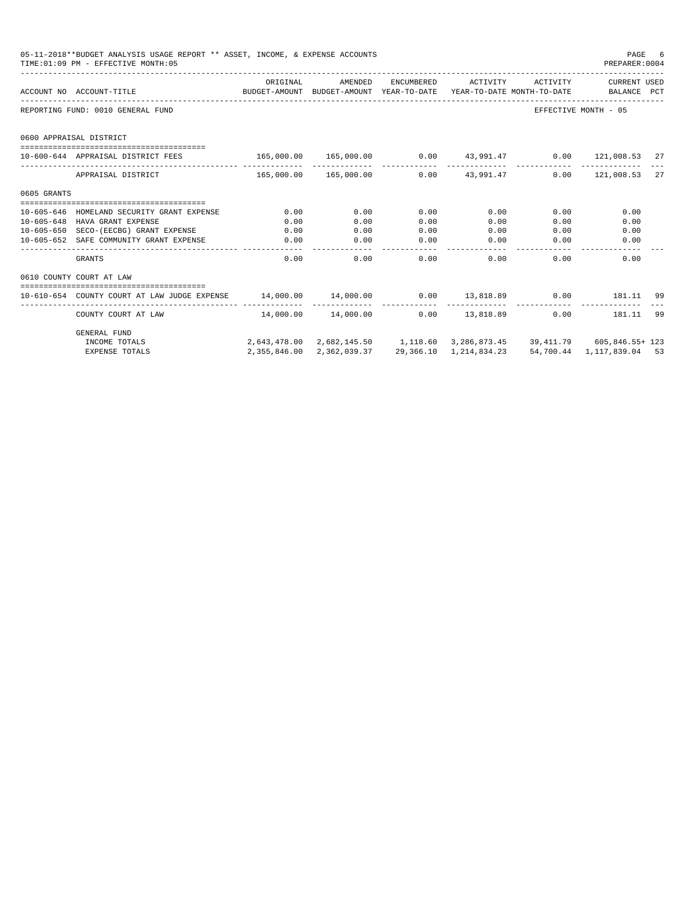05-11-2018**BUDGET ANALYSIS USAGE REPORT ** ASSET, INCOME, & EXPENSE ACCOUNTS
TIME:01:09 PM - EFFECTIVE MONTH:05

| ACCOUNT NO | ACCOUNT-TITLE | ORIGINAL BUDGET-AMOUNT | AMENDED BUDGET-AMOUNT | ENCUMBERED YEAR-TO-DATE | ACTIVITY YEAR-TO-DATE | ACTIVITY MONTH-TO-DATE | CURRENT USED BALANCE | PCT |
|---|---|---|---|---|---|---|---|---|
| REPORTING FUND: 0010 GENERAL FUND | | | | | | | EFFECTIVE MONTH - 05 | |
| 0600 APPRAISAL DISTRICT | | | | | | | | |
| 10-600-644 | APPRAISAL DISTRICT FEES | 165,000.00 | 165,000.00 | 0.00 | 43,991.47 | 0.00 | 121,008.53 | 27 |
| | APPRAISAL DISTRICT | 165,000.00 | 165,000.00 | 0.00 | 43,991.47 | 0.00 | 121,008.53 | 27 |
| 0605 GRANTS | | | | | | | | |
| 10-605-646 | HOMELAND SECURITY GRANT EXPENSE | 0.00 | 0.00 | 0.00 | 0.00 | 0.00 | 0.00 | |
| 10-605-648 | HAVA GRANT EXPENSE | 0.00 | 0.00 | 0.00 | 0.00 | 0.00 | 0.00 | |
| 10-605-650 | SECO-(EECBG) GRANT EXPENSE | 0.00 | 0.00 | 0.00 | 0.00 | 0.00 | 0.00 | |
| 10-605-652 | SAFE COMMUNITY GRANT EXPENSE | 0.00 | 0.00 | 0.00 | 0.00 | 0.00 | 0.00 | |
| | GRANTS | 0.00 | 0.00 | 0.00 | 0.00 | 0.00 | 0.00 | |
| 0610 COUNTY COURT AT LAW | | | | | | | | |
| 10-610-654 | COUNTY COURT AT LAW JUDGE EXPENSE | 14,000.00 | 14,000.00 | 0.00 | 13,818.89 | 0.00 | 181.11 | 99 |
| | COUNTY COURT AT LAW | 14,000.00 | 14,000.00 | 0.00 | 13,818.89 | 0.00 | 181.11 | 99 |
| | GENERAL FUND | | | | | | | |
| | INCOME TOTALS | 2,643,478.00 | 2,682,145.50 | 1,118.60 | 3,286,873.45 | 39,411.79 | 605,846.55+ | 123 |
| | EXPENSE TOTALS | 2,355,846.00 | 2,362,039.37 | 29,366.10 | 1,214,834.23 | 54,700.44 | 1,117,839.04 | 53 |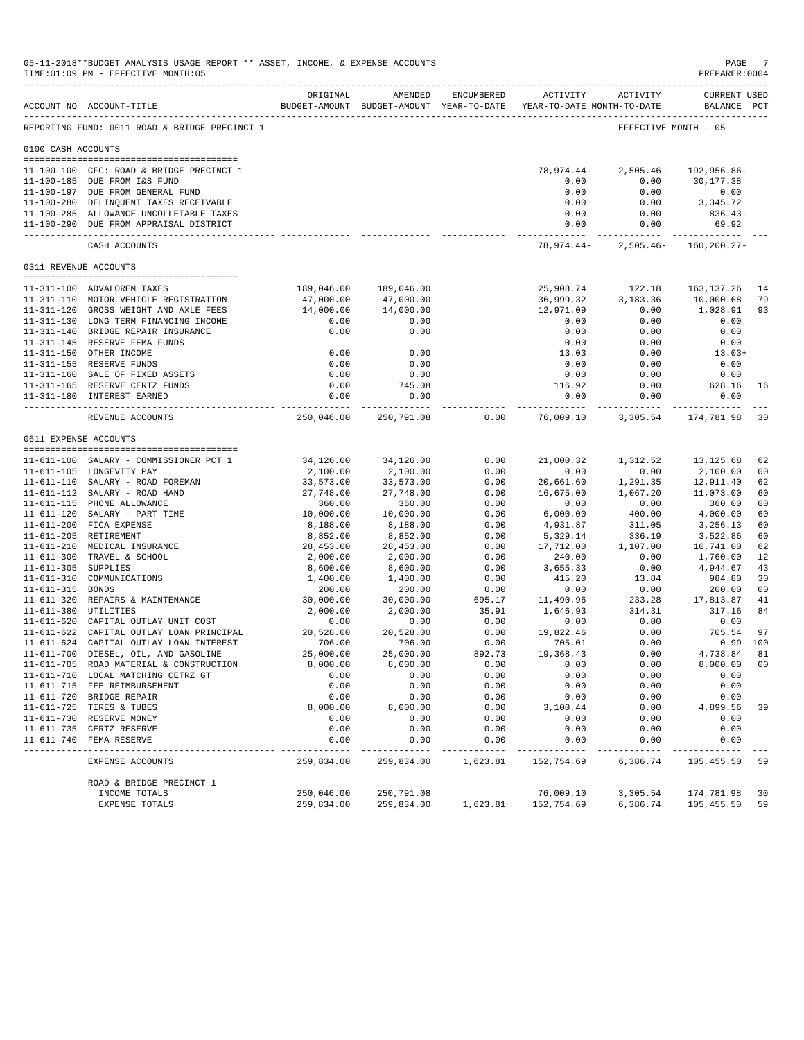05-11-2018**BUDGET ANALYSIS USAGE REPORT ** ASSET, INCOME, & EXPENSE ACCOUNTS
TIME:01:09 PM - EFFECTIVE MONTH:05

PREPARER:0004

| ACCOUNT NO | ACCOUNT-TITLE | ORIGINAL BUDGET-AMOUNT | AMENDED BUDGET-AMOUNT | ENCUMBERED YEAR-TO-DATE | ACTIVITY YEAR-TO-DATE | ACTIVITY MONTH-TO-DATE | CURRENT USED BALANCE | PCT |
|---|---|---|---|---|---|---|---|---|
| REPORTING FUND: 0011 ROAD & BRIDGE PRECINCT 1 | | | | | | | EFFECTIVE MONTH - 05 | |
| **0100 CASH ACCOUNTS** | | | | | | | | |
| 11-100-100 | CFC: ROAD & BRIDGE PRECINCT 1 | | | | 78,974.44- | 2,505.46- | 192,956.86- | |
| 11-100-185 | DUE FROM I&S FUND | | | | 0.00 | 0.00 | 30,177.38 | |
| 11-100-197 | DUE FROM GENERAL FUND | | | | 0.00 | 0.00 | 0.00 | |
| 11-100-280 | DELINQUENT TAXES RECEIVABLE | | | | 0.00 | 0.00 | 3,345.72 | |
| 11-100-285 | ALLOWANCE-UNCOLLETABLE TAXES | | | | 0.00 | 0.00 | 836.43- | |
| 11-100-290 | DUE FROM APPRAISAL DISTRICT | | | | 0.00 | 0.00 | 69.92 | |
| | CASH ACCOUNTS | | | | 78,974.44- | 2,505.46- | 160,200.27- | |
| **0311 REVENUE ACCOUNTS** | | | | | | | | |
| 11-311-100 | ADVALOREM TAXES | 189,046.00 | 189,046.00 | | 25,908.74 | 122.18 | 163,137.26 | 14 |
| 11-311-110 | MOTOR VEHICLE REGISTRATION | 47,000.00 | 47,000.00 | | 36,999.32 | 3,183.36 | 10,000.68 | 79 |
| 11-311-120 | GROSS WEIGHT AND AXLE FEES | 14,000.00 | 14,000.00 | | 12,971.09 | 0.00 | 1,028.91 | 93 |
| 11-311-130 | LONG TERM FINANCING INCOME | 0.00 | 0.00 | | 0.00 | 0.00 | 0.00 | |
| 11-311-140 | BRIDGE REPAIR INSURANCE | 0.00 | 0.00 | | 0.00 | 0.00 | 0.00 | |
| 11-311-145 | RESERVE FEMA FUNDS | | | | 0.00 | 0.00 | 0.00 | |
| 11-311-150 | OTHER INCOME | 0.00 | 0.00 | | 13.03 | 0.00 | 13.03+ | |
| 11-311-155 | RESERVE FUNDS | 0.00 | 0.00 | | 0.00 | 0.00 | 0.00 | |
| 11-311-160 | SALE OF FIXED ASSETS | 0.00 | 0.00 | | 0.00 | 0.00 | 0.00 | |
| 11-311-165 | RESERVE CERTZ FUNDS | 0.00 | 745.08 | | 116.92 | 0.00 | 628.16 | 16 |
| 11-311-180 | INTEREST EARNED | 0.00 | 0.00 | | 0.00 | 0.00 | 0.00 | |
| | REVENUE ACCOUNTS | 250,046.00 | 250,791.08 | 0.00 | 76,009.10 | 3,305.54 | 174,781.98 | 30 |
| **0611 EXPENSE ACCOUNTS** | | | | | | | | |
| 11-611-100 | SALARY - COMMISSIONER PCT 1 | 34,126.00 | 34,126.00 | 0.00 | 21,000.32 | 1,312.52 | 13,125.68 | 62 |
| 11-611-105 | LONGEVITY PAY | 2,100.00 | 2,100.00 | 0.00 | 0.00 | 0.00 | 2,100.00 | 00 |
| 11-611-110 | SALARY - ROAD FOREMAN | 33,573.00 | 33,573.00 | 0.00 | 20,661.60 | 1,291.35 | 12,911.40 | 62 |
| 11-611-112 | SALARY - ROAD HAND | 27,748.00 | 27,748.00 | 0.00 | 16,675.00 | 1,067.20 | 11,073.00 | 60 |
| 11-611-115 | PHONE ALLOWANCE | 360.00 | 360.00 | 0.00 | 0.00 | 0.00 | 360.00 | 00 |
| 11-611-120 | SALARY - PART TIME | 10,000.00 | 10,000.00 | 0.00 | 6,000.00 | 400.00 | 4,000.00 | 60 |
| 11-611-200 | FICA EXPENSE | 8,188.00 | 8,188.00 | 0.00 | 4,931.87 | 311.05 | 3,256.13 | 60 |
| 11-611-205 | RETIREMENT | 8,852.00 | 8,852.00 | 0.00 | 5,329.14 | 336.19 | 3,522.86 | 60 |
| 11-611-210 | MEDICAL INSURANCE | 28,453.00 | 28,453.00 | 0.00 | 17,712.00 | 1,107.00 | 10,741.00 | 62 |
| 11-611-300 | TRAVEL & SCHOOL | 2,000.00 | 2,000.00 | 0.00 | 240.00 | 0.00 | 1,760.00 | 12 |
| 11-611-305 | SUPPLIES | 8,600.00 | 8,600.00 | 0.00 | 3,655.33 | 0.00 | 4,944.67 | 43 |
| 11-611-310 | COMMUNICATIONS | 1,400.00 | 1,400.00 | 0.00 | 415.20 | 13.84 | 984.80 | 30 |
| 11-611-315 | BONDS | 200.00 | 200.00 | 0.00 | 0.00 | 0.00 | 200.00 | 00 |
| 11-611-320 | REPAIRS & MAINTENANCE | 30,000.00 | 30,000.00 | 695.17 | 11,490.96 | 233.28 | 17,813.87 | 41 |
| 11-611-380 | UTILITIES | 2,000.00 | 2,000.00 | 35.91 | 1,646.93 | 314.31 | 317.16 | 84 |
| 11-611-620 | CAPITAL OUTLAY UNIT COST | 0.00 | 0.00 | 0.00 | 0.00 | 0.00 | 0.00 | |
| 11-611-622 | CAPITAL OUTLAY LOAN PRINCIPAL | 20,528.00 | 20,528.00 | 0.00 | 19,822.46 | 0.00 | 705.54 | 97 |
| 11-611-624 | CAPITAL OUTLAY LOAN INTEREST | 706.00 | 706.00 | 0.00 | 705.01 | 0.00 | 0.99 | 100 |
| 11-611-700 | DIESEL, OIL, AND GASOLINE | 25,000.00 | 25,000.00 | 892.73 | 19,368.43 | 0.00 | 4,738.84 | 81 |
| 11-611-705 | ROAD MATERIAL & CONSTRUCTION | 8,000.00 | 8,000.00 | 0.00 | 0.00 | 0.00 | 8,000.00 | 00 |
| 11-611-710 | LOCAL MATCHING CETRZ GT | 0.00 | 0.00 | 0.00 | 0.00 | 0.00 | 0.00 | |
| 11-611-715 | FEE REIMBURSEMENT | 0.00 | 0.00 | 0.00 | 0.00 | 0.00 | 0.00 | |
| 11-611-720 | BRIDGE REPAIR | 0.00 | 0.00 | 0.00 | 0.00 | 0.00 | 0.00 | |
| 11-611-725 | TIRES & TUBES | 8,000.00 | 8,000.00 | 0.00 | 3,100.44 | 0.00 | 4,899.56 | 39 |
| 11-611-730 | RESERVE MONEY | 0.00 | 0.00 | 0.00 | 0.00 | 0.00 | 0.00 | |
| 11-611-735 | CERTZ RESERVE | 0.00 | 0.00 | 0.00 | 0.00 | 0.00 | 0.00 | |
| 11-611-740 | FEMA RESERVE | 0.00 | 0.00 | 0.00 | 0.00 | 0.00 | 0.00 | |
| | EXPENSE ACCOUNTS | 259,834.00 | 259,834.00 | 1,623.81 | 152,754.69 | 6,386.74 | 105,455.50 | 59 |
| | ROAD & BRIDGE PRECINCT 1 | | | | | | | |
| | INCOME TOTALS | 250,046.00 | 250,791.08 | | 76,009.10 | 3,305.54 | 174,781.98 | 30 |
| | EXPENSE TOTALS | 259,834.00 | 259,834.00 | 1,623.81 | 152,754.69 | 6,386.74 | 105,455.50 | 59 |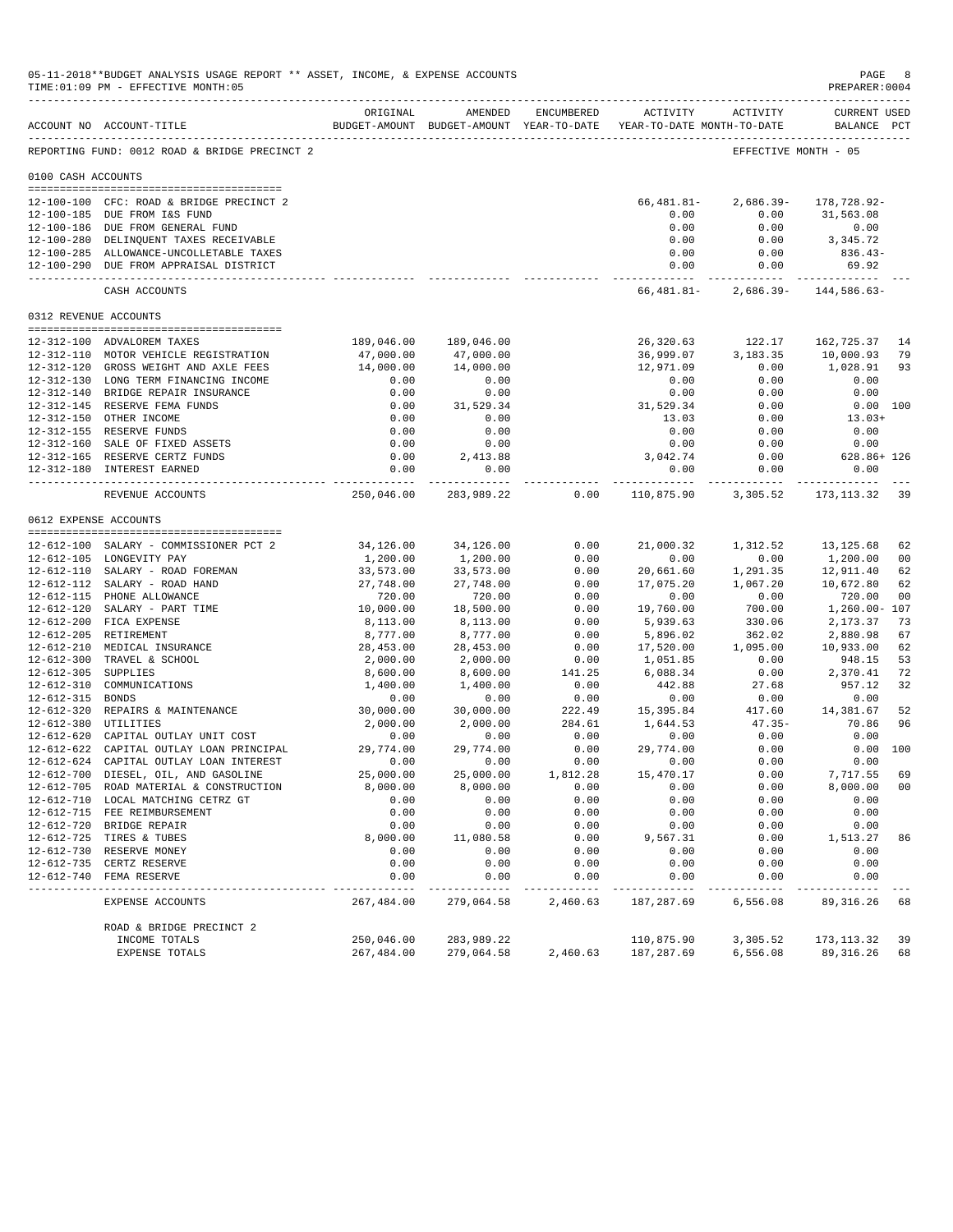05-11-2018**BUDGET ANALYSIS USAGE REPORT ** ASSET, INCOME, & EXPENSE ACCOUNTS
TIME:01:09 PM - EFFECTIVE MONTH:05

PREPARER:0004

REPORTING FUND: 0012 ROAD & BRIDGE PRECINCT 2 — EFFECTIVE MONTH - 05

| ACCOUNT NO | ACCOUNT-TITLE | ORIGINAL BUDGET-AMOUNT | AMENDED BUDGET-AMOUNT | ENCUMBERED YEAR-TO-DATE | ACTIVITY YEAR-TO-DATE | ACTIVITY MONTH-TO-DATE | CURRENT USED BALANCE | PCT |
|---|---|---|---|---|---|---|---|---|
| **0100 CASH ACCOUNTS** | | | | | | | | |
| 12-100-100 | CFC: ROAD & BRIDGE PRECINCT 2 | | | | 66,481.81- | 2,686.39- | 178,728.92- | |
| 12-100-185 | DUE FROM I&S FUND | | | | 0.00 | 0.00 | 31,563.08 | |
| 12-100-186 | DUE FROM GENERAL FUND | | | | 0.00 | 0.00 | 0.00 | |
| 12-100-280 | DELINQUENT TAXES RECEIVABLE | | | | 0.00 | 0.00 | 3,345.72 | |
| 12-100-285 | ALLOWANCE-UNCOLLETABLE TAXES | | | | 0.00 | 0.00 | 836.43- | |
| 12-100-290 | DUE FROM APPRAISAL DISTRICT | | | | 0.00 | 0.00 | 69.92 | |
| | CASH ACCOUNTS | | | | 66,481.81- | 2,686.39- | 144,586.63- | |
| **0312 REVENUE ACCOUNTS** | | | | | | | | |
| 12-312-100 | ADVALOREM TAXES | 189,046.00 | 189,046.00 | | 26,320.63 | 122.17 | 162,725.37 | 14 |
| 12-312-110 | MOTOR VEHICLE REGISTRATION | 47,000.00 | 47,000.00 | | 36,999.07 | 3,183.35 | 10,000.93 | 79 |
| 12-312-120 | GROSS WEIGHT AND AXLE FEES | 14,000.00 | 14,000.00 | | 12,971.09 | 0.00 | 1,028.91 | 93 |
| 12-312-130 | LONG TERM FINANCING INCOME | 0.00 | 0.00 | | 0.00 | 0.00 | 0.00 | |
| 12-312-140 | BRIDGE REPAIR INSURANCE | 0.00 | 0.00 | | 0.00 | 0.00 | 0.00 | |
| 12-312-145 | RESERVE FEMA FUNDS | 0.00 | 31,529.34 | | 31,529.34 | 0.00 | 0.00 | 100 |
| 12-312-150 | OTHER INCOME | 0.00 | 0.00 | | 13.03 | 0.00 | 13.03+ | |
| 12-312-155 | RESERVE FUNDS | 0.00 | 0.00 | | 0.00 | 0.00 | 0.00 | |
| 12-312-160 | SALE OF FIXED ASSETS | 0.00 | 0.00 | | 0.00 | 0.00 | 0.00 | |
| 12-312-165 | RESERVE CERTZ FUNDS | 0.00 | 2,413.88 | | 3,042.74 | 0.00 | 628.86+ | 126 |
| 12-312-180 | INTEREST EARNED | 0.00 | 0.00 | | 0.00 | 0.00 | 0.00 | |
| | REVENUE ACCOUNTS | 250,046.00 | 283,989.22 | 0.00 | 110,875.90 | 3,305.52 | 173,113.32 | 39 |
| **0612 EXPENSE ACCOUNTS** | | | | | | | | |
| 12-612-100 | SALARY - COMMISSIONER PCT 2 | 34,126.00 | 34,126.00 | 0.00 | 21,000.32 | 1,312.52 | 13,125.68 | 62 |
| 12-612-105 | LONGEVITY PAY | 1,200.00 | 1,200.00 | 0.00 | 0.00 | 0.00 | 1,200.00 | 00 |
| 12-612-110 | SALARY - ROAD FOREMAN | 33,573.00 | 33,573.00 | 0.00 | 20,661.60 | 1,291.35 | 12,911.40 | 62 |
| 12-612-112 | SALARY - ROAD HAND | 27,748.00 | 27,748.00 | 0.00 | 17,075.20 | 1,067.20 | 10,672.80 | 62 |
| 12-612-115 | PHONE ALLOWANCE | 720.00 | 720.00 | 0.00 | 0.00 | 0.00 | 720.00 | 00 |
| 12-612-120 | SALARY - PART TIME | 10,000.00 | 18,500.00 | 0.00 | 19,760.00 | 700.00 | 1,260.00- | 107 |
| 12-612-200 | FICA EXPENSE | 8,113.00 | 8,113.00 | 0.00 | 5,939.63 | 330.06 | 2,173.37 | 73 |
| 12-612-205 | RETIREMENT | 8,777.00 | 8,777.00 | 0.00 | 5,896.02 | 362.02 | 2,880.98 | 67 |
| 12-612-210 | MEDICAL INSURANCE | 28,453.00 | 28,453.00 | 0.00 | 17,520.00 | 1,095.00 | 10,933.00 | 62 |
| 12-612-300 | TRAVEL & SCHOOL | 2,000.00 | 2,000.00 | 0.00 | 1,051.85 | 0.00 | 948.15 | 53 |
| 12-612-305 | SUPPLIES | 8,600.00 | 8,600.00 | 141.25 | 6,088.34 | 0.00 | 2,370.41 | 72 |
| 12-612-310 | COMMUNICATIONS | 1,400.00 | 1,400.00 | 0.00 | 442.88 | 27.68 | 957.12 | 32 |
| 12-612-315 | BONDS | 0.00 | 0.00 | 0.00 | 0.00 | 0.00 | 0.00 | |
| 12-612-320 | REPAIRS & MAINTENANCE | 30,000.00 | 30,000.00 | 222.49 | 15,395.84 | 417.60 | 14,381.67 | 52 |
| 12-612-380 | UTILITIES | 2,000.00 | 2,000.00 | 284.61 | 1,644.53 | 47.35- | 70.86 | 96 |
| 12-612-620 | CAPITAL OUTLAY UNIT COST | 0.00 | 0.00 | 0.00 | 0.00 | 0.00 | 0.00 | |
| 12-612-622 | CAPITAL OUTLAY LOAN PRINCIPAL | 29,774.00 | 29,774.00 | 0.00 | 29,774.00 | 0.00 | 0.00 | 100 |
| 12-612-624 | CAPITAL OUTLAY LOAN INTEREST | 0.00 | 0.00 | 0.00 | 0.00 | 0.00 | 0.00 | |
| 12-612-700 | DIESEL, OIL, AND GASOLINE | 25,000.00 | 25,000.00 | 1,812.28 | 15,470.17 | 0.00 | 7,717.55 | 69 |
| 12-612-705 | ROAD MATERIAL & CONSTRUCTION | 8,000.00 | 8,000.00 | 0.00 | 0.00 | 0.00 | 8,000.00 | 00 |
| 12-612-710 | LOCAL MATCHING CETRZ GT | 0.00 | 0.00 | 0.00 | 0.00 | 0.00 | 0.00 | |
| 12-612-715 | FEE REIMBURSEMENT | 0.00 | 0.00 | 0.00 | 0.00 | 0.00 | 0.00 | |
| 12-612-720 | BRIDGE REPAIR | 0.00 | 0.00 | 0.00 | 0.00 | 0.00 | 0.00 | |
| 12-612-725 | TIRES & TUBES | 8,000.00 | 11,080.58 | 0.00 | 9,567.31 | 0.00 | 1,513.27 | 86 |
| 12-612-730 | RESERVE MONEY | 0.00 | 0.00 | 0.00 | 0.00 | 0.00 | 0.00 | |
| 12-612-735 | CERTZ RESERVE | 0.00 | 0.00 | 0.00 | 0.00 | 0.00 | 0.00 | |
| 12-612-740 | FEMA RESERVE | 0.00 | 0.00 | 0.00 | 0.00 | 0.00 | 0.00 | |
| | EXPENSE ACCOUNTS | 267,484.00 | 279,064.58 | 2,460.63 | 187,287.69 | 6,556.08 | 89,316.26 | 68 |
| | ROAD & BRIDGE PRECINCT 2 | | | | | | | |
| | INCOME TOTALS | 250,046.00 | 283,989.22 | | 110,875.90 | 3,305.52 | 173,113.32 | 39 |
| | EXPENSE TOTALS | 267,484.00 | 279,064.58 | 2,460.63 | 187,287.69 | 6,556.08 | 89,316.26 | 68 |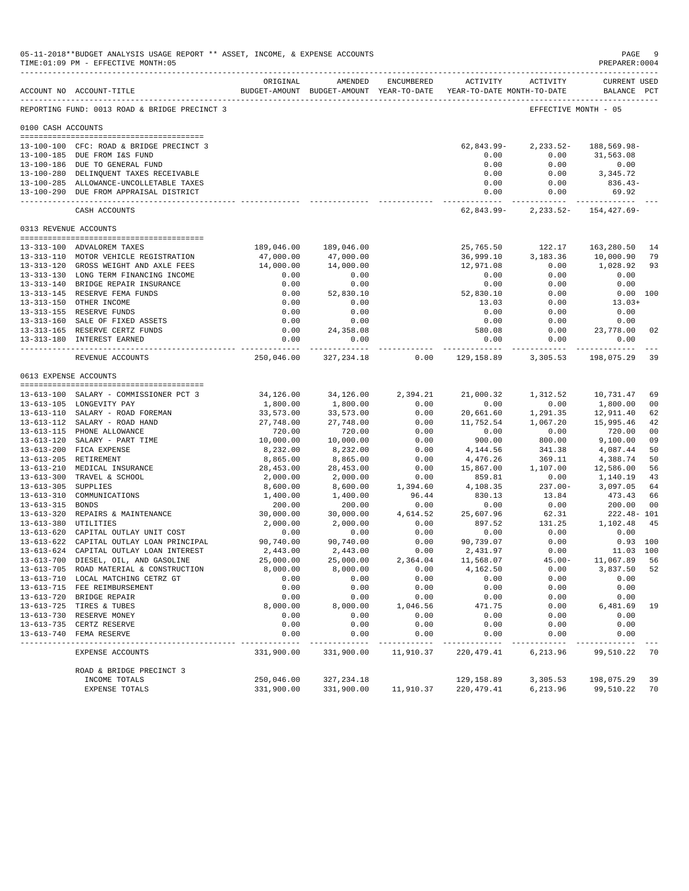05-11-2018**BUDGET ANALYSIS USAGE REPORT ** ASSET, INCOME, & EXPENSE ACCOUNTS
TIME:01:09 PM - EFFECTIVE MONTH:05

PREPARER:0004

REPORTING FUND: 0013 ROAD & BRIDGE PRECINCT 3 — EFFECTIVE MONTH - 05

| ACCOUNT NO | ACCOUNT-TITLE | ORIGINAL BUDGET-AMOUNT | AMENDED BUDGET-AMOUNT | ENCUMBERED YEAR-TO-DATE | ACTIVITY YEAR-TO-DATE | ACTIVITY MONTH-TO-DATE | CURRENT BALANCE | USED PCT |
|---|---|---|---|---|---|---|---|---|
| **0100 CASH ACCOUNTS** | | | | | | | | |
| 13-100-100 | CFC: ROAD & BRIDGE PRECINCT 3 | | | | 62,843.99- | 2,233.52- | 188,569.98- | |
| 13-100-185 | DUE FROM I&S FUND | | | | 0.00 | 0.00 | 31,563.08 | |
| 13-100-186 | DUE TO GENERAL FUND | | | | 0.00 | 0.00 | 0.00 | |
| 13-100-280 | DELINQUENT TAXES RECEIVABLE | | | | 0.00 | 0.00 | 3,345.72 | |
| 13-100-285 | ALLOWANCE-UNCOLLETABLE TAXES | | | | 0.00 | 0.00 | 836.43- | |
| 13-100-290 | DUE FROM APPRAISAL DISTRICT | | | | 0.00 | 0.00 | 69.92 | |
| | CASH ACCOUNTS | | | | 62,843.99- | 2,233.52- | 154,427.69- | |
| **0313 REVENUE ACCOUNTS** | | | | | | | | |
| 13-313-100 | ADVALOREM TAXES | 189,046.00 | 189,046.00 | | 25,765.50 | 122.17 | 163,280.50 | 14 |
| 13-313-110 | MOTOR VEHICLE REGISTRATION | 47,000.00 | 47,000.00 | | 36,999.10 | 3,183.36 | 10,000.90 | 79 |
| 13-313-120 | GROSS WEIGHT AND AXLE FEES | 14,000.00 | 14,000.00 | | 12,971.08 | 0.00 | 1,028.92 | 93 |
| 13-313-130 | LONG TERM FINANCING INCOME | 0.00 | 0.00 | | 0.00 | 0.00 | 0.00 | |
| 13-313-140 | BRIDGE REPAIR INSURANCE | 0.00 | 0.00 | | 0.00 | 0.00 | 0.00 | |
| 13-313-145 | RESERVE FEMA FUNDS | 0.00 | 52,830.10 | | 52,830.10 | 0.00 | 0.00 | 100 |
| 13-313-150 | OTHER INCOME | 0.00 | 0.00 | | 13.03 | 0.00 | 13.03+ | |
| 13-313-155 | RESERVE FUNDS | 0.00 | 0.00 | | 0.00 | 0.00 | 0.00 | |
| 13-313-160 | SALE OF FIXED ASSETS | 0.00 | 0.00 | | 0.00 | 0.00 | 0.00 | |
| 13-313-165 | RESERVE CERTZ FUNDS | 0.00 | 24,358.08 | | 580.08 | 0.00 | 23,778.00 | 02 |
| 13-313-180 | INTEREST EARNED | 0.00 | 0.00 | | 0.00 | 0.00 | 0.00 | |
| | REVENUE ACCOUNTS | 250,046.00 | 327,234.18 | 0.00 | 129,158.89 | 3,305.53 | 198,075.29 | 39 |
| **0613 EXPENSE ACCOUNTS** | | | | | | | | |
| 13-613-100 | SALARY - COMMISSIONER PCT 3 | 34,126.00 | 34,126.00 | 2,394.21 | 21,000.32 | 1,312.52 | 10,731.47 | 69 |
| 13-613-105 | LONGEVITY PAY | 1,800.00 | 1,800.00 | 0.00 | 0.00 | 0.00 | 1,800.00 | 00 |
| 13-613-110 | SALARY - ROAD FOREMAN | 33,573.00 | 33,573.00 | 0.00 | 20,661.60 | 1,291.35 | 12,911.40 | 62 |
| 13-613-112 | SALARY - ROAD HAND | 27,748.00 | 27,748.00 | 0.00 | 11,752.54 | 1,067.20 | 15,995.46 | 42 |
| 13-613-115 | PHONE ALLOWANCE | 720.00 | 720.00 | 0.00 | 0.00 | 0.00 | 720.00 | 00 |
| 13-613-120 | SALARY - PART TIME | 10,000.00 | 10,000.00 | 0.00 | 900.00 | 800.00 | 9,100.00 | 09 |
| 13-613-200 | FICA EXPENSE | 8,232.00 | 8,232.00 | 0.00 | 4,144.56 | 341.38 | 4,087.44 | 50 |
| 13-613-205 | RETIREMENT | 8,865.00 | 8,865.00 | 0.00 | 4,476.26 | 369.11 | 4,388.74 | 50 |
| 13-613-210 | MEDICAL INSURANCE | 28,453.00 | 28,453.00 | 0.00 | 15,867.00 | 1,107.00 | 12,586.00 | 56 |
| 13-613-300 | TRAVEL & SCHOOL | 2,000.00 | 2,000.00 | 0.00 | 859.81 | 0.00 | 1,140.19 | 43 |
| 13-613-305 | SUPPLIES | 8,600.00 | 8,600.00 | 1,394.60 | 4,108.35 | 237.00- | 3,097.05 | 64 |
| 13-613-310 | COMMUNICATIONS | 1,400.00 | 1,400.00 | 96.44 | 830.13 | 13.84 | 473.43 | 66 |
| 13-613-315 | BONDS | 200.00 | 200.00 | 0.00 | 0.00 | 0.00 | 200.00 | 00 |
| 13-613-320 | REPAIRS & MAINTENANCE | 30,000.00 | 30,000.00 | 4,614.52 | 25,607.96 | 62.31 | 222.48- | 101 |
| 13-613-380 | UTILITIES | 2,000.00 | 2,000.00 | 0.00 | 897.52 | 131.25 | 1,102.48 | 45 |
| 13-613-620 | CAPITAL OUTLAY UNIT COST | 0.00 | 0.00 | 0.00 | 0.00 | 0.00 | 0.00 | |
| 13-613-622 | CAPITAL OUTLAY LOAN PRINCIPAL | 90,740.00 | 90,740.00 | 0.00 | 90,739.07 | 0.00 | 0.93 | 100 |
| 13-613-624 | CAPITAL OUTLAY LOAN INTEREST | 2,443.00 | 2,443.00 | 0.00 | 2,431.97 | 0.00 | 11.03 | 100 |
| 13-613-700 | DIESEL, OIL, AND GASOLINE | 25,000.00 | 25,000.00 | 2,364.04 | 11,568.07 | 45.00- | 11,067.89 | 56 |
| 13-613-705 | ROAD MATERIAL & CONSTRUCTION | 8,000.00 | 8,000.00 | 0.00 | 4,162.50 | 0.00 | 3,837.50 | 52 |
| 13-613-710 | LOCAL MATCHING CETRZ GT | 0.00 | 0.00 | 0.00 | 0.00 | 0.00 | 0.00 | |
| 13-613-715 | FEE REIMBURSEMENT | 0.00 | 0.00 | 0.00 | 0.00 | 0.00 | 0.00 | |
| 13-613-720 | BRIDGE REPAIR | 0.00 | 0.00 | 0.00 | 0.00 | 0.00 | 0.00 | |
| 13-613-725 | TIRES & TUBES | 8,000.00 | 8,000.00 | 1,046.56 | 471.75 | 0.00 | 6,481.69 | 19 |
| 13-613-730 | RESERVE MONEY | 0.00 | 0.00 | 0.00 | 0.00 | 0.00 | 0.00 | |
| 13-613-735 | CERTZ RESERVE | 0.00 | 0.00 | 0.00 | 0.00 | 0.00 | 0.00 | |
| 13-613-740 | FEMA RESERVE | 0.00 | 0.00 | 0.00 | 0.00 | 0.00 | 0.00 | |
| | EXPENSE ACCOUNTS | 331,900.00 | 331,900.00 | 11,910.37 | 220,479.41 | 6,213.96 | 99,510.22 | 70 |
| | ROAD & BRIDGE PRECINCT 3 | | | | | | | |
| | INCOME TOTALS | 250,046.00 | 327,234.18 | | 129,158.89 | 3,305.53 | 198,075.29 | 39 |
| | EXPENSE TOTALS | 331,900.00 | 331,900.00 | 11,910.37 | 220,479.41 | 6,213.96 | 99,510.22 | 70 |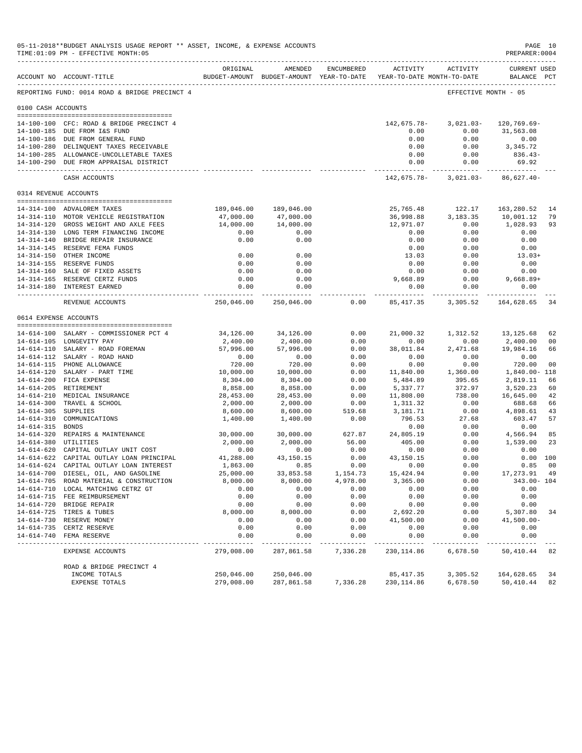05-11-2018**BUDGET ANALYSIS USAGE REPORT ** ASSET, INCOME, & EXPENSE ACCOUNTS

TIME:01:09 PM - EFFECTIVE MONTH:05

PREPARER:0004

REPORTING FUND: 0014 ROAD & BRIDGE PRECINCT 4 — EFFECTIVE MONTH - 05

| ACCOUNT NO | ACCOUNT-TITLE | ORIGINAL BUDGET-AMOUNT | AMENDED BUDGET-AMOUNT | ENCUMBERED YEAR-TO-DATE | ACTIVITY YEAR-TO-DATE | ACTIVITY MONTH-TO-DATE | CURRENT BALANCE | USED PCT |
|---|---|---|---|---|---|---|---|---|
| **0100 CASH ACCOUNTS** | | | | | | | | |
| 14-100-100 | CFC: ROAD & BRIDGE PRECINCT 4 | | | | 142,675.78- | 3,021.03- | 120,769.69- | |
| 14-100-185 | DUE FROM I&S FUND | | | | 0.00 | 0.00 | 31,563.08 | |
| 14-100-186 | DUE FROM GENERAL FUND | | | | 0.00 | 0.00 | 0.00 | |
| 14-100-280 | DELINQUENT TAXES RECEIVABLE | | | | 0.00 | 0.00 | 3,345.72 | |
| 14-100-285 | ALLOWANCE-UNCOLLETABLE TAXES | | | | 0.00 | 0.00 | 836.43- | |
| 14-100-290 | DUE FROM APPRAISAL DISTRICT | | | | 0.00 | 0.00 | 69.92 | |
| | CASH ACCOUNTS | | | | 142,675.78- | 3,021.03- | 86,627.40- | |
| **0314 REVENUE ACCOUNTS** | | | | | | | | |
| 14-314-100 | ADVALOREM TAXES | 189,046.00 | 189,046.00 | | 25,765.48 | 122.17 | 163,280.52 | 14 |
| 14-314-110 | MOTOR VEHICLE REGISTRATION | 47,000.00 | 47,000.00 | | 36,998.88 | 3,183.35 | 10,001.12 | 79 |
| 14-314-120 | GROSS WEIGHT AND AXLE FEES | 14,000.00 | 14,000.00 | | 12,971.07 | 0.00 | 1,028.93 | 93 |
| 14-314-130 | LONG TERM FINANCING INCOME | 0.00 | 0.00 | | 0.00 | 0.00 | 0.00 | |
| 14-314-140 | BRIDGE REPAIR INSURANCE | 0.00 | 0.00 | | 0.00 | 0.00 | 0.00 | |
| 14-314-145 | RESERVE FEMA FUNDS | | | | 0.00 | 0.00 | 0.00 | |
| 14-314-150 | OTHER INCOME | 0.00 | 0.00 | | 13.03 | 0.00 | 13.03+ | |
| 14-314-155 | RESERVE FUNDS | 0.00 | 0.00 | | 0.00 | 0.00 | 0.00 | |
| 14-314-160 | SALE OF FIXED ASSETS | 0.00 | 0.00 | | 0.00 | 0.00 | 0.00 | |
| 14-314-165 | RESERVE CERTZ FUNDS | 0.00 | 0.00 | | 9,668.89 | 0.00 | 9,668.89+ | |
| 14-314-180 | INTEREST EARNED | 0.00 | 0.00 | | 0.00 | 0.00 | 0.00 | |
| | REVENUE ACCOUNTS | 250,046.00 | 250,046.00 | 0.00 | 85,417.35 | 3,305.52 | 164,628.65 | 34 |
| **0614 EXPENSE ACCOUNTS** | | | | | | | | |
| 14-614-100 | SALARY - COMMISSIONER PCT 4 | 34,126.00 | 34,126.00 | 0.00 | 21,000.32 | 1,312.52 | 13,125.68 | 62 |
| 14-614-105 | LONGEVITY PAY | 2,400.00 | 2,400.00 | 0.00 | 0.00 | 0.00 | 2,400.00 | 00 |
| 14-614-110 | SALARY - ROAD FOREMAN | 57,996.00 | 57,996.00 | 0.00 | 38,011.84 | 2,471.68 | 19,984.16 | 66 |
| 14-614-112 | SALARY - ROAD HAND | 0.00 | 0.00 | 0.00 | 0.00 | 0.00 | 0.00 | |
| 14-614-115 | PHONE ALLOWANCE | 720.00 | 720.00 | 0.00 | 0.00 | 0.00 | 720.00 | 00 |
| 14-614-120 | SALARY - PART TIME | 10,000.00 | 10,000.00 | 0.00 | 11,840.00 | 1,360.00 | 1,840.00- | 118 |
| 14-614-200 | FICA EXPENSE | 8,304.00 | 8,304.00 | 0.00 | 5,484.89 | 395.65 | 2,819.11 | 66 |
| 14-614-205 | RETIREMENT | 8,858.00 | 8,858.00 | 0.00 | 5,337.77 | 372.97 | 3,520.23 | 60 |
| 14-614-210 | MEDICAL INSURANCE | 28,453.00 | 28,453.00 | 0.00 | 11,808.00 | 738.00 | 16,645.00 | 42 |
| 14-614-300 | TRAVEL & SCHOOL | 2,000.00 | 2,000.00 | 0.00 | 1,311.32 | 0.00 | 688.68 | 66 |
| 14-614-305 | SUPPLIES | 8,600.00 | 8,600.00 | 519.68 | 3,181.71 | 0.00 | 4,898.61 | 43 |
| 14-614-310 | COMMUNICATIONS | 1,400.00 | 1,400.00 | 0.00 | 796.53 | 27.68 | 603.47 | 57 |
| 14-614-315 | BONDS | | | | 0.00 | 0.00 | 0.00 | |
| 14-614-320 | REPAIRS & MAINTENANCE | 30,000.00 | 30,000.00 | 627.87 | 24,805.19 | 0.00 | 4,566.94 | 85 |
| 14-614-380 | UTILITIES | 2,000.00 | 2,000.00 | 56.00 | 405.00 | 0.00 | 1,539.00 | 23 |
| 14-614-620 | CAPITAL OUTLAY UNIT COST | 0.00 | 0.00 | 0.00 | 0.00 | 0.00 | 0.00 | |
| 14-614-622 | CAPITAL OUTLAY LOAN PRINCIPAL | 41,288.00 | 43,150.15 | 0.00 | 43,150.15 | 0.00 | 0.00 | 100 |
| 14-614-624 | CAPITAL OUTLAY LOAN INTEREST | 1,863.00 | 0.85 | 0.00 | 0.00 | 0.00 | 0.85 | 00 |
| 14-614-700 | DIESEL, OIL, AND GASOLINE | 25,000.00 | 33,853.58 | 1,154.73 | 15,424.94 | 0.00 | 17,273.91 | 49 |
| 14-614-705 | ROAD MATERIAL & CONSTRUCTION | 8,000.00 | 8,000.00 | 4,978.00 | 3,365.00 | 0.00 | 343.00- | 104 |
| 14-614-710 | LOCAL MATCHING CETRZ GT | 0.00 | 0.00 | 0.00 | 0.00 | 0.00 | 0.00 | |
| 14-614-715 | FEE REIMBURSEMENT | 0.00 | 0.00 | 0.00 | 0.00 | 0.00 | 0.00 | |
| 14-614-720 | BRIDGE REPAIR | 0.00 | 0.00 | 0.00 | 0.00 | 0.00 | 0.00 | |
| 14-614-725 | TIRES & TUBES | 8,000.00 | 8,000.00 | 0.00 | 2,692.20 | 0.00 | 5,307.80 | 34 |
| 14-614-730 | RESERVE MONEY | 0.00 | 0.00 | 0.00 | 41,500.00 | 0.00 | 41,500.00- | |
| 14-614-735 | CERTZ RESERVE | 0.00 | 0.00 | 0.00 | 0.00 | 0.00 | 0.00 | |
| 14-614-740 | FEMA RESERVE | 0.00 | 0.00 | 0.00 | 0.00 | 0.00 | 0.00 | |
| | EXPENSE ACCOUNTS | 279,008.00 | 287,861.58 | 7,336.28 | 230,114.86 | 6,678.50 | 50,410.44 | 82 |
| | ROAD & BRIDGE PRECINCT 4 | | | | | | | |
| | INCOME TOTALS | 250,046.00 | 250,046.00 | | 85,417.35 | 3,305.52 | 164,628.65 | 34 |
| | EXPENSE TOTALS | 279,008.00 | 287,861.58 | 7,336.28 | 230,114.86 | 6,678.50 | 50,410.44 | 82 |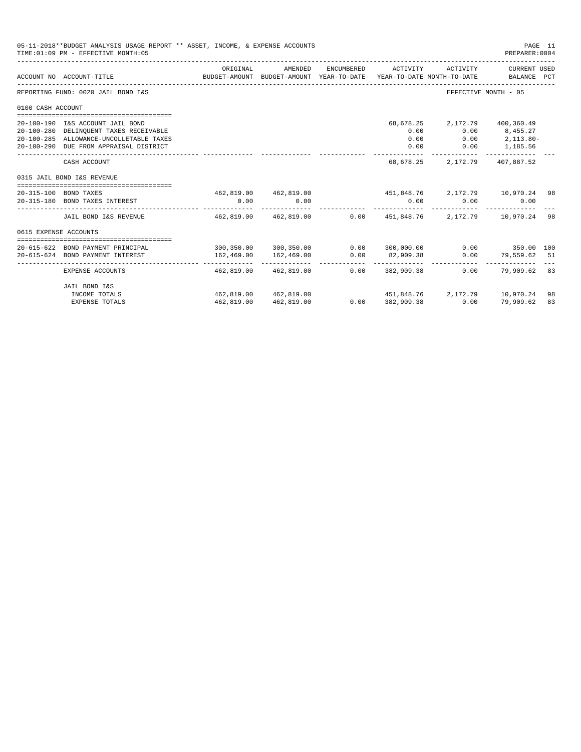05-11-2018**BUDGET ANALYSIS USAGE REPORT ** ASSET, INCOME, & EXPENSE ACCOUNTS
TIME:01:09 PM - EFFECTIVE MONTH:05

PREPARER:0004

| ACCOUNT NO | ACCOUNT-TITLE | ORIGINAL BUDGET-AMOUNT | AMENDED BUDGET-AMOUNT | ENCUMBERED YEAR-TO-DATE | ACTIVITY YEAR-TO-DATE | ACTIVITY MONTH-TO-DATE | CURRENT USED BALANCE | PCT |
|---|---|---|---|---|---|---|---|---|
| REPORTING FUND: 0020 JAIL BOND I&S | | | | | | EFFECTIVE MONTH - 05 | | |
| 0100 CASH ACCOUNT | | | | | | | | |
| 20-100-190 | I&S ACCOUNT JAIL BOND | | | | 68,678.25 | 2,172.79 | 400,360.49 | |
| 20-100-280 | DELINQUENT TAXES RECEIVABLE | | | | 0.00 | 0.00 | 8,455.27 | |
| 20-100-285 | ALLOWANCE-UNCOLLETABLE TAXES | | | | 0.00 | 0.00 | 2,113.80- | |
| 20-100-290 | DUE FROM APPRAISAL DISTRICT | | | | 0.00 | 0.00 | 1,185.56 | |
| | CASH ACCOUNT | | | | 68,678.25 | 2,172.79 | 407,887.52 | |
| 0315 JAIL BOND I&S REVENUE | | | | | | | | |
| 20-315-100 | BOND TAXES | 462,819.00 | 462,819.00 | | 451,848.76 | 2,172.79 | 10,970.24 | 98 |
| 20-315-180 | BOND TAXES INTEREST | 0.00 | 0.00 | | 0.00 | 0.00 | 0.00 | |
| | JAIL BOND I&S REVENUE | 462,819.00 | 462,819.00 | 0.00 | 451,848.76 | 2,172.79 | 10,970.24 | 98 |
| 0615 EXPENSE ACCOUNTS | | | | | | | | |
| 20-615-622 | BOND PAYMENT PRINCIPAL | 300,350.00 | 300,350.00 | 0.00 | 300,000.00 | 0.00 | 350.00 | 100 |
| 20-615-624 | BOND PAYMENT INTEREST | 162,469.00 | 162,469.00 | 0.00 | 82,909.38 | 0.00 | 79,559.62 | 51 |
| | EXPENSE ACCOUNTS | 462,819.00 | 462,819.00 | 0.00 | 382,909.38 | 0.00 | 79,909.62 | 83 |
| | JAIL BOND I&S | | | | | | | |
| | INCOME TOTALS | 462,819.00 | 462,819.00 | | 451,848.76 | 2,172.79 | 10,970.24 | 98 |
| | EXPENSE TOTALS | 462,819.00 | 462,819.00 | 0.00 | 382,909.38 | 0.00 | 79,909.62 | 83 |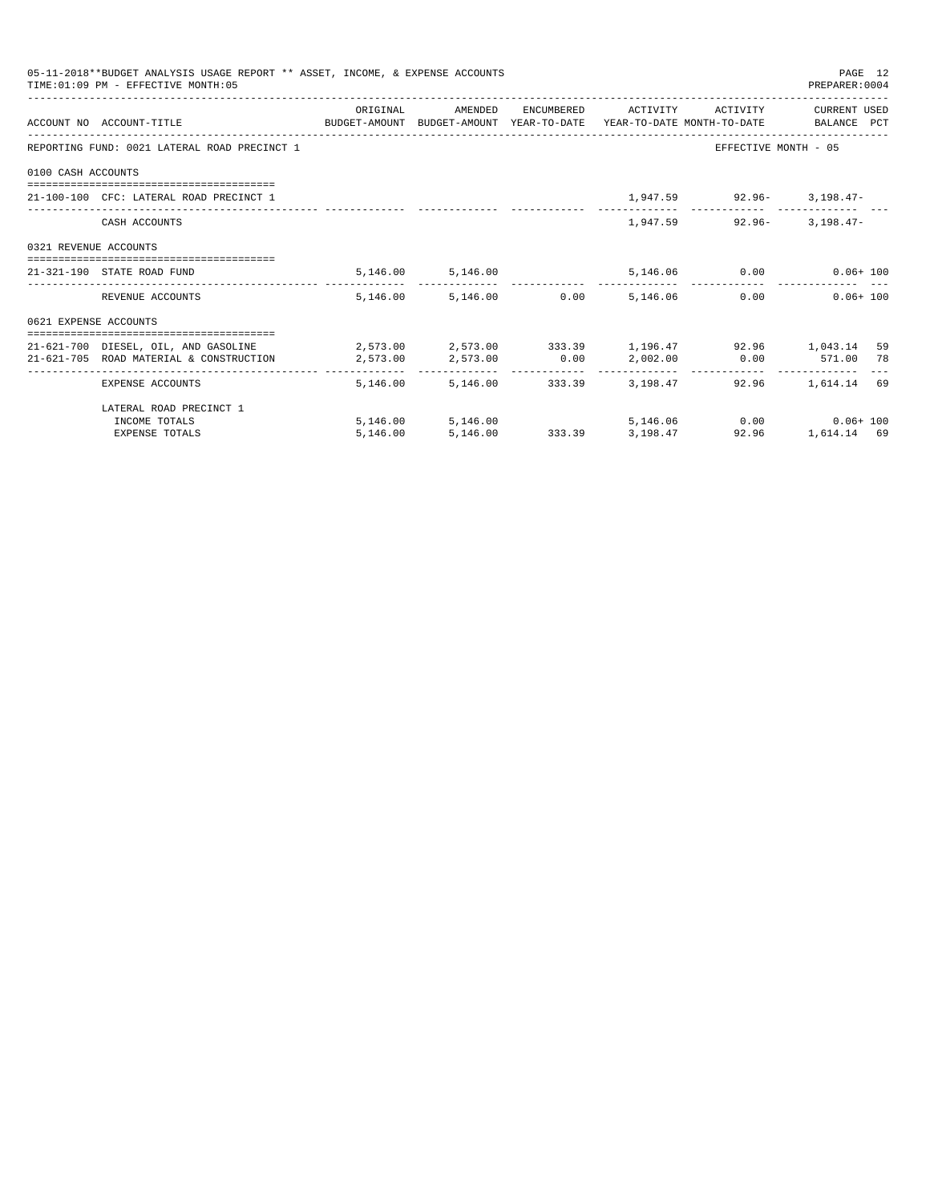05-11-2018**BUDGET ANALYSIS USAGE REPORT ** ASSET, INCOME, & EXPENSE ACCOUNTS

TIME:01:09 PM - EFFECTIVE MONTH:05

PREPARER:0004

| ACCOUNT NO | ACCOUNT-TITLE | ORIGINAL BUDGET-AMOUNT | AMENDED BUDGET-AMOUNT | ENCUMBERED YEAR-TO-DATE | ACTIVITY YEAR-TO-DATE | ACTIVITY MONTH-TO-DATE | CURRENT USED BALANCE | PCT |
|---|---|---|---|---|---|---|---|---|
| REPORTING FUND: 0021 LATERAL ROAD PRECINCT 1 | | | | | | EFFECTIVE MONTH - 05 | | |
| 0100 CASH ACCOUNTS | | | | | | | | |
| 21-100-100 | CFC: LATERAL ROAD PRECINCT 1 | | | | 1,947.59 | 92.96- | 3,198.47- | |
| | CASH ACCOUNTS | | | | 1,947.59 | 92.96- | 3,198.47- | |
| 0321 REVENUE ACCOUNTS | | | | | | | | |
| 21-321-190 | STATE ROAD FUND | 5,146.00 | 5,146.00 | | 5,146.06 | 0.00 | 0.06+ | 100 |
| | REVENUE ACCOUNTS | 5,146.00 | 5,146.00 | 0.00 | 5,146.06 | 0.00 | 0.06+ | 100 |
| 0621 EXPENSE ACCOUNTS | | | | | | | | |
| 21-621-700 | DIESEL, OIL, AND GASOLINE | 2,573.00 | 2,573.00 | 333.39 | 1,196.47 | 92.96 | 1,043.14 | 59 |
| 21-621-705 | ROAD MATERIAL & CONSTRUCTION | 2,573.00 | 2,573.00 | 0.00 | 2,002.00 | 0.00 | 571.00 | 78 |
| | EXPENSE ACCOUNTS | 5,146.00 | 5,146.00 | 333.39 | 3,198.47 | 92.96 | 1,614.14 | 69 |
| | LATERAL ROAD PRECINCT 1 | | | | | | | |
| | INCOME TOTALS | 5,146.00 | 5,146.00 | | 5,146.06 | 0.00 | 0.06+ | 100 |
| | EXPENSE TOTALS | 5,146.00 | 5,146.00 | 333.39 | 3,198.47 | 92.96 | 1,614.14 | 69 |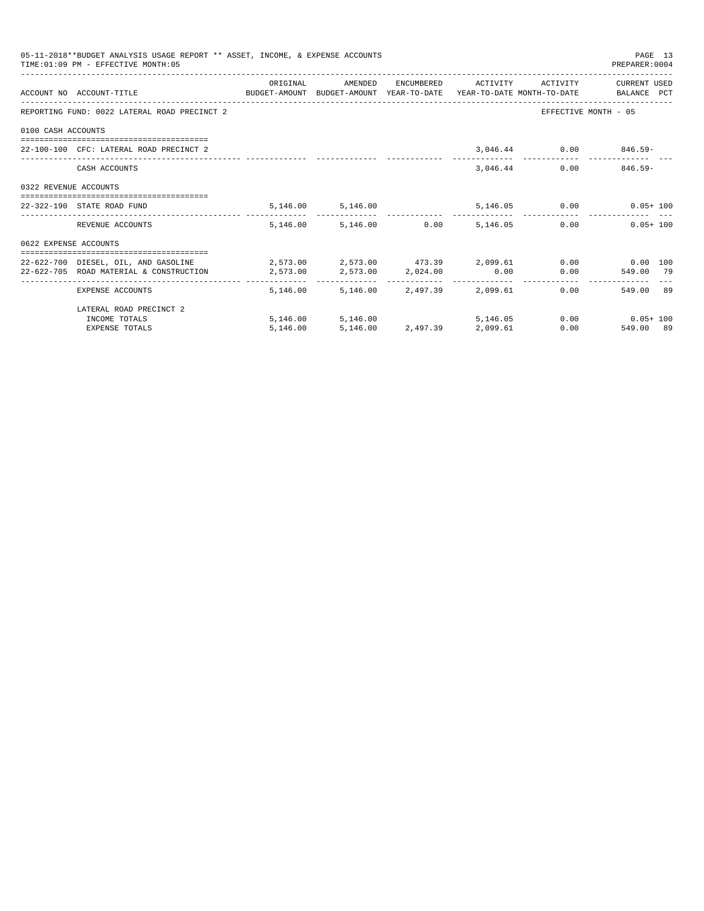05-11-2018**BUDGET ANALYSIS USAGE REPORT ** ASSET, INCOME, & EXPENSE ACCOUNTS
TIME:01:09 PM - EFFECTIVE MONTH:05
PREPARER:0004

REPORTING FUND: 0022 LATERAL ROAD PRECINCT 2 — EFFECTIVE MONTH - 05

| ACCOUNT NO | ACCOUNT-TITLE | ORIGINAL BUDGET-AMOUNT | AMENDED BUDGET-AMOUNT | ENCUMBERED YEAR-TO-DATE | ACTIVITY YEAR-TO-DATE | ACTIVITY MONTH-TO-DATE | CURRENT USED BALANCE | PCT |
|---|---|---|---|---|---|---|---|---|
| **0100 CASH ACCOUNTS** | | | | | | | | |
| 22-100-100 | CFC: LATERAL ROAD PRECINCT 2 | | | | 3,046.44 | 0.00 | 846.59- | |
| | CASH ACCOUNTS | | | | 3,046.44 | 0.00 | 846.59- | |
| **0322 REVENUE ACCOUNTS** | | | | | | | | |
| 22-322-190 | STATE ROAD FUND | 5,146.00 | 5,146.00 | | 5,146.05 | 0.00 | 0.05+ | 100 |
| | REVENUE ACCOUNTS | 5,146.00 | 5,146.00 | 0.00 | 5,146.05 | 0.00 | 0.05+ | 100 |
| **0622 EXPENSE ACCOUNTS** | | | | | | | | |
| 22-622-700 | DIESEL, OIL, AND GASOLINE | 2,573.00 | 2,573.00 | 473.39 | 2,099.61 | 0.00 | 0.00 | 100 |
| 22-622-705 | ROAD MATERIAL & CONSTRUCTION | 2,573.00 | 2,573.00 | 2,024.00 | 0.00 | 0.00 | 549.00 | 79 |
| | EXPENSE ACCOUNTS | 5,146.00 | 5,146.00 | 2,497.39 | 2,099.61 | 0.00 | 549.00 | 89 |
| | LATERAL ROAD PRECINCT 2 | | | | | | | |
| | INCOME TOTALS | 5,146.00 | 5,146.00 | | 5,146.05 | 0.00 | 0.05+ | 100 |
| | EXPENSE TOTALS | 5,146.00 | 5,146.00 | 2,497.39 | 2,099.61 | 0.00 | 549.00 | 89 |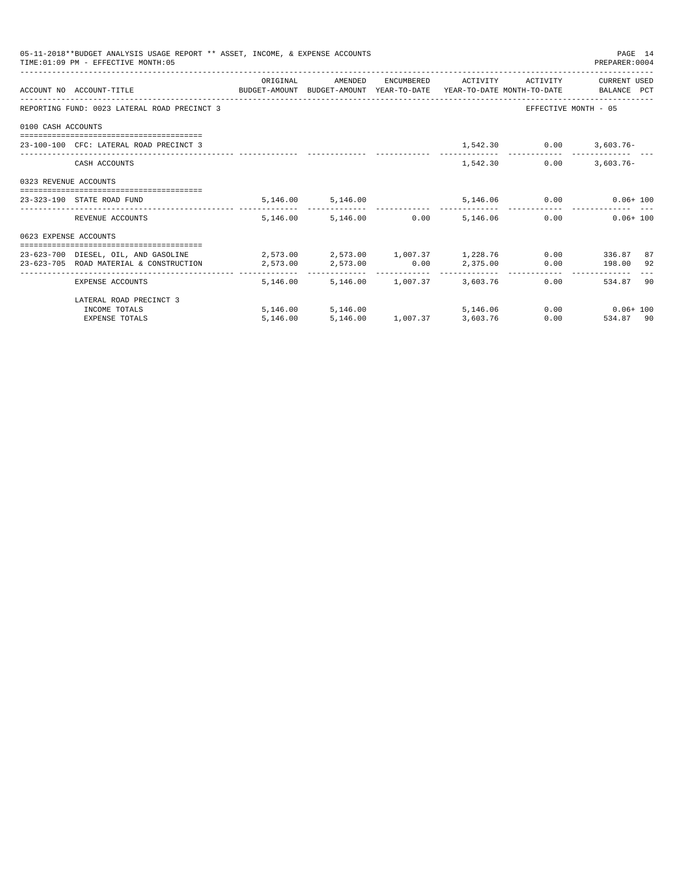05-11-2018**BUDGET ANALYSIS USAGE REPORT ** ASSET, INCOME, & EXPENSE ACCOUNTS
TIME:01:09 PM - EFFECTIVE MONTH:05

PREPARER:0004

| ACCOUNT NO | ACCOUNT-TITLE | ORIGINAL BUDGET-AMOUNT | AMENDED BUDGET-AMOUNT | ENCUMBERED YEAR-TO-DATE | ACTIVITY YEAR-TO-DATE | ACTIVITY MONTH-TO-DATE | CURRENT USED BALANCE | PCT |
|---|---|---|---|---|---|---|---|---|
| REPORTING FUND: 0023 LATERAL ROAD PRECINCT 3 | | | | | | EFFECTIVE MONTH - 05 | | |
| 0100 CASH ACCOUNTS | | | | | | | | |
| 23-100-100 | CFC: LATERAL ROAD PRECINCT 3 | | | | 1,542.30 | 0.00 | 3,603.76- | |
| | CASH ACCOUNTS | | | | 1,542.30 | 0.00 | 3,603.76- | |
| 0323 REVENUE ACCOUNTS | | | | | | | | |
| 23-323-190 | STATE ROAD FUND | 5,146.00 | 5,146.00 | | 5,146.06 | 0.00 | 0.06+ | 100 |
| | REVENUE ACCOUNTS | 5,146.00 | 5,146.00 | 0.00 | 5,146.06 | 0.00 | 0.06+ | 100 |
| 0623 EXPENSE ACCOUNTS | | | | | | | | |
| 23-623-700 | DIESEL, OIL, AND GASOLINE | 2,573.00 | 2,573.00 | 1,007.37 | 1,228.76 | 0.00 | 336.87 | 87 |
| 23-623-705 | ROAD MATERIAL & CONSTRUCTION | 2,573.00 | 2,573.00 | 0.00 | 2,375.00 | 0.00 | 198.00 | 92 |
| | EXPENSE ACCOUNTS | 5,146.00 | 5,146.00 | 1,007.37 | 3,603.76 | 0.00 | 534.87 | 90 |
| | LATERAL ROAD PRECINCT 3 | | | | | | | |
| | INCOME TOTALS | 5,146.00 | 5,146.00 | | 5,146.06 | 0.00 | 0.06+ | 100 |
| | EXPENSE TOTALS | 5,146.00 | 5,146.00 | 1,007.37 | 3,603.76 | 0.00 | 534.87 | 90 |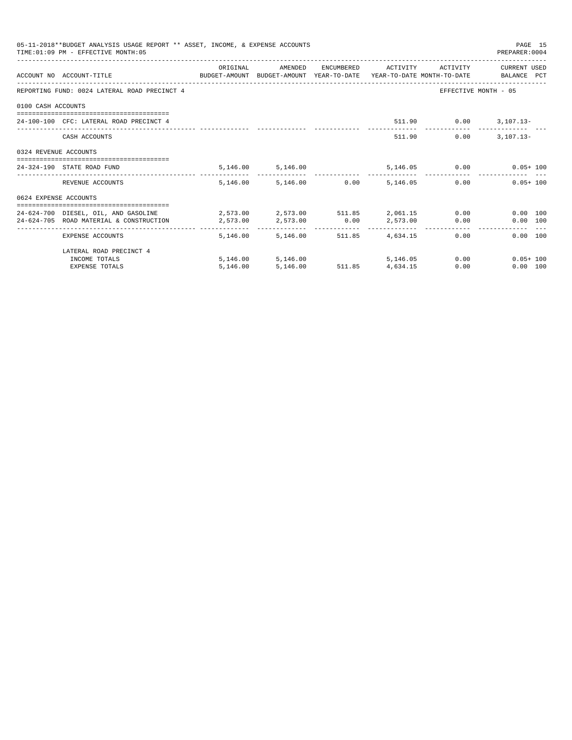05-11-2018**BUDGET ANALYSIS USAGE REPORT ** ASSET, INCOME, & EXPENSE ACCOUNTS

TIME:01:09 PM - EFFECTIVE MONTH:05

PREPARER:0004

| ACCOUNT NO | ACCOUNT-TITLE | ORIGINAL BUDGET-AMOUNT | AMENDED BUDGET-AMOUNT | ENCUMBERED YEAR-TO-DATE | ACTIVITY YEAR-TO-DATE | ACTIVITY MONTH-TO-DATE | CURRENT USED BALANCE | PCT |
|---|---|---|---|---|---|---|---|---|
| REPORTING FUND: 0024 LATERAL ROAD PRECINCT 4 | | | | | | EFFECTIVE MONTH - 05 | | |
| 0100 CASH ACCOUNTS | | | | | | | | |
| 24-100-100 | CFC: LATERAL ROAD PRECINCT 4 | | | | 511.90 | 0.00 | 3,107.13- | |
| | CASH ACCOUNTS | | | | 511.90 | 0.00 | 3,107.13- | |
| 0324 REVENUE ACCOUNTS | | | | | | | | |
| 24-324-190 | STATE ROAD FUND | 5,146.00 | 5,146.00 | | 5,146.05 | 0.00 | 0.05+ | 100 |
| | REVENUE ACCOUNTS | 5,146.00 | 5,146.00 | 0.00 | 5,146.05 | 0.00 | 0.05+ | 100 |
| 0624 EXPENSE ACCOUNTS | | | | | | | | |
| 24-624-700 | DIESEL, OIL, AND GASOLINE | 2,573.00 | 2,573.00 | 511.85 | 2,061.15 | 0.00 | 0.00 | 100 |
| 24-624-705 | ROAD MATERIAL & CONSTRUCTION | 2,573.00 | 2,573.00 | 0.00 | 2,573.00 | 0.00 | 0.00 | 100 |
| | EXPENSE ACCOUNTS | 5,146.00 | 5,146.00 | 511.85 | 4,634.15 | 0.00 | 0.00 | 100 |
| | LATERAL ROAD PRECINCT 4 | | | | | | | |
| | INCOME TOTALS | 5,146.00 | 5,146.00 | | 5,146.05 | 0.00 | 0.05+ | 100 |
| | EXPENSE TOTALS | 5,146.00 | 5,146.00 | 511.85 | 4,634.15 | 0.00 | 0.00 | 100 |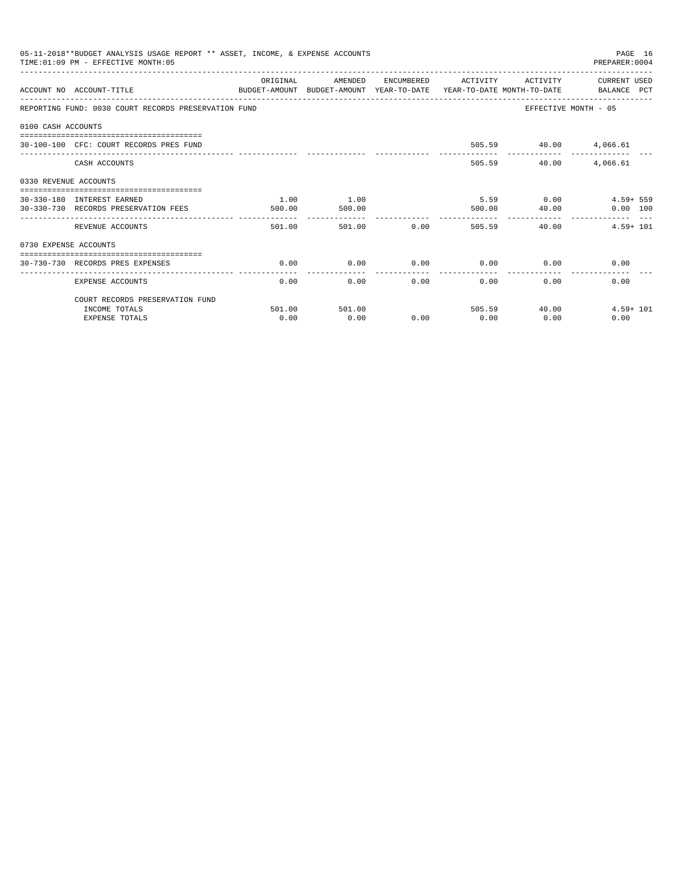05-11-2018**BUDGET ANALYSIS USAGE REPORT ** ASSET, INCOME, & EXPENSE ACCOUNTS
TIME:01:09 PM - EFFECTIVE MONTH:05
PREPARER:0004

REPORTING FUND: 0030 COURT RECORDS PRESERVATION FUND — EFFECTIVE MONTH - 05

| ACCOUNT NO | ACCOUNT-TITLE | ORIGINAL BUDGET-AMOUNT | AMENDED BUDGET-AMOUNT | ENCUMBERED YEAR-TO-DATE | ACTIVITY YEAR-TO-DATE | ACTIVITY MONTH-TO-DATE | CURRENT BALANCE | USED PCT |
|---|---|---|---|---|---|---|---|---|
| **0100 CASH ACCOUNTS** | | | | | | | | |
| 30-100-100 | CFC: COURT RECORDS PRES FUND | | | | 505.59 | 40.00 | 4,066.61 | |
| | CASH ACCOUNTS | | | | 505.59 | 40.00 | 4,066.61 | |
| **0330 REVENUE ACCOUNTS** | | | | | | | | |
| 30-330-180 | INTEREST EARNED | 1.00 | 1.00 | | 5.59 | 0.00 | 4.59+ | 559 |
| 30-330-730 | RECORDS PRESERVATION FEES | 500.00 | 500.00 | | 500.00 | 40.00 | 0.00 | 100 |
| | REVENUE ACCOUNTS | 501.00 | 501.00 | 0.00 | 505.59 | 40.00 | 4.59+ | 101 |
| **0730 EXPENSE ACCOUNTS** | | | | | | | | |
| 30-730-730 | RECORDS PRES EXPENSES | 0.00 | 0.00 | 0.00 | 0.00 | 0.00 | 0.00 | |
| | EXPENSE ACCOUNTS | 0.00 | 0.00 | 0.00 | 0.00 | 0.00 | 0.00 | |
| | COURT RECORDS PRESERVATION FUND | | | | | | | |
| | INCOME TOTALS | 501.00 | 501.00 | | 505.59 | 40.00 | 4.59+ | 101 |
| | EXPENSE TOTALS | 0.00 | 0.00 | 0.00 | 0.00 | 0.00 | 0.00 | |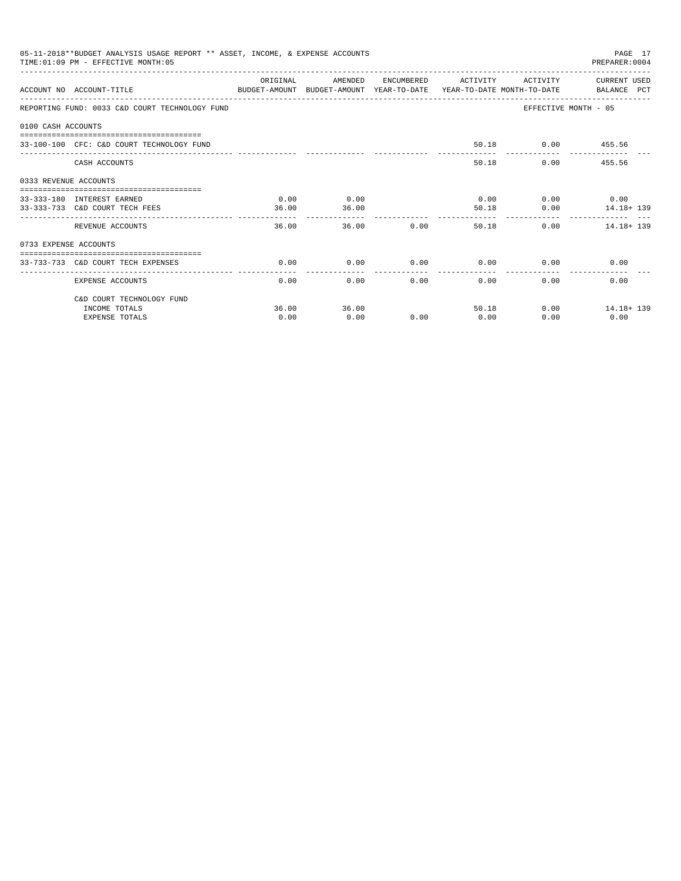05-11-2018**BUDGET ANALYSIS USAGE REPORT ** ASSET, INCOME, & EXPENSE ACCOUNTS

TIME:01:09 PM - EFFECTIVE MONTH:05

PREPARER:0004

| ACCOUNT NO | ACCOUNT-TITLE | ORIGINAL BUDGET-AMOUNT | AMENDED BUDGET-AMOUNT | ENCUMBERED YEAR-TO-DATE | ACTIVITY YEAR-TO-DATE | ACTIVITY MONTH-TO-DATE | CURRENT USED BALANCE PCT |
|---|---|---|---|---|---|---|---|
| REPORTING FUND: 0033 C&D COURT TECHNOLOGY FUND | | | | | | EFFECTIVE MONTH - 05 | |
| 0100 CASH ACCOUNTS | | | | | | | |
| 33-100-100 | CFC: C&D COURT TECHNOLOGY FUND | | | | 50.18 | 0.00 | 455.56 |
| | CASH ACCOUNTS | | | | 50.18 | 0.00 | 455.56 |
| 0333 REVENUE ACCOUNTS | | | | | | | |
| 33-333-180 | INTEREST EARNED | 0.00 | 0.00 | | 0.00 | 0.00 | 0.00 |
| 33-333-733 | C&D COURT TECH FEES | 36.00 | 36.00 | | 50.18 | 0.00 | 14.18+ 139 |
| | REVENUE ACCOUNTS | 36.00 | 36.00 | 0.00 | 50.18 | 0.00 | 14.18+ 139 |
| 0733 EXPENSE ACCOUNTS | | | | | | | |
| 33-733-733 | C&D COURT TECH EXPENSES | 0.00 | 0.00 | 0.00 | 0.00 | 0.00 | 0.00 |
| | EXPENSE ACCOUNTS | 0.00 | 0.00 | 0.00 | 0.00 | 0.00 | 0.00 |
| | C&D COURT TECHNOLOGY FUND | | | | | | |
| | INCOME TOTALS | 36.00 | 36.00 | | 50.18 | 0.00 | 14.18+ 139 |
| | EXPENSE TOTALS | 0.00 | 0.00 | 0.00 | 0.00 | 0.00 | 0.00 |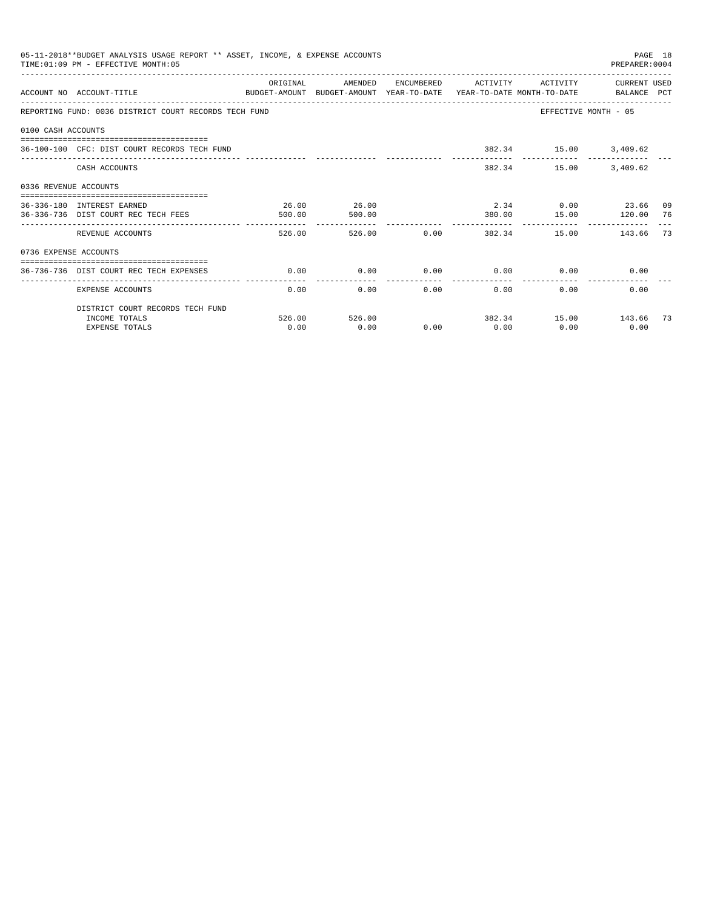05-11-2018**BUDGET ANALYSIS USAGE REPORT ** ASSET, INCOME, & EXPENSE ACCOUNTS

TIME:01:09 PM - EFFECTIVE MONTH:05

PREPARER:0004

| ACCOUNT NO | ACCOUNT-TITLE | ORIGINAL BUDGET-AMOUNT | AMENDED BUDGET-AMOUNT | ENCUMBERED YEAR-TO-DATE | ACTIVITY YEAR-TO-DATE | ACTIVITY MONTH-TO-DATE | CURRENT USED BALANCE | PCT |
|---|---|---|---|---|---|---|---|---|
| REPORTING FUND: 0036 DISTRICT COURT RECORDS TECH FUND | | | | | | | EFFECTIVE MONTH - 05 | |
| 0100 CASH ACCOUNTS | | | | | | | | |
| 36-100-100 | CFC: DIST COURT RECORDS TECH FUND | | | | 382.34 | 15.00 | 3,409.62 | |
| | CASH ACCOUNTS | | | | 382.34 | 15.00 | 3,409.62 | |
| 0336 REVENUE ACCOUNTS | | | | | | | | |
| 36-336-180 | INTEREST EARNED | 26.00 | 26.00 | | 2.34 | 0.00 | 23.66 | 09 |
| 36-336-736 | DIST COURT REC TECH FEES | 500.00 | 500.00 | | 380.00 | 15.00 | 120.00 | 76 |
| | REVENUE ACCOUNTS | 526.00 | 526.00 | 0.00 | 382.34 | 15.00 | 143.66 | 73 |
| 0736 EXPENSE ACCOUNTS | | | | | | | | |
| 36-736-736 | DIST COURT REC TECH EXPENSES | 0.00 | 0.00 | 0.00 | 0.00 | 0.00 | 0.00 | |
| | EXPENSE ACCOUNTS | 0.00 | 0.00 | 0.00 | 0.00 | 0.00 | 0.00 | |
| | DISTRICT COURT RECORDS TECH FUND | | | | | | | |
| | INCOME TOTALS | 526.00 | 526.00 | | 382.34 | 15.00 | 143.66 | 73 |
| | EXPENSE TOTALS | 0.00 | 0.00 | 0.00 | 0.00 | 0.00 | 0.00 | |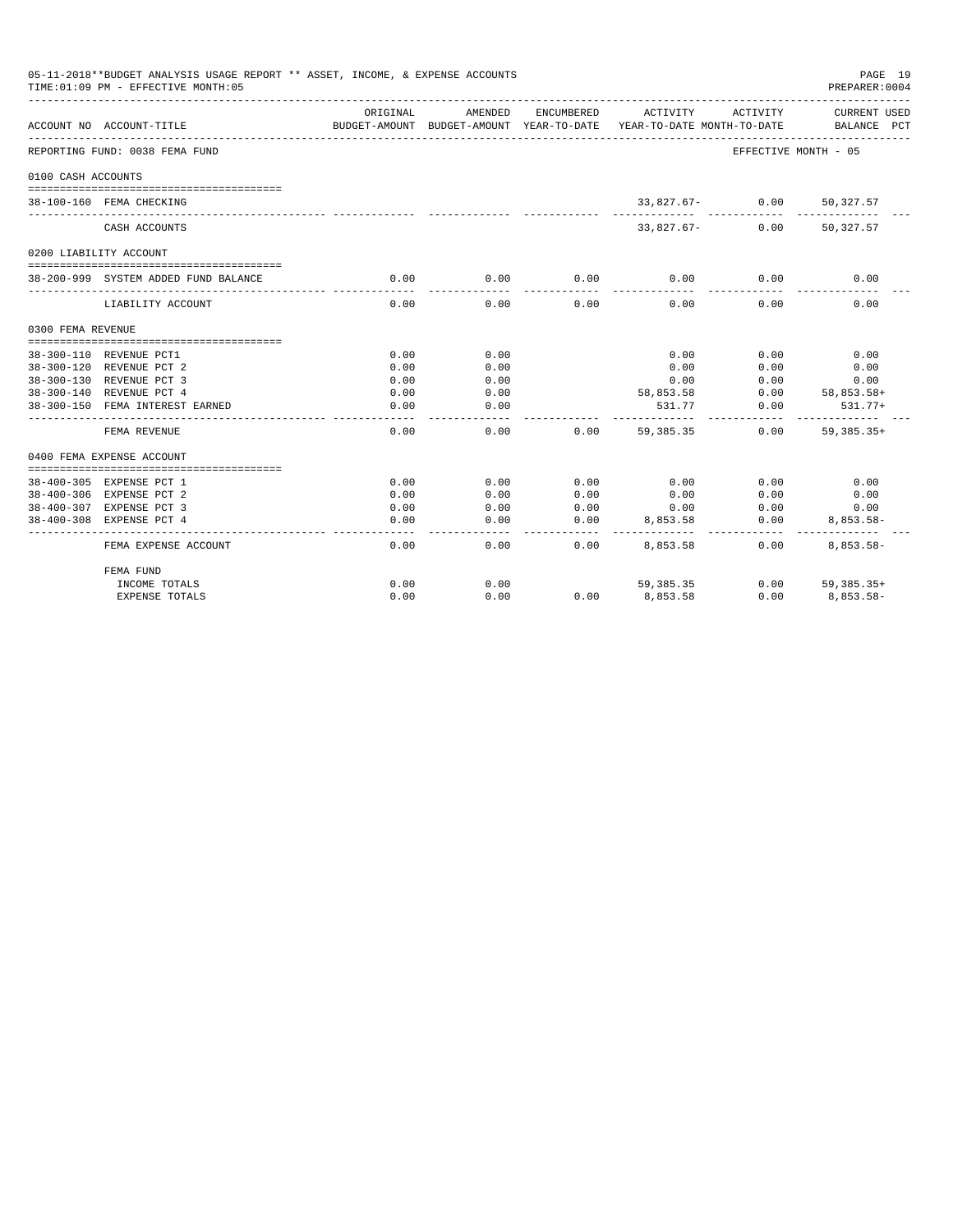05-11-2018**BUDGET ANALYSIS USAGE REPORT ** ASSET, INCOME, & EXPENSE ACCOUNTS
TIME:01:09 PM - EFFECTIVE MONTH:05

PREPARER:0004

| ACCOUNT NO | ACCOUNT-TITLE | ORIGINAL BUDGET-AMOUNT | AMENDED BUDGET-AMOUNT | ENCUMBERED YEAR-TO-DATE | ACTIVITY YEAR-TO-DATE | ACTIVITY MONTH-TO-DATE | CURRENT USED BALANCE | PCT |
|---|---|---|---|---|---|---|---|---|
| REPORTING FUND: 0038 FEMA FUND | | | | | | EFFECTIVE MONTH - 05 | | |
| 0100 CASH ACCOUNTS | | | | | | | | |
| 38-100-160 | FEMA CHECKING | | | | 33,827.67- | 0.00 | 50,327.57 | |
| | CASH ACCOUNTS | | | | 33,827.67- | 0.00 | 50,327.57 | |
| 0200 LIABILITY ACCOUNT | | | | | | | | |
| 38-200-999 | SYSTEM ADDED FUND BALANCE | 0.00 | 0.00 | 0.00 | 0.00 | 0.00 | 0.00 | |
| | LIABILITY ACCOUNT | 0.00 | 0.00 | 0.00 | 0.00 | 0.00 | 0.00 | |
| 0300 FEMA REVENUE | | | | | | | | |
| 38-300-110 | REVENUE PCT1 | 0.00 | 0.00 | | 0.00 | 0.00 | 0.00 | |
| 38-300-120 | REVENUE PCT 2 | 0.00 | 0.00 | | 0.00 | 0.00 | 0.00 | |
| 38-300-130 | REVENUE PCT 3 | 0.00 | 0.00 | | 0.00 | 0.00 | 0.00 | |
| 38-300-140 | REVENUE PCT 4 | 0.00 | 0.00 | | 58,853.58 | 0.00 | 58,853.58+ | |
| 38-300-150 | FEMA INTEREST EARNED | 0.00 | 0.00 | | 531.77 | 0.00 | 531.77+ | |
| | FEMA REVENUE | 0.00 | 0.00 | 0.00 | 59,385.35 | 0.00 | 59,385.35+ | |
| 0400 FEMA EXPENSE ACCOUNT | | | | | | | | |
| 38-400-305 | EXPENSE PCT 1 | 0.00 | 0.00 | 0.00 | 0.00 | 0.00 | 0.00 | |
| 38-400-306 | EXPENSE PCT 2 | 0.00 | 0.00 | 0.00 | 0.00 | 0.00 | 0.00 | |
| 38-400-307 | EXPENSE PCT 3 | 0.00 | 0.00 | 0.00 | 0.00 | 0.00 | 0.00 | |
| 38-400-308 | EXPENSE PCT 4 | 0.00 | 0.00 | 0.00 | 8,853.58 | 0.00 | 8,853.58- | |
| | FEMA EXPENSE ACCOUNT | 0.00 | 0.00 | 0.00 | 8,853.58 | 0.00 | 8,853.58- | |
| | FEMA FUND | | | | | | | |
| | INCOME TOTALS | 0.00 | 0.00 | | 59,385.35 | 0.00 | 59,385.35+ | |
| | EXPENSE TOTALS | 0.00 | 0.00 | 0.00 | 8,853.58 | 0.00 | 8,853.58- | |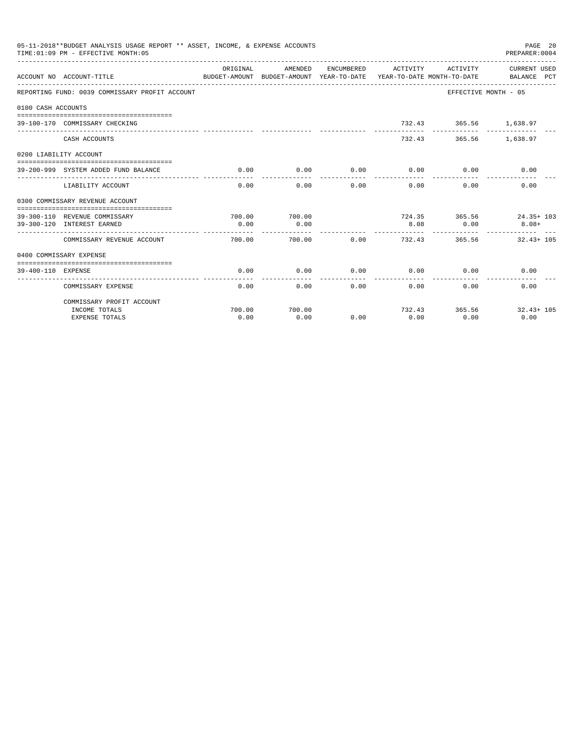05-11-2018**BUDGET ANALYSIS USAGE REPORT ** ASSET, INCOME, & EXPENSE ACCOUNTS
TIME:01:09 PM - EFFECTIVE MONTH:05
PREPARER:0004

| ACCOUNT NO | ACCOUNT-TITLE | ORIGINAL BUDGET-AMOUNT | AMENDED BUDGET-AMOUNT | ENCUMBERED YEAR-TO-DATE | ACTIVITY YEAR-TO-DATE | ACTIVITY MONTH-TO-DATE | CURRENT USED BALANCE | PCT |
|---|---|---|---|---|---|---|---|---|
| REPORTING FUND: 0039 COMMISSARY PROFIT ACCOUNT | | | | | | EFFECTIVE MONTH - 05 | | |
| 0100 CASH ACCOUNTS | | | | | | | | |
| 39-100-170 | COMMISSARY CHECKING | | | | 732.43 | 365.56 | 1,638.97 | |
| | CASH ACCOUNTS | | | | 732.43 | 365.56 | 1,638.97 | |
| 0200 LIABILITY ACCOUNT | | | | | | | | |
| 39-200-999 | SYSTEM ADDED FUND BALANCE | 0.00 | 0.00 | 0.00 | 0.00 | 0.00 | 0.00 | |
| | LIABILITY ACCOUNT | 0.00 | 0.00 | 0.00 | 0.00 | 0.00 | 0.00 | |
| 0300 COMMISSARY REVENUE ACCOUNT | | | | | | | | |
| 39-300-110 | REVENUE COMMISSARY | 700.00 | 700.00 | | 724.35 | 365.56 | 24.35+ | 103 |
| 39-300-120 | INTEREST EARNED | 0.00 | 0.00 | | 8.08 | 0.00 | 8.08+ | |
| | COMMISSARY REVENUE ACCOUNT | 700.00 | 700.00 | 0.00 | 732.43 | 365.56 | 32.43+ | 105 |
| 0400 COMMISSARY EXPENSE | | | | | | | | |
| 39-400-110 | EXPENSE | 0.00 | 0.00 | 0.00 | 0.00 | 0.00 | 0.00 | |
| | COMMISSARY EXPENSE | 0.00 | 0.00 | 0.00 | 0.00 | 0.00 | 0.00 | |
| | COMMISSARY PROFIT ACCOUNT | | | | | | | |
| | INCOME TOTALS | 700.00 | 700.00 | | 732.43 | 365.56 | 32.43+ | 105 |
| | EXPENSE TOTALS | 0.00 | 0.00 | 0.00 | 0.00 | 0.00 | 0.00 | |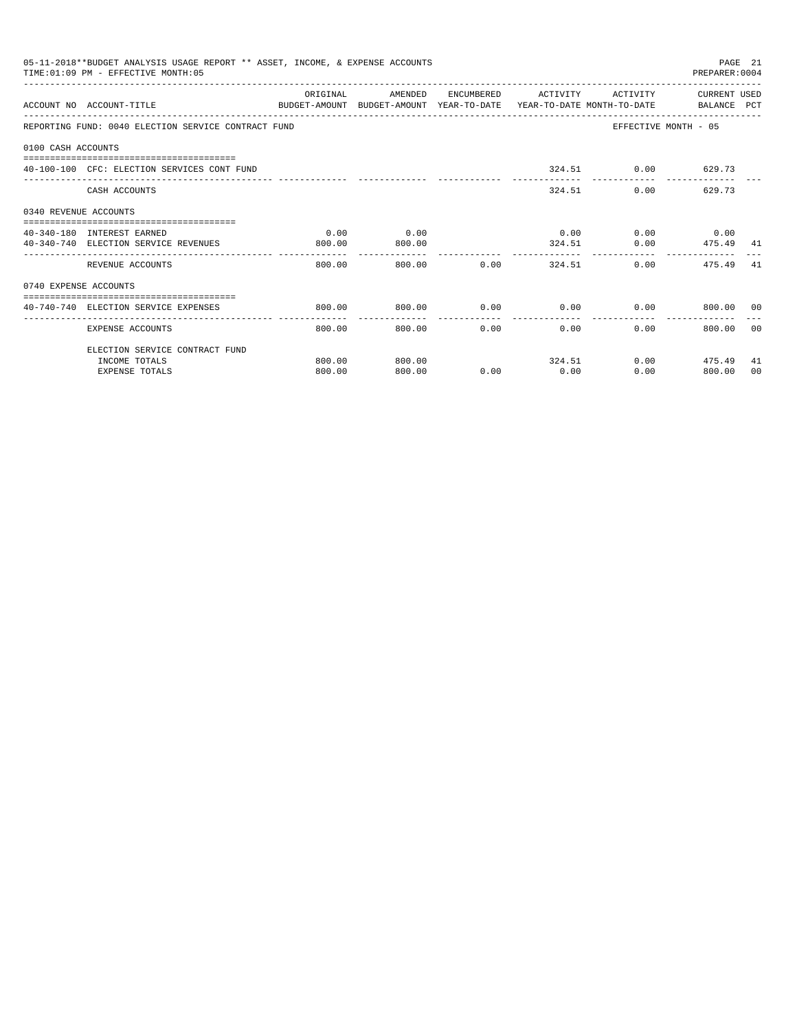05-11-2018**BUDGET ANALYSIS USAGE REPORT ** ASSET, INCOME, & EXPENSE ACCOUNTS

TIME:01:09 PM - EFFECTIVE MONTH:05

PREPARER:0004

| ACCOUNT NO | ACCOUNT-TITLE | ORIGINAL BUDGET-AMOUNT | AMENDED BUDGET-AMOUNT | ENCUMBERED YEAR-TO-DATE | ACTIVITY YEAR-TO-DATE | ACTIVITY MONTH-TO-DATE | CURRENT USED BALANCE | PCT |
|---|---|---|---|---|---|---|---|---|
| REPORTING FUND: 0040 ELECTION SERVICE CONTRACT FUND | | | | | | EFFECTIVE MONTH - 05 | | |
| 0100 CASH ACCOUNTS | | | | | | | | |
| 40-100-100 | CFC: ELECTION SERVICES CONT FUND | | | | 324.51 | 0.00 | 629.73 | |
| | CASH ACCOUNTS | | | | 324.51 | 0.00 | 629.73 | |
| 0340 REVENUE ACCOUNTS | | | | | | | | |
| 40-340-180 | INTEREST EARNED | 0.00 | 0.00 | | 0.00 | 0.00 | 0.00 | |
| 40-340-740 | ELECTION SERVICE REVENUES | 800.00 | 800.00 | | 324.51 | 0.00 | 475.49 | 41 |
| | REVENUE ACCOUNTS | 800.00 | 800.00 | 0.00 | 324.51 | 0.00 | 475.49 | 41 |
| 0740 EXPENSE ACCOUNTS | | | | | | | | |
| 40-740-740 | ELECTION SERVICE EXPENSES | 800.00 | 800.00 | 0.00 | 0.00 | 0.00 | 800.00 | 00 |
| | EXPENSE ACCOUNTS | 800.00 | 800.00 | 0.00 | 0.00 | 0.00 | 800.00 | 00 |
| | ELECTION SERVICE CONTRACT FUND | | | | | | | |
| | INCOME TOTALS | 800.00 | 800.00 | | 324.51 | 0.00 | 475.49 | 41 |
| | EXPENSE TOTALS | 800.00 | 800.00 | 0.00 | 0.00 | 0.00 | 800.00 | 00 |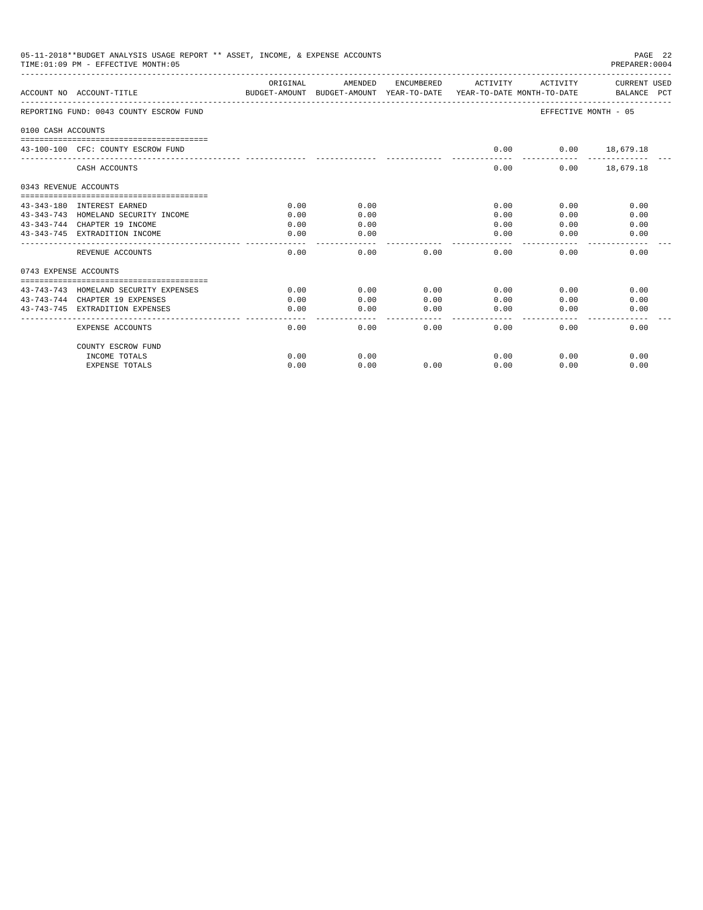05-11-2018**BUDGET ANALYSIS USAGE REPORT ** ASSET, INCOME, & EXPENSE ACCOUNTS

TIME:01:09 PM - EFFECTIVE MONTH:05

PREPARER:0004

| ACCOUNT NO | ACCOUNT-TITLE | ORIGINAL BUDGET-AMOUNT | AMENDED BUDGET-AMOUNT | ENCUMBERED YEAR-TO-DATE | ACTIVITY YEAR-TO-DATE | ACTIVITY MONTH-TO-DATE | CURRENT USED BALANCE | PCT |
|---|---|---|---|---|---|---|---|---|
| REPORTING FUND: 0043 COUNTY ESCROW FUND | | | | | | | EFFECTIVE MONTH - 05 | |
| 0100 CASH ACCOUNTS | | | | | | | | |
| 43-100-100 | CFC: COUNTY ESCROW FUND | | | | 0.00 | 0.00 | 18,679.18 | |
| | CASH ACCOUNTS | | | | 0.00 | 0.00 | 18,679.18 | |
| 0343 REVENUE ACCOUNTS | | | | | | | | |
| 43-343-180 | INTEREST EARNED | 0.00 | 0.00 | | 0.00 | 0.00 | 0.00 | |
| 43-343-743 | HOMELAND SECURITY INCOME | 0.00 | 0.00 | | 0.00 | 0.00 | 0.00 | |
| 43-343-744 | CHAPTER 19 INCOME | 0.00 | 0.00 | | 0.00 | 0.00 | 0.00 | |
| 43-343-745 | EXTRADITION INCOME | 0.00 | 0.00 | | 0.00 | 0.00 | 0.00 | |
| | REVENUE ACCOUNTS | 0.00 | 0.00 | 0.00 | 0.00 | 0.00 | 0.00 | |
| 0743 EXPENSE ACCOUNTS | | | | | | | | |
| 43-743-743 | HOMELAND SECURITY EXPENSES | 0.00 | 0.00 | 0.00 | 0.00 | 0.00 | 0.00 | |
| 43-743-744 | CHAPTER 19 EXPENSES | 0.00 | 0.00 | 0.00 | 0.00 | 0.00 | 0.00 | |
| 43-743-745 | EXTRADITION EXPENSES | 0.00 | 0.00 | 0.00 | 0.00 | 0.00 | 0.00 | |
| | EXPENSE ACCOUNTS | 0.00 | 0.00 | 0.00 | 0.00 | 0.00 | 0.00 | |
| | COUNTY ESCROW FUND | | | | | | | |
| | INCOME TOTALS | 0.00 | 0.00 | | 0.00 | 0.00 | 0.00 | |
| | EXPENSE TOTALS | 0.00 | 0.00 | 0.00 | 0.00 | 0.00 | 0.00 | |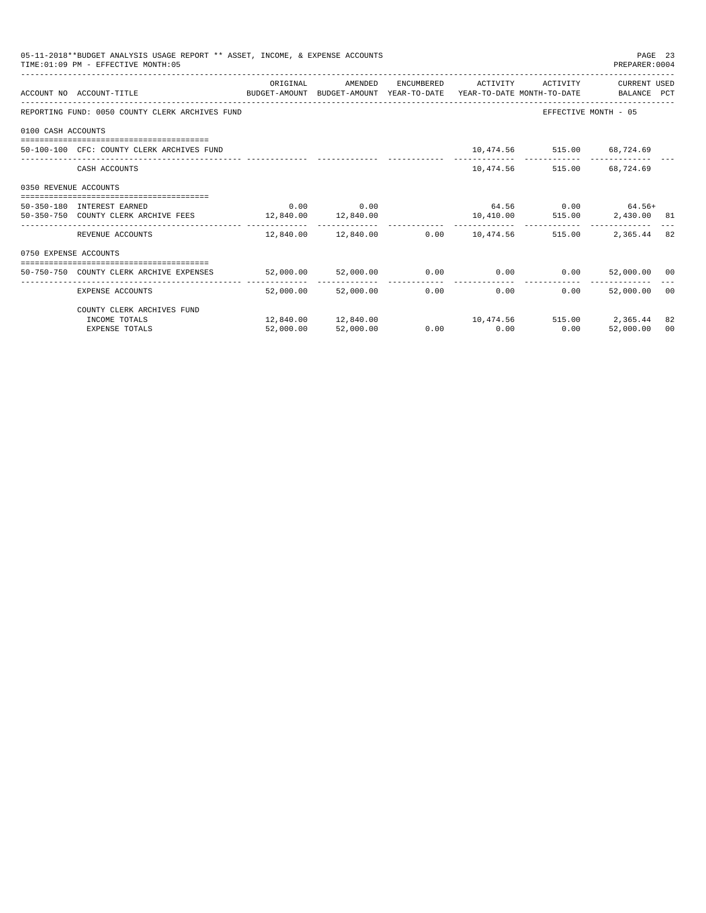05-11-2018**BUDGET ANALYSIS USAGE REPORT ** ASSET, INCOME, & EXPENSE ACCOUNTS
TIME:01:09 PM - EFFECTIVE MONTH:05

PREPARER:0004

| ACCOUNT NO | ACCOUNT-TITLE | ORIGINAL BUDGET-AMOUNT | AMENDED BUDGET-AMOUNT | ENCUMBERED YEAR-TO-DATE | ACTIVITY YEAR-TO-DATE | ACTIVITY MONTH-TO-DATE | CURRENT USED BALANCE | PCT |
|---|---|---|---|---|---|---|---|---|
| REPORTING FUND: 0050 COUNTY CLERK ARCHIVES FUND | | | | | | | EFFECTIVE MONTH - 05 | |
| 0100 CASH ACCOUNTS | | | | | | | | |
| 50-100-100 | CFC: COUNTY CLERK ARCHIVES FUND | | | | 10,474.56 | 515.00 | 68,724.69 | |
| | CASH ACCOUNTS | | | | 10,474.56 | 515.00 | 68,724.69 | |
| 0350 REVENUE ACCOUNTS | | | | | | | | |
| 50-350-180 | INTEREST EARNED | 0.00 | 0.00 | | 64.56 | 0.00 | 64.56+ | |
| 50-350-750 | COUNTY CLERK ARCHIVE FEES | 12,840.00 | 12,840.00 | | 10,410.00 | 515.00 | 2,430.00 | 81 |
| | REVENUE ACCOUNTS | 12,840.00 | 12,840.00 | 0.00 | 10,474.56 | 515.00 | 2,365.44 | 82 |
| 0750 EXPENSE ACCOUNTS | | | | | | | | |
| 50-750-750 | COUNTY CLERK ARCHIVE EXPENSES | 52,000.00 | 52,000.00 | 0.00 | 0.00 | 0.00 | 52,000.00 | 00 |
| | EXPENSE ACCOUNTS | 52,000.00 | 52,000.00 | 0.00 | 0.00 | 0.00 | 52,000.00 | 00 |
| | COUNTY CLERK ARCHIVES FUND | | | | | | | |
| | INCOME TOTALS | 12,840.00 | 12,840.00 | | 10,474.56 | 515.00 | 2,365.44 | 82 |
| | EXPENSE TOTALS | 52,000.00 | 52,000.00 | 0.00 | 0.00 | 0.00 | 52,000.00 | 00 |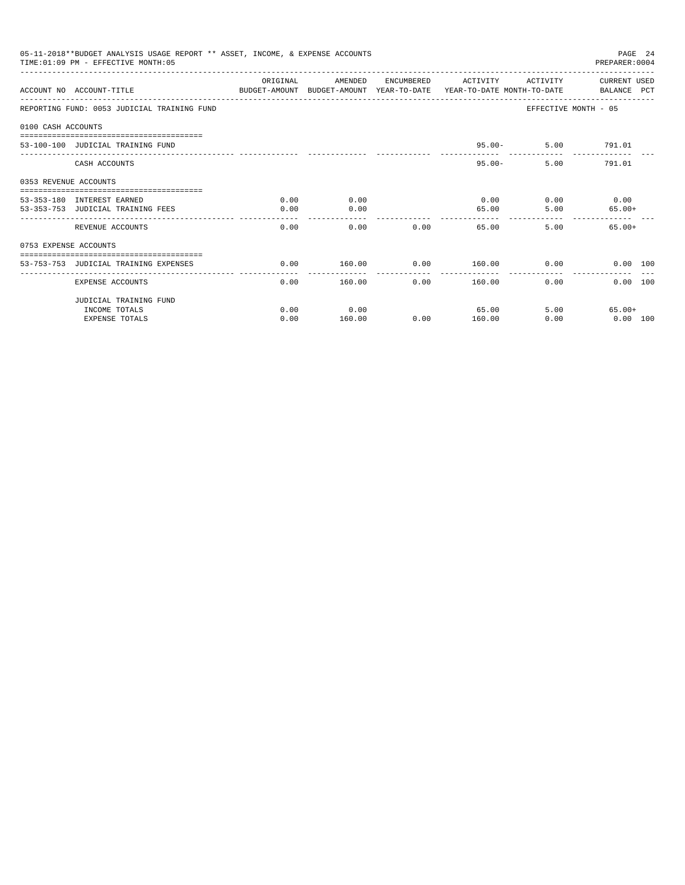05-11-2018**BUDGET ANALYSIS USAGE REPORT ** ASSET, INCOME, & EXPENSE ACCOUNTS

TIME:01:09 PM - EFFECTIVE MONTH:05

PREPARER:0004

| ACCOUNT NO | ACCOUNT-TITLE | ORIGINAL BUDGET-AMOUNT | AMENDED BUDGET-AMOUNT | ENCUMBERED YEAR-TO-DATE | ACTIVITY YEAR-TO-DATE | ACTIVITY MONTH-TO-DATE | CURRENT USED BALANCE | PCT |
|---|---|---|---|---|---|---|---|---|
| REPORTING FUND: 0053 JUDICIAL TRAINING FUND | | | | | | EFFECTIVE MONTH - 05 | | |
| 0100 CASH ACCOUNTS | | | | | | | | |
| 53-100-100 | JUDICIAL TRAINING FUND | | | | 95.00- | 5.00 | 791.01 | |
| | CASH ACCOUNTS | | | | 95.00- | 5.00 | 791.01 | |
| 0353 REVENUE ACCOUNTS | | | | | | | | |
| 53-353-180 | INTEREST EARNED | 0.00 | 0.00 | | 0.00 | 0.00 | 0.00 | |
| 53-353-753 | JUDICIAL TRAINING FEES | 0.00 | 0.00 | | 65.00 | 5.00 | 65.00+ | |
| | REVENUE ACCOUNTS | 0.00 | 0.00 | 0.00 | 65.00 | 5.00 | 65.00+ | |
| 0753 EXPENSE ACCOUNTS | | | | | | | | |
| 53-753-753 | JUDICIAL TRAINING EXPENSES | 0.00 | 160.00 | 0.00 | 160.00 | 0.00 | 0.00 | 100 |
| | EXPENSE ACCOUNTS | 0.00 | 160.00 | 0.00 | 160.00 | 0.00 | 0.00 | 100 |
| | JUDICIAL TRAINING FUND | | | | | | | |
| | INCOME TOTALS | 0.00 | 0.00 | | 65.00 | 5.00 | 65.00+ | |
| | EXPENSE TOTALS | 0.00 | 160.00 | 0.00 | 160.00 | 0.00 | 0.00 | 100 |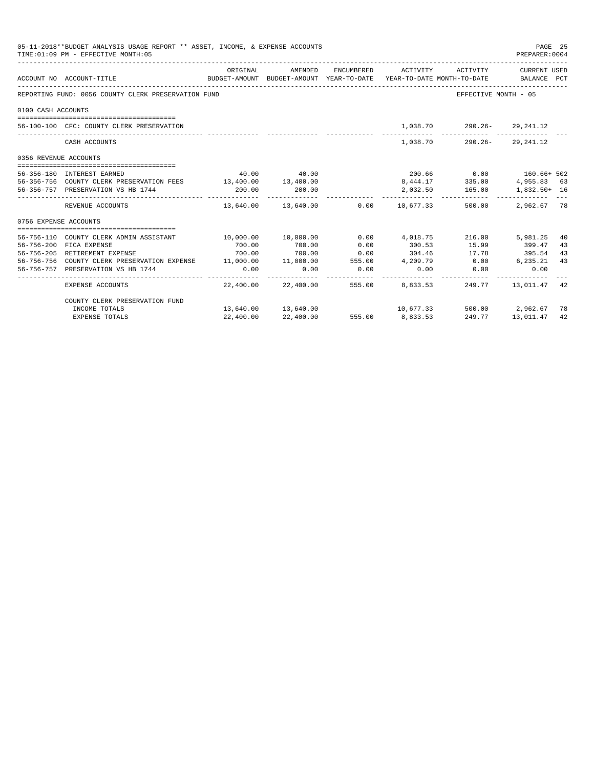05-11-2018**BUDGET ANALYSIS USAGE REPORT ** ASSET, INCOME, & EXPENSE ACCOUNTS

TIME:01:09 PM - EFFECTIVE MONTH:05

| ACCOUNT NO | ACCOUNT-TITLE | ORIGINAL BUDGET-AMOUNT | AMENDED BUDGET-AMOUNT | ENCUMBERED YEAR-TO-DATE | ACTIVITY YEAR-TO-DATE | ACTIVITY MONTH-TO-DATE | CURRENT USED BALANCE | PCT |
|---|---|---|---|---|---|---|---|---|
| REPORTING FUND: 0056 COUNTY CLERK PRESERVATION FUND | | | | | | EFFECTIVE MONTH - 05 | | |
| 0100 CASH ACCOUNTS | | | | | | | | |
| 56-100-100 | CFC: COUNTY CLERK PRESERVATION | | | | 1,038.70 | 290.26- | 29,241.12 | |
| | CASH ACCOUNTS | | | | 1,038.70 | 290.26- | 29,241.12 | |
| 0356 REVENUE ACCOUNTS | | | | | | | | |
| 56-356-180 | INTEREST EARNED | 40.00 | 40.00 | | 200.66 | 0.00 | 160.66+ | 502 |
| 56-356-756 | COUNTY CLERK PRESERVATION FEES | 13,400.00 | 13,400.00 | | 8,444.17 | 335.00 | 4,955.83 | 63 |
| 56-356-757 | PRESERVATION VS HB 1744 | 200.00 | 200.00 | | 2,032.50 | 165.00 | 1,832.50+ | 16 |
| | REVENUE ACCOUNTS | 13,640.00 | 13,640.00 | 0.00 | 10,677.33 | 500.00 | 2,962.67 | 78 |
| 0756 EXPENSE ACCOUNTS | | | | | | | | |
| 56-756-110 | COUNTY CLERK ADMIN ASSISTANT | 10,000.00 | 10,000.00 | 0.00 | 4,018.75 | 216.00 | 5,981.25 | 40 |
| 56-756-200 | FICA EXPENSE | 700.00 | 700.00 | 0.00 | 300.53 | 15.99 | 399.47 | 43 |
| 56-756-205 | RETIREMENT EXPENSE | 700.00 | 700.00 | 0.00 | 304.46 | 17.78 | 395.54 | 43 |
| 56-756-756 | COUNTY CLERK PRESERVATION EXPENSE | 11,000.00 | 11,000.00 | 555.00 | 4,209.79 | 0.00 | 6,235.21 | 43 |
| 56-756-757 | PRESERVATION VS HB 1744 | 0.00 | 0.00 | 0.00 | 0.00 | 0.00 | 0.00 | |
| | EXPENSE ACCOUNTS | 22,400.00 | 22,400.00 | 555.00 | 8,833.53 | 249.77 | 13,011.47 | 42 |
| | COUNTY CLERK PRESERVATION FUND | | | | | | | |
| | INCOME TOTALS | 13,640.00 | 13,640.00 | | 10,677.33 | 500.00 | 2,962.67 | 78 |
| | EXPENSE TOTALS | 22,400.00 | 22,400.00 | 555.00 | 8,833.53 | 249.77 | 13,011.47 | 42 |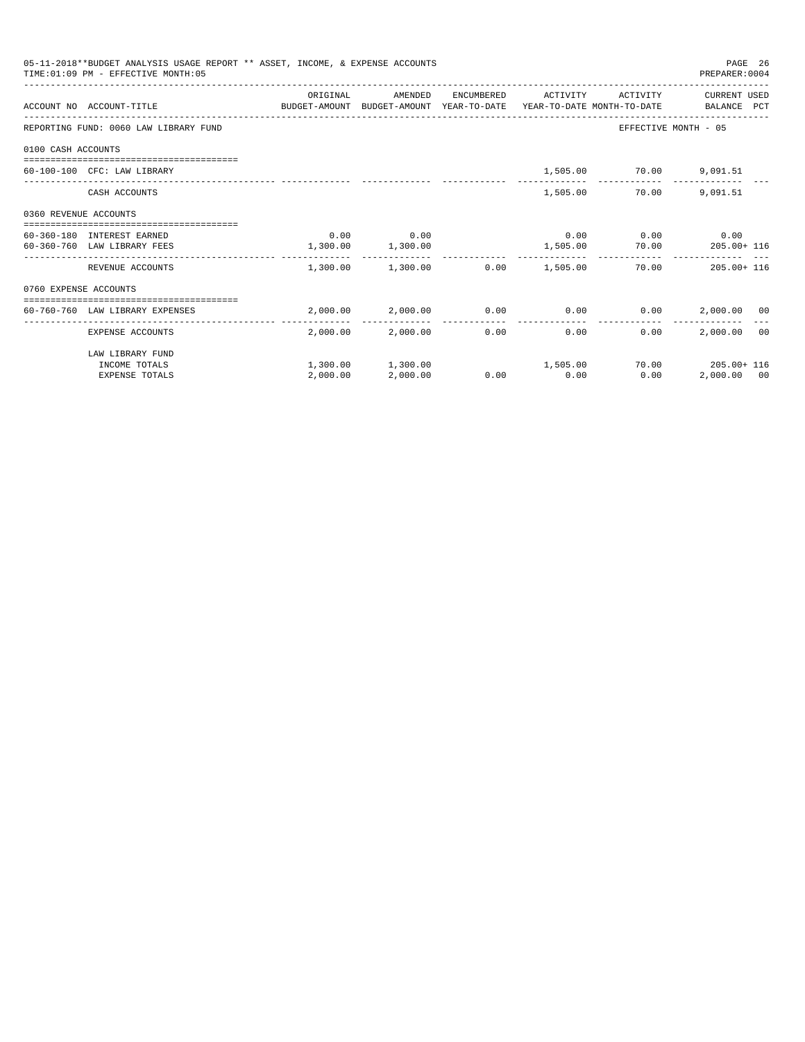05-11-2018**BUDGET ANALYSIS USAGE REPORT ** ASSET, INCOME, & EXPENSE ACCOUNTS
TIME:01:09 PM - EFFECTIVE MONTH:05
PREPARER:0004

| ACCOUNT NO | ACCOUNT-TITLE | ORIGINAL BUDGET-AMOUNT | AMENDED BUDGET-AMOUNT | ENCUMBERED YEAR-TO-DATE | ACTIVITY YEAR-TO-DATE | ACTIVITY MONTH-TO-DATE | CURRENT USED BALANCE | PCT |
|---|---|---|---|---|---|---|---|---|
| REPORTING FUND: 0060 LAW LIBRARY FUND | | | | | | EFFECTIVE MONTH - 05 | | |
| 0100 CASH ACCOUNTS | | | | | | | | |
| 60-100-100 | CFC: LAW LIBRARY | | | | 1,505.00 | 70.00 | 9,091.51 | |
| | CASH ACCOUNTS | | | | 1,505.00 | 70.00 | 9,091.51 | |
| 0360 REVENUE ACCOUNTS | | | | | | | | |
| 60-360-180 | INTEREST EARNED | 0.00 | 0.00 | | 0.00 | 0.00 | 0.00 | |
| 60-360-760 | LAW LIBRARY FEES | 1,300.00 | 1,300.00 | | 1,505.00 | 70.00 | 205.00+ | 116 |
| | REVENUE ACCOUNTS | 1,300.00 | 1,300.00 | 0.00 | 1,505.00 | 70.00 | 205.00+ | 116 |
| 0760 EXPENSE ACCOUNTS | | | | | | | | |
| 60-760-760 | LAW LIBRARY EXPENSES | 2,000.00 | 2,000.00 | 0.00 | 0.00 | 0.00 | 2,000.00 | 00 |
| | EXPENSE ACCOUNTS | 2,000.00 | 2,000.00 | 0.00 | 0.00 | 0.00 | 2,000.00 | 00 |
| | LAW LIBRARY FUND | | | | | | | |
| | INCOME TOTALS | 1,300.00 | 1,300.00 | | 1,505.00 | 70.00 | 205.00+ | 116 |
| | EXPENSE TOTALS | 2,000.00 | 2,000.00 | 0.00 | 0.00 | 0.00 | 2,000.00 | 00 |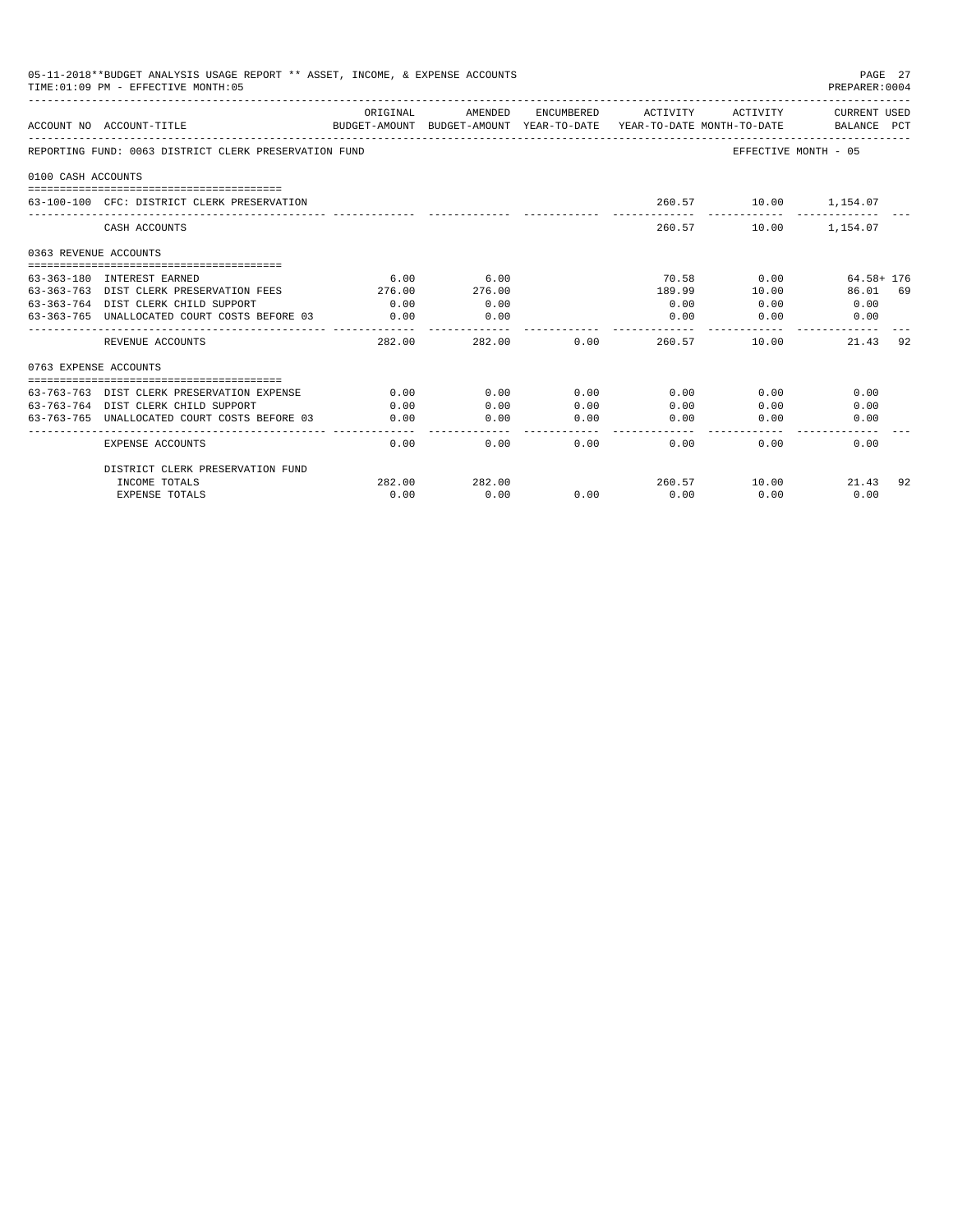05-11-2018**BUDGET ANALYSIS USAGE REPORT ** ASSET, INCOME, & EXPENSE ACCOUNTS
TIME:01:09 PM - EFFECTIVE MONTH:05

PREPARER:0004

| ACCOUNT NO | ACCOUNT-TITLE | ORIGINAL BUDGET-AMOUNT | AMENDED BUDGET-AMOUNT | ENCUMBERED YEAR-TO-DATE | ACTIVITY YEAR-TO-DATE | ACTIVITY MONTH-TO-DATE | CURRENT USED BALANCE | PCT |
|---|---|---|---|---|---|---|---|---|
| REPORTING FUND: 0063 DISTRICT CLERK PRESERVATION FUND | | | | | | EFFECTIVE MONTH - 05 | | |
| 0100 CASH ACCOUNTS | | | | | | | | |
| 63-100-100 | CFC: DISTRICT CLERK PRESERVATION | | | | 260.57 | 10.00 | 1,154.07 | |
| | CASH ACCOUNTS | | | | 260.57 | 10.00 | 1,154.07 | |
| 0363 REVENUE ACCOUNTS | | | | | | | | |
| 63-363-180 | INTEREST EARNED | 6.00 | 6.00 | | 70.58 | 0.00 | 64.58+ | 176 |
| 63-363-763 | DIST CLERK PRESERVATION FEES | 276.00 | 276.00 | | 189.99 | 10.00 | 86.01 | 69 |
| 63-363-764 | DIST CLERK CHILD SUPPORT | 0.00 | 0.00 | | 0.00 | 0.00 | 0.00 | |
| 63-363-765 | UNALLOCATED COURT COSTS BEFORE 03 | 0.00 | 0.00 | | 0.00 | 0.00 | 0.00 | |
| | REVENUE ACCOUNTS | 282.00 | 282.00 | 0.00 | 260.57 | 10.00 | 21.43 | 92 |
| 0763 EXPENSE ACCOUNTS | | | | | | | | |
| 63-763-763 | DIST CLERK PRESERVATION EXPENSE | 0.00 | 0.00 | 0.00 | 0.00 | 0.00 | 0.00 | |
| 63-763-764 | DIST CLERK CHILD SUPPORT | 0.00 | 0.00 | 0.00 | 0.00 | 0.00 | 0.00 | |
| 63-763-765 | UNALLOCATED COURT COSTS BEFORE 03 | 0.00 | 0.00 | 0.00 | 0.00 | 0.00 | 0.00 | |
| | EXPENSE ACCOUNTS | 0.00 | 0.00 | 0.00 | 0.00 | 0.00 | 0.00 | |
| | DISTRICT CLERK PRESERVATION FUND | | | | | | | |
| | INCOME TOTALS | 282.00 | 282.00 | | 260.57 | 10.00 | 21.43 | 92 |
| | EXPENSE TOTALS | 0.00 | 0.00 | 0.00 | 0.00 | 0.00 | 0.00 | |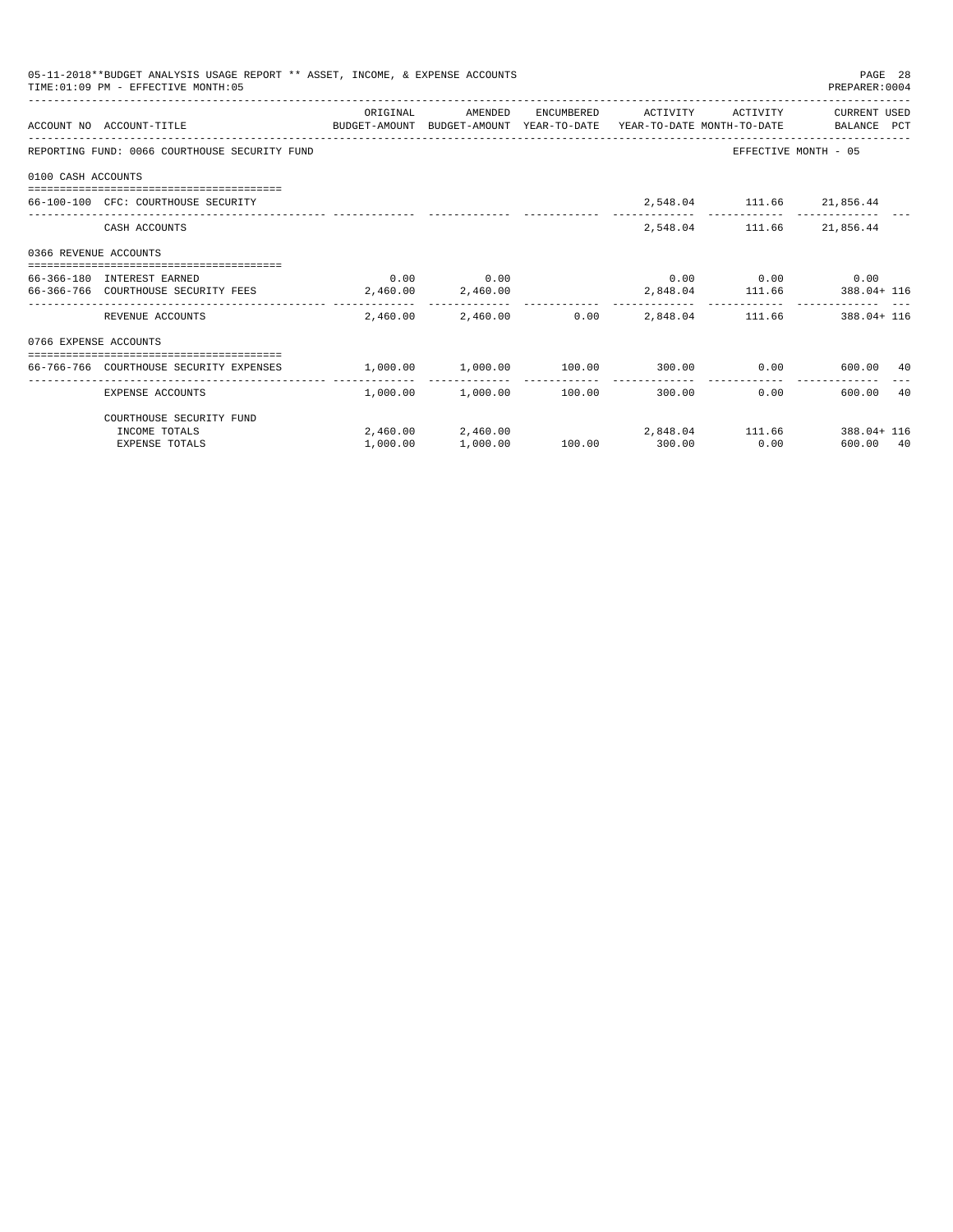05-11-2018**BUDGET ANALYSIS USAGE REPORT ** ASSET, INCOME, & EXPENSE ACCOUNTS
TIME:01:09 PM - EFFECTIVE MONTH:05
PREPARER:0004

| ACCOUNT NO | ACCOUNT-TITLE | ORIGINAL BUDGET-AMOUNT | AMENDED BUDGET-AMOUNT | ENCUMBERED YEAR-TO-DATE | ACTIVITY YEAR-TO-DATE | ACTIVITY MONTH-TO-DATE | CURRENT USED BALANCE | PCT |
|---|---|---|---|---|---|---|---|---|
| REPORTING FUND: 0066 COURTHOUSE SECURITY FUND | | | | | | | EFFECTIVE MONTH - 05 | |
| 0100 CASH ACCOUNTS | | | | | | | | |
| 66-100-100 | CFC: COURTHOUSE SECURITY | | | | 2,548.04 | 111.66 | 21,856.44 | |
| | CASH ACCOUNTS | | | | 2,548.04 | 111.66 | 21,856.44 | |
| 0366 REVENUE ACCOUNTS | | | | | | | | |
| 66-366-180 | INTEREST EARNED | 0.00 | 0.00 | | 0.00 | 0.00 | 0.00 | |
| 66-366-766 | COURTHOUSE SECURITY FEES | 2,460.00 | 2,460.00 | | 2,848.04 | 111.66 | 388.04+ | 116 |
| | REVENUE ACCOUNTS | 2,460.00 | 2,460.00 | 0.00 | 2,848.04 | 111.66 | 388.04+ | 116 |
| 0766 EXPENSE ACCOUNTS | | | | | | | | |
| 66-766-766 | COURTHOUSE SECURITY EXPENSES | 1,000.00 | 1,000.00 | 100.00 | 300.00 | 0.00 | 600.00 | 40 |
| | EXPENSE ACCOUNTS | 1,000.00 | 1,000.00 | 100.00 | 300.00 | 0.00 | 600.00 | 40 |
| | COURTHOUSE SECURITY FUND | | | | | | | |
| | INCOME TOTALS | 2,460.00 | 2,460.00 | | 2,848.04 | 111.66 | 388.04+ | 116 |
| | EXPENSE TOTALS | 1,000.00 | 1,000.00 | 100.00 | 300.00 | 0.00 | 600.00 | 40 |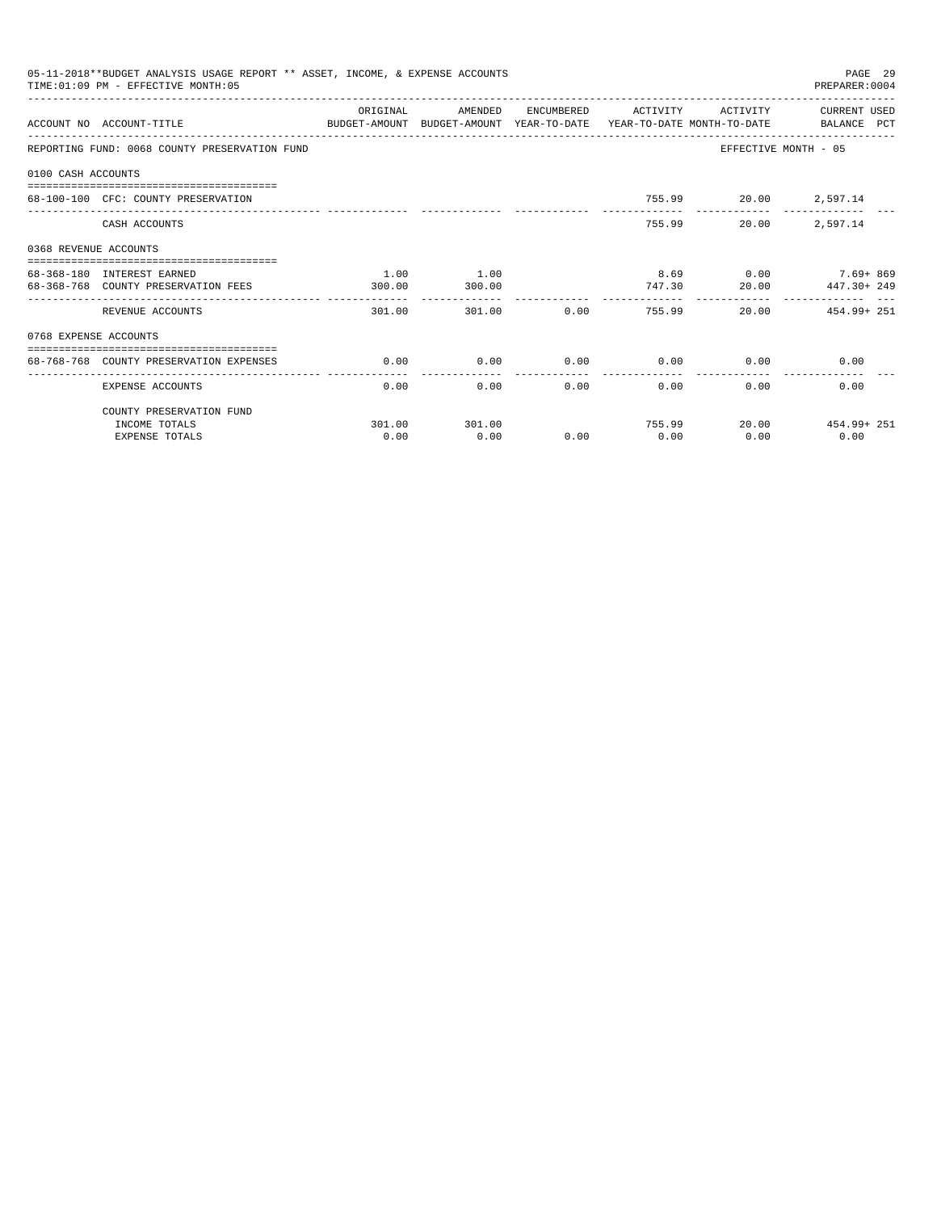05-11-2018**BUDGET ANALYSIS USAGE REPORT ** ASSET, INCOME, & EXPENSE ACCOUNTS

TIME:01:09 PM - EFFECTIVE MONTH:05

| ACCOUNT NO | ACCOUNT-TITLE | ORIGINAL BUDGET-AMOUNT | AMENDED BUDGET-AMOUNT | ENCUMBERED YEAR-TO-DATE | ACTIVITY YEAR-TO-DATE | ACTIVITY MONTH-TO-DATE | CURRENT USED BALANCE | PCT |
|---|---|---|---|---|---|---|---|---|
| REPORTING FUND: 0068 COUNTY PRESERVATION FUND | | | | | | EFFECTIVE MONTH - 05 | | |
| 0100 CASH ACCOUNTS | | | | | | | | |
| 68-100-100 | CFC: COUNTY PRESERVATION | | | | 755.99 | 20.00 | 2,597.14 | |
| | CASH ACCOUNTS | | | | 755.99 | 20.00 | 2,597.14 | |
| 0368 REVENUE ACCOUNTS | | | | | | | | |
| 68-368-180 | INTEREST EARNED | 1.00 | 1.00 | | 8.69 | 0.00 | 7.69+ | 869 |
| 68-368-768 | COUNTY PRESERVATION FEES | 300.00 | 300.00 | | 747.30 | 20.00 | 447.30+ | 249 |
| | REVENUE ACCOUNTS | 301.00 | 301.00 | 0.00 | 755.99 | 20.00 | 454.99+ | 251 |
| 0768 EXPENSE ACCOUNTS | | | | | | | | |
| 68-768-768 | COUNTY PRESERVATION EXPENSES | 0.00 | 0.00 | 0.00 | 0.00 | 0.00 | 0.00 | |
| | EXPENSE ACCOUNTS | 0.00 | 0.00 | 0.00 | 0.00 | 0.00 | 0.00 | |
| | COUNTY PRESERVATION FUND | | | | | | | |
| | INCOME TOTALS | 301.00 | 301.00 | | 755.99 | 20.00 | 454.99+ | 251 |
| | EXPENSE TOTALS | 0.00 | 0.00 | 0.00 | 0.00 | 0.00 | 0.00 | |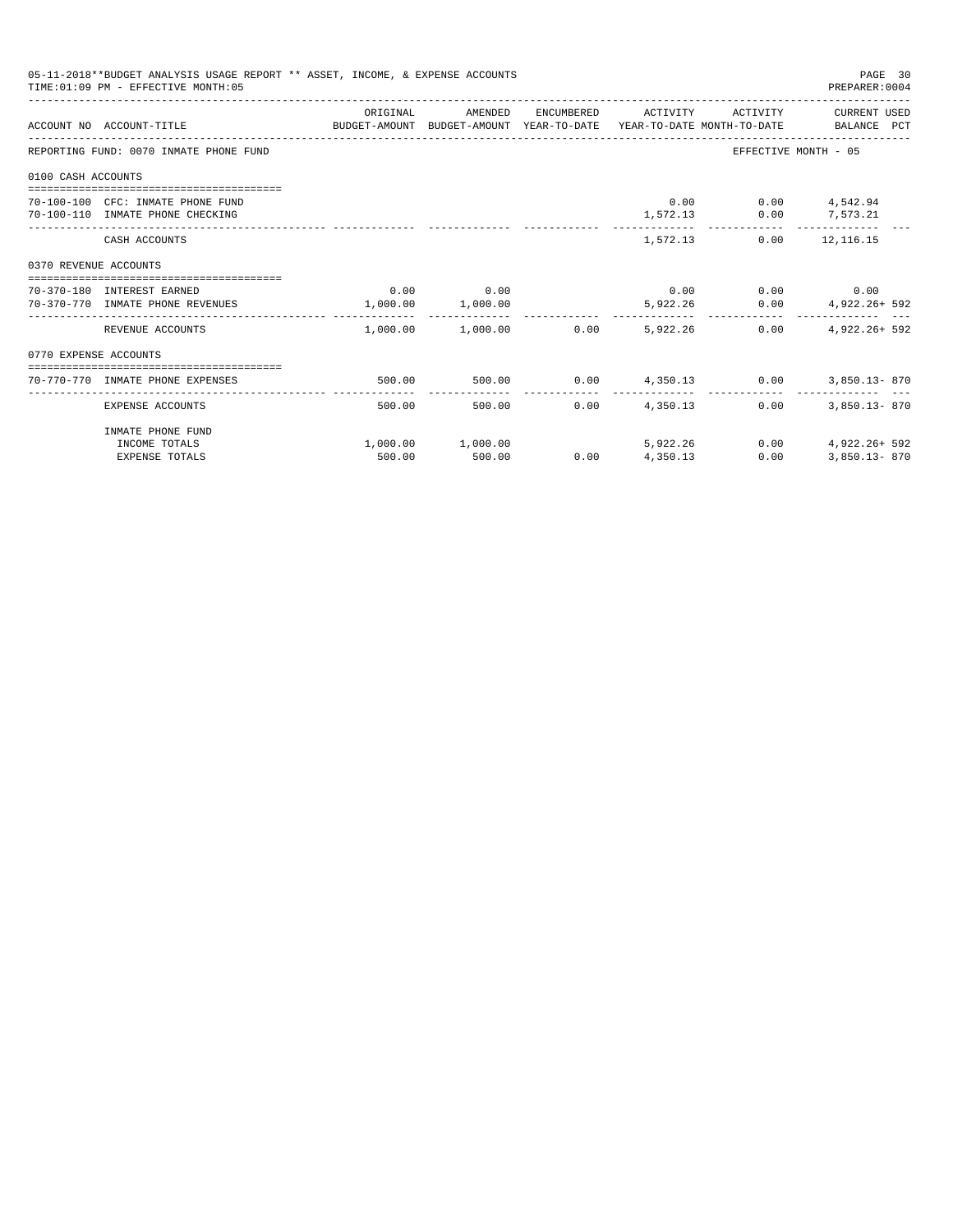05-11-2018**BUDGET ANALYSIS USAGE REPORT ** ASSET, INCOME, & EXPENSE ACCOUNTS
TIME:01:09 PM - EFFECTIVE MONTH:05

| ACCOUNT NO | ACCOUNT-TITLE | ORIGINAL BUDGET-AMOUNT | AMENDED BUDGET-AMOUNT | ENCUMBERED YEAR-TO-DATE | ACTIVITY YEAR-TO-DATE | ACTIVITY MONTH-TO-DATE | CURRENT USED BALANCE | PCT |
|---|---|---|---|---|---|---|---|---|
| REPORTING FUND: 0070 INMATE PHONE FUND | | | | | | EFFECTIVE MONTH - 05 | | |
| 0100 CASH ACCOUNTS | | | | | | | | |
| 70-100-100 | CFC: INMATE PHONE FUND | | | | 0.00 | 0.00 | 4,542.94 | |
| 70-100-110 | INMATE PHONE CHECKING | | | | 1,572.13 | 0.00 | 7,573.21 | |
| | CASH ACCOUNTS | | | | 1,572.13 | 0.00 | 12,116.15 | |
| 0370 REVENUE ACCOUNTS | | | | | | | | |
| 70-370-180 | INTEREST EARNED | 0.00 | 0.00 | | 0.00 | 0.00 | 0.00 | |
| 70-370-770 | INMATE PHONE REVENUES | 1,000.00 | 1,000.00 | | 5,922.26 | 0.00 | 4,922.26+ | 592 |
| | REVENUE ACCOUNTS | 1,000.00 | 1,000.00 | 0.00 | 5,922.26 | 0.00 | 4,922.26+ | 592 |
| 0770 EXPENSE ACCOUNTS | | | | | | | | |
| 70-770-770 | INMATE PHONE EXPENSES | 500.00 | 500.00 | 0.00 | 4,350.13 | 0.00 | 3,850.13- | 870 |
| | EXPENSE ACCOUNTS | 500.00 | 500.00 | 0.00 | 4,350.13 | 0.00 | 3,850.13- | 870 |
| | INMATE PHONE FUND | | | | | | | |
| | INCOME TOTALS | 1,000.00 | 1,000.00 | | 5,922.26 | 0.00 | 4,922.26+ | 592 |
| | EXPENSE TOTALS | 500.00 | 500.00 | 0.00 | 4,350.13 | 0.00 | 3,850.13- | 870 |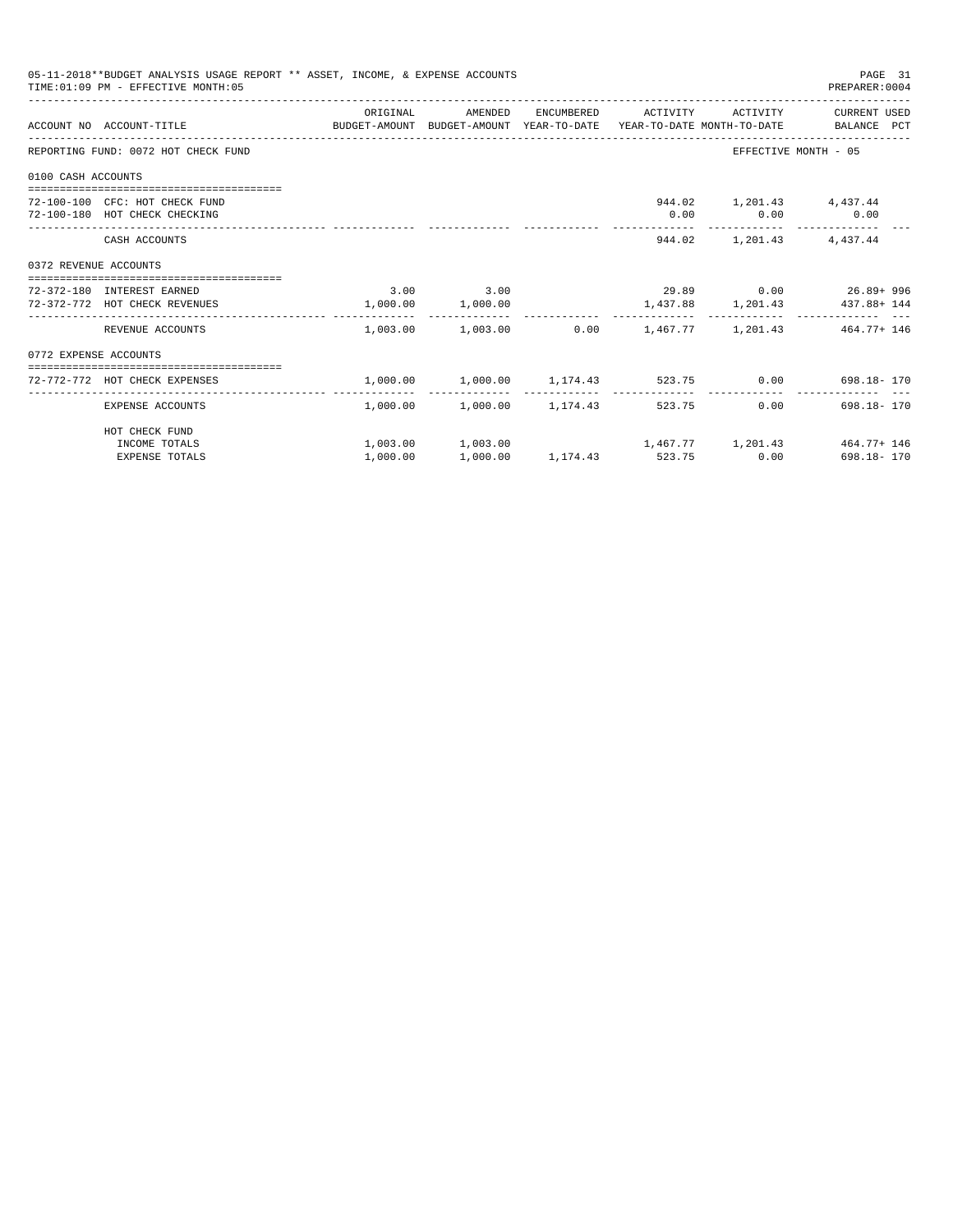05-11-2018**BUDGET ANALYSIS USAGE REPORT ** ASSET, INCOME, & EXPENSE ACCOUNTS
TIME:01:09 PM - EFFECTIVE MONTH:05

PREPARER:0004

| ACCOUNT NO | ACCOUNT-TITLE | ORIGINAL BUDGET-AMOUNT | AMENDED BUDGET-AMOUNT | ENCUMBERED YEAR-TO-DATE | ACTIVITY YEAR-TO-DATE | ACTIVITY MONTH-TO-DATE | CURRENT USED BALANCE | PCT |
|---|---|---|---|---|---|---|---|---|
| REPORTING FUND: 0072 HOT CHECK FUND | | | | | | | EFFECTIVE MONTH - 05 | |
| 0100 CASH ACCOUNTS | | | | | | | | |
| 72-100-100 | CFC: HOT CHECK FUND | | | | 944.02 | 1,201.43 | 4,437.44 | |
| 72-100-180 | HOT CHECK CHECKING | | | | 0.00 | 0.00 | 0.00 | |
| | CASH ACCOUNTS | | | | 944.02 | 1,201.43 | 4,437.44 | |
| 0372 REVENUE ACCOUNTS | | | | | | | | |
| 72-372-180 | INTEREST EARNED | 3.00 | 3.00 | | 29.89 | 0.00 | 26.89+ | 996 |
| 72-372-772 | HOT CHECK REVENUES | 1,000.00 | 1,000.00 | | 1,437.88 | 1,201.43 | 437.88+ | 144 |
| | REVENUE ACCOUNTS | 1,003.00 | 1,003.00 | 0.00 | 1,467.77 | 1,201.43 | 464.77+ | 146 |
| 0772 EXPENSE ACCOUNTS | | | | | | | | |
| 72-772-772 | HOT CHECK EXPENSES | 1,000.00 | 1,000.00 | 1,174.43 | 523.75 | 0.00 | 698.18- | 170 |
| | EXPENSE ACCOUNTS | 1,000.00 | 1,000.00 | 1,174.43 | 523.75 | 0.00 | 698.18- | 170 |
| | HOT CHECK FUND | | | | | | | |
| | INCOME TOTALS | 1,003.00 | 1,003.00 | | 1,467.77 | 1,201.43 | 464.77+ | 146 |
| | EXPENSE TOTALS | 1,000.00 | 1,000.00 | 1,174.43 | 523.75 | 0.00 | 698.18- | 170 |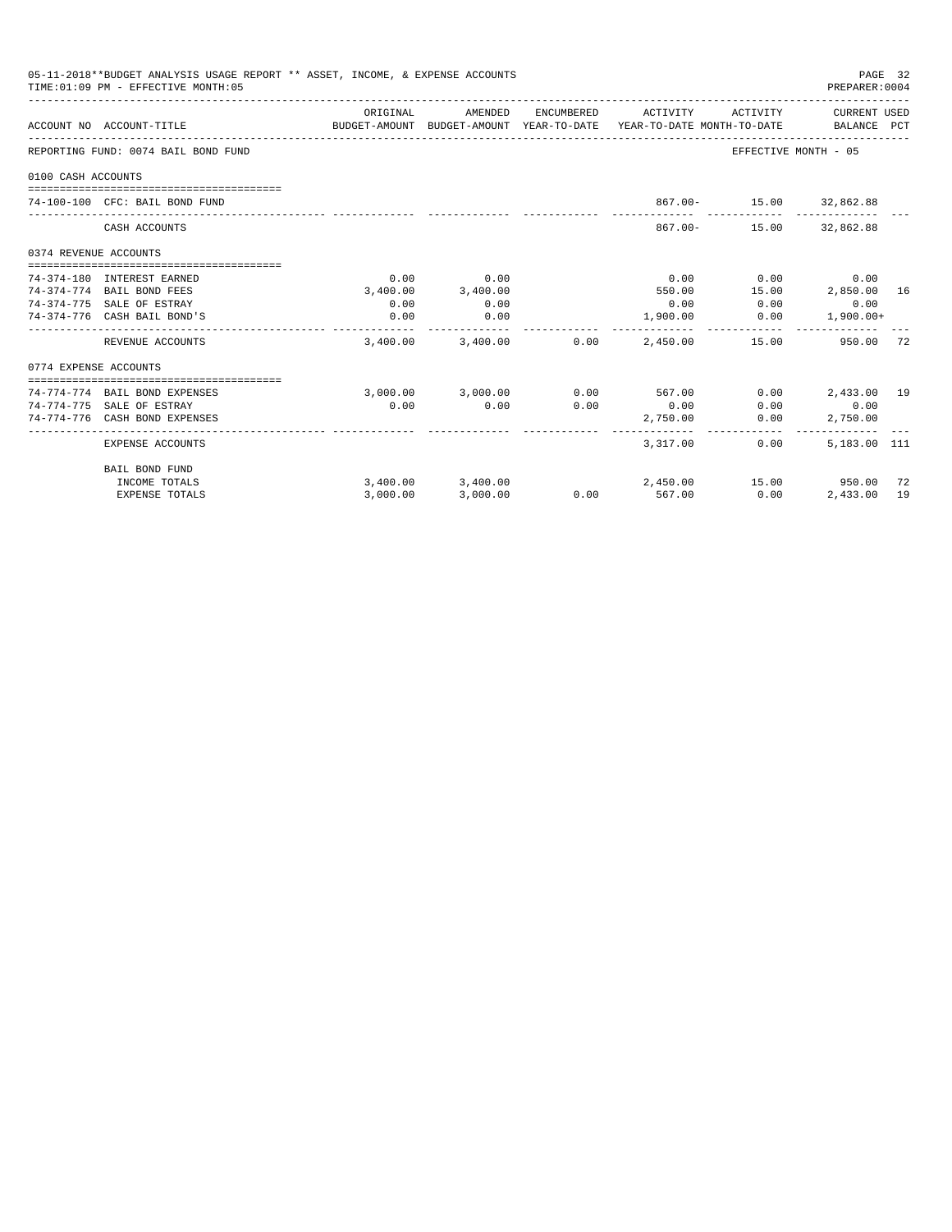05-11-2018**BUDGET ANALYSIS USAGE REPORT ** ASSET, INCOME, & EXPENSE ACCOUNTS

TIME:01:09 PM - EFFECTIVE MONTH:05

PREPARER:0004

| ACCOUNT NO | ACCOUNT-TITLE | ORIGINAL BUDGET-AMOUNT | AMENDED BUDGET-AMOUNT | ENCUMBERED YEAR-TO-DATE | ACTIVITY YEAR-TO-DATE | ACTIVITY MONTH-TO-DATE | CURRENT USED BALANCE | PCT |
|---|---|---|---|---|---|---|---|---|
| REPORTING FUND: 0074 BAIL BOND FUND | | | | | | | EFFECTIVE MONTH - 05 | |
| 0100 CASH ACCOUNTS | | | | | | | | |
| 74-100-100 | CFC: BAIL BOND FUND | | | | 867.00- | 15.00 | 32,862.88 | |
| | CASH ACCOUNTS | | | | 867.00- | 15.00 | 32,862.88 | |
| 0374 REVENUE ACCOUNTS | | | | | | | | |
| 74-374-180 | INTEREST EARNED | 0.00 | 0.00 | | 0.00 | 0.00 | 0.00 | |
| 74-374-774 | BAIL BOND FEES | 3,400.00 | 3,400.00 | | 550.00 | 15.00 | 2,850.00 | 16 |
| 74-374-775 | SALE OF ESTRAY | 0.00 | 0.00 | | 0.00 | 0.00 | 0.00 | |
| 74-374-776 | CASH BAIL BOND'S | 0.00 | 0.00 | | 1,900.00 | 0.00 | 1,900.00+ | |
| | REVENUE ACCOUNTS | 3,400.00 | 3,400.00 | 0.00 | 2,450.00 | 15.00 | 950.00 | 72 |
| 0774 EXPENSE ACCOUNTS | | | | | | | | |
| 74-774-774 | BAIL BOND EXPENSES | 3,000.00 | 3,000.00 | 0.00 | 567.00 | 0.00 | 2,433.00 | 19 |
| 74-774-775 | SALE OF ESTRAY | 0.00 | 0.00 | 0.00 | 0.00 | 0.00 | 0.00 | |
| 74-774-776 | CASH BOND EXPENSES | | | | 2,750.00 | 0.00 | 2,750.00 | |
| | EXPENSE ACCOUNTS | | | | 3,317.00 | 0.00 | 5,183.00 | 111 |
| | BAIL BOND FUND | | | | | | | |
| | INCOME TOTALS | 3,400.00 | 3,400.00 | | 2,450.00 | 15.00 | 950.00 | 72 |
| | EXPENSE TOTALS | 3,000.00 | 3,000.00 | 0.00 | 567.00 | 0.00 | 2,433.00 | 19 |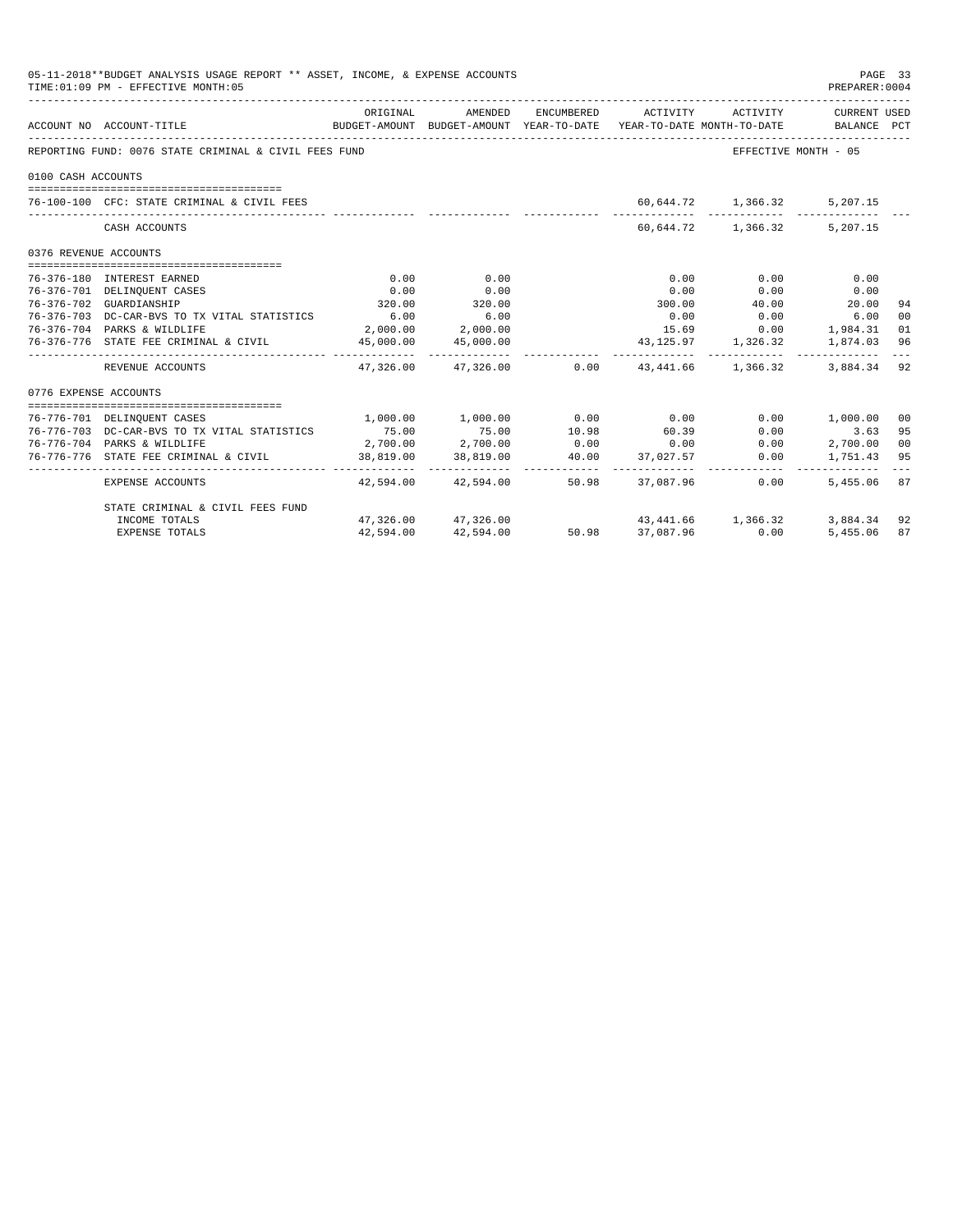05-11-2018**BUDGET ANALYSIS USAGE REPORT ** ASSET, INCOME, & EXPENSE ACCOUNTS
TIME:01:09 PM - EFFECTIVE MONTH:05
PREPARER:0004

| ACCOUNT NO | ACCOUNT-TITLE | ORIGINAL BUDGET-AMOUNT | AMENDED BUDGET-AMOUNT | ENCUMBERED YEAR-TO-DATE | ACTIVITY YEAR-TO-DATE | ACTIVITY MONTH-TO-DATE | CURRENT USED BALANCE | PCT |
|---|---|---|---|---|---|---|---|---|
| REPORTING FUND: 0076 STATE CRIMINAL & CIVIL FEES FUND | | | | | | EFFECTIVE MONTH - 05 | | |
| 0100 CASH ACCOUNTS | | | | | | | | |
| 76-100-100 | CFC: STATE CRIMINAL & CIVIL FEES | | | | 60,644.72 | 1,366.32 | 5,207.15 | |
| | CASH ACCOUNTS | | | | 60,644.72 | 1,366.32 | 5,207.15 | |
| 0376 REVENUE ACCOUNTS | | | | | | | | |
| 76-376-180 | INTEREST EARNED | 0.00 | 0.00 | | 0.00 | 0.00 | 0.00 | |
| 76-376-701 | DELINQUENT CASES | 0.00 | 0.00 | | 0.00 | 0.00 | 0.00 | |
| 76-376-702 | GUARDIANSHIP | 320.00 | 320.00 | | 300.00 | 40.00 | 20.00 | 94 |
| 76-376-703 | DC-CAR-BVS TO TX VITAL STATISTICS | 6.00 | 6.00 | | 0.00 | 0.00 | 6.00 | 00 |
| 76-376-704 | PARKS & WILDLIFE | 2,000.00 | 2,000.00 | | 15.69 | 0.00 | 1,984.31 | 01 |
| 76-376-776 | STATE FEE CRIMINAL & CIVIL | 45,000.00 | 45,000.00 | | 43,125.97 | 1,326.32 | 1,874.03 | 96 |
| | REVENUE ACCOUNTS | 47,326.00 | 47,326.00 | 0.00 | 43,441.66 | 1,366.32 | 3,884.34 | 92 |
| 0776 EXPENSE ACCOUNTS | | | | | | | | |
| 76-776-701 | DELINQUENT CASES | 1,000.00 | 1,000.00 | 0.00 | 0.00 | 0.00 | 1,000.00 | 00 |
| 76-776-703 | DC-CAR-BVS TO TX VITAL STATISTICS | 75.00 | 75.00 | 10.98 | 60.39 | 0.00 | 3.63 | 95 |
| 76-776-704 | PARKS & WILDLIFE | 2,700.00 | 2,700.00 | 0.00 | 0.00 | 0.00 | 2,700.00 | 00 |
| 76-776-776 | STATE FEE CRIMINAL & CIVIL | 38,819.00 | 38,819.00 | 40.00 | 37,027.57 | 0.00 | 1,751.43 | 95 |
| | EXPENSE ACCOUNTS | 42,594.00 | 42,594.00 | 50.98 | 37,087.96 | 0.00 | 5,455.06 | 87 |
| | STATE CRIMINAL & CIVIL FEES FUND | | | | | | | |
| | INCOME TOTALS | 47,326.00 | 47,326.00 | | 43,441.66 | 1,366.32 | 3,884.34 | 92 |
| | EXPENSE TOTALS | 42,594.00 | 42,594.00 | 50.98 | 37,087.96 | 0.00 | 5,455.06 | 87 |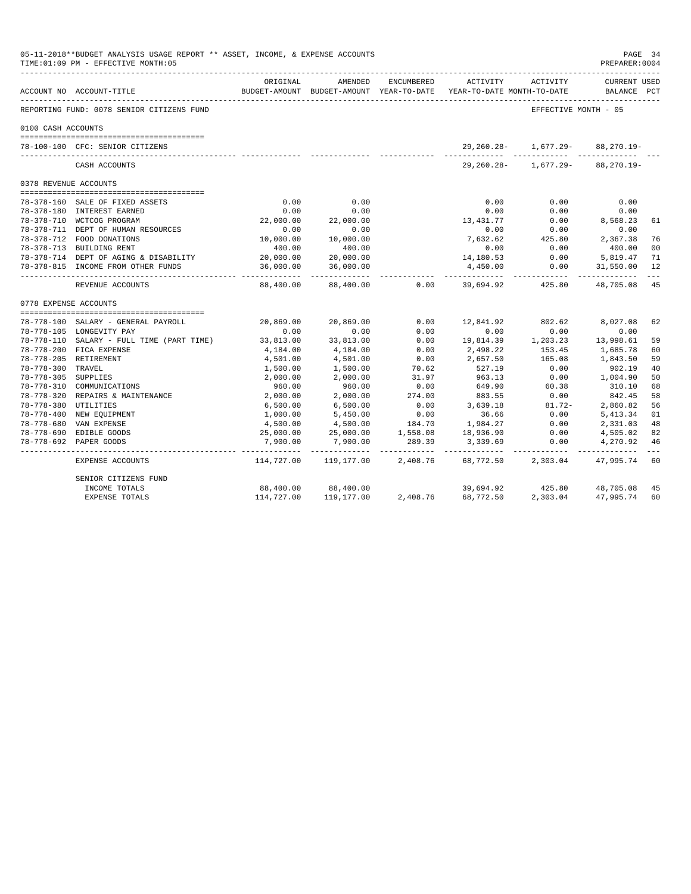05-11-2018**BUDGET ANALYSIS USAGE REPORT ** ASSET, INCOME, & EXPENSE ACCOUNTS
TIME:01:09 PM - EFFECTIVE MONTH:05

PREPARER:0004

REPORTING FUND: 0078 SENIOR CITIZENS FUND — EFFECTIVE MONTH - 05

| ACCOUNT NO | ACCOUNT-TITLE | ORIGINAL BUDGET-AMOUNT | AMENDED BUDGET-AMOUNT | ENCUMBERED YEAR-TO-DATE | ACTIVITY YEAR-TO-DATE | ACTIVITY MONTH-TO-DATE | CURRENT USED BALANCE | PCT |
|---|---|---|---|---|---|---|---|---|
| **0100 CASH ACCOUNTS** | | | | | | | | |
| 78-100-100 | CFC: SENIOR CITIZENS | | | | 29,260.28- | 1,677.29- | 88,270.19- | |
| | CASH ACCOUNTS | | | | 29,260.28- | 1,677.29- | 88,270.19- | |
| **0378 REVENUE ACCOUNTS** | | | | | | | | |
| 78-378-160 | SALE OF FIXED ASSETS | 0.00 | 0.00 | | 0.00 | 0.00 | 0.00 | |
| 78-378-180 | INTEREST EARNED | 0.00 | 0.00 | | 0.00 | 0.00 | 0.00 | |
| 78-378-710 | WCTCOG PROGRAM | 22,000.00 | 22,000.00 | | 13,431.77 | 0.00 | 8,568.23 | 61 |
| 78-378-711 | DEPT OF HUMAN RESOURCES | 0.00 | 0.00 | | 0.00 | 0.00 | 0.00 | |
| 78-378-712 | FOOD DONATIONS | 10,000.00 | 10,000.00 | | 7,632.62 | 425.80 | 2,367.38 | 76 |
| 78-378-713 | BUILDING RENT | 400.00 | 400.00 | | 0.00 | 0.00 | 400.00 | 00 |
| 78-378-714 | DEPT OF AGING & DISABILITY | 20,000.00 | 20,000.00 | | 14,180.53 | 0.00 | 5,819.47 | 71 |
| 78-378-815 | INCOME FROM OTHER FUNDS | 36,000.00 | 36,000.00 | | 4,450.00 | 0.00 | 31,550.00 | 12 |
| | REVENUE ACCOUNTS | 88,400.00 | 88,400.00 | 0.00 | 39,694.92 | 425.80 | 48,705.08 | 45 |
| **0778 EXPENSE ACCOUNTS** | | | | | | | | |
| 78-778-100 | SALARY - GENERAL PAYROLL | 20,869.00 | 20,869.00 | 0.00 | 12,841.92 | 802.62 | 8,027.08 | 62 |
| 78-778-105 | LONGEVITY PAY | 0.00 | 0.00 | 0.00 | 0.00 | 0.00 | 0.00 | |
| 78-778-110 | SALARY - FULL TIME (PART TIME) | 33,813.00 | 33,813.00 | 0.00 | 19,814.39 | 1,203.23 | 13,998.61 | 59 |
| 78-778-200 | FICA EXPENSE | 4,184.00 | 4,184.00 | 0.00 | 2,498.22 | 153.45 | 1,685.78 | 60 |
| 78-778-205 | RETIREMENT | 4,501.00 | 4,501.00 | 0.00 | 2,657.50 | 165.08 | 1,843.50 | 59 |
| 78-778-300 | TRAVEL | 1,500.00 | 1,500.00 | 70.62 | 527.19 | 0.00 | 902.19 | 40 |
| 78-778-305 | SUPPLIES | 2,000.00 | 2,000.00 | 31.97 | 963.13 | 0.00 | 1,004.90 | 50 |
| 78-778-310 | COMMUNICATIONS | 960.00 | 960.00 | 0.00 | 649.90 | 60.38 | 310.10 | 68 |
| 78-778-320 | REPAIRS & MAINTENANCE | 2,000.00 | 2,000.00 | 274.00 | 883.55 | 0.00 | 842.45 | 58 |
| 78-778-380 | UTILITIES | 6,500.00 | 6,500.00 | 0.00 | 3,639.18 | 81.72- | 2,860.82 | 56 |
| 78-778-400 | NEW EQUIPMENT | 1,000.00 | 5,450.00 | 0.00 | 36.66 | 0.00 | 5,413.34 | 01 |
| 78-778-680 | VAN EXPENSE | 4,500.00 | 4,500.00 | 184.70 | 1,984.27 | 0.00 | 2,331.03 | 48 |
| 78-778-690 | EDIBLE GOODS | 25,000.00 | 25,000.00 | 1,558.08 | 18,936.90 | 0.00 | 4,505.02 | 82 |
| 78-778-692 | PAPER GOODS | 7,900.00 | 7,900.00 | 289.39 | 3,339.69 | 0.00 | 4,270.92 | 46 |
| | EXPENSE ACCOUNTS | 114,727.00 | 119,177.00 | 2,408.76 | 68,772.50 | 2,303.04 | 47,995.74 | 60 |
| | SENIOR CITIZENS FUND | | | | | | | |
| | INCOME TOTALS | 88,400.00 | 88,400.00 | | 39,694.92 | 425.80 | 48,705.08 | 45 |
| | EXPENSE TOTALS | 114,727.00 | 119,177.00 | 2,408.76 | 68,772.50 | 2,303.04 | 47,995.74 | 60 |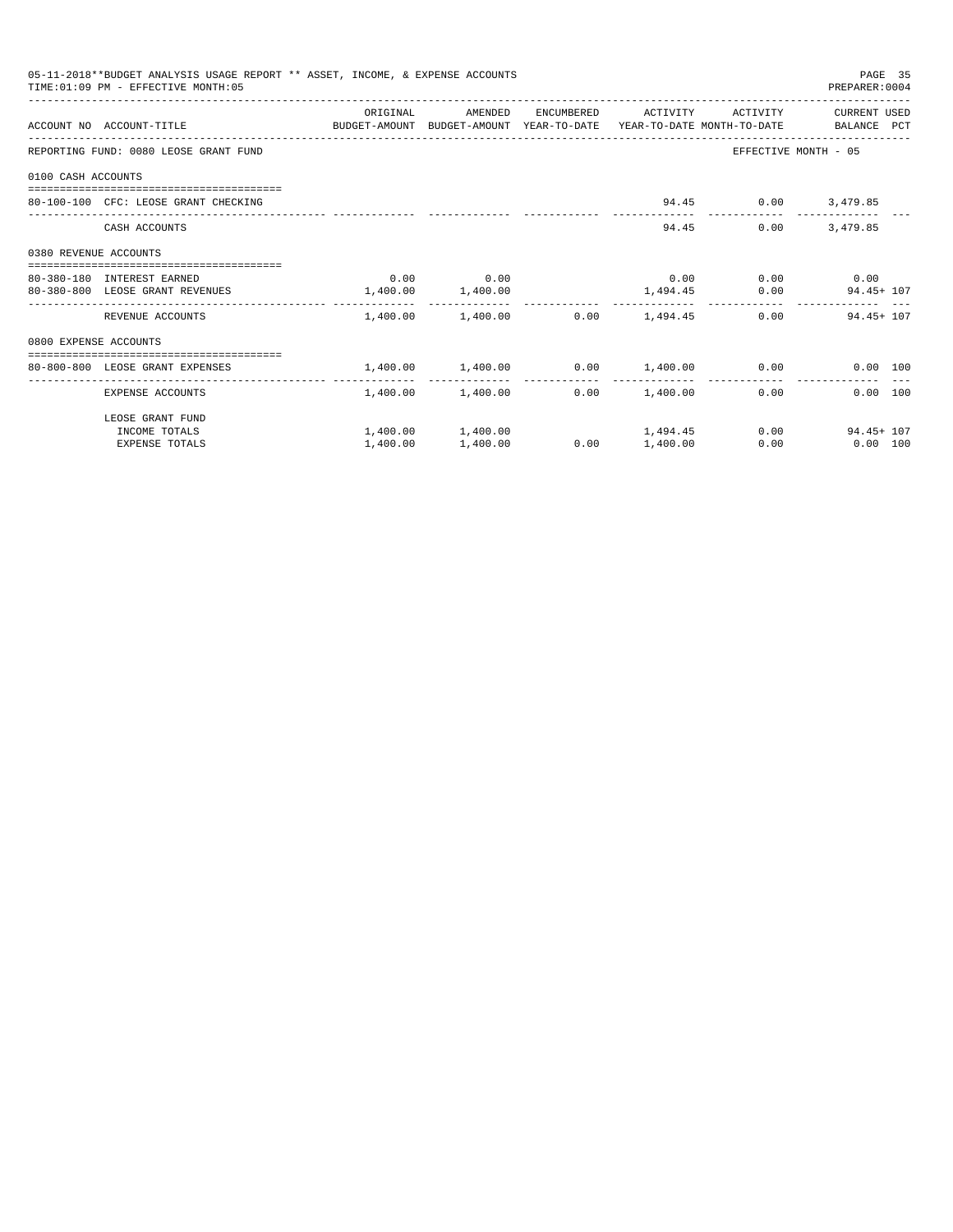05-11-2018**BUDGET ANALYSIS USAGE REPORT ** ASSET, INCOME, & EXPENSE ACCOUNTS

TIME:01:09 PM - EFFECTIVE MONTH:05

PREPARER:0004

| ACCOUNT NO | ACCOUNT-TITLE | ORIGINAL BUDGET-AMOUNT | AMENDED BUDGET-AMOUNT | ENCUMBERED YEAR-TO-DATE | ACTIVITY YEAR-TO-DATE | ACTIVITY MONTH-TO-DATE | CURRENT USED BALANCE | PCT |
|---|---|---|---|---|---|---|---|---|
| REPORTING FUND: 0080 LEOSE GRANT FUND | | | | | | EFFECTIVE MONTH - 05 | | |
| 0100 CASH ACCOUNTS | | | | | | | | |
| 80-100-100 | CFC: LEOSE GRANT CHECKING | | | | 94.45 | 0.00 | 3,479.85 | |
| | CASH ACCOUNTS | | | | 94.45 | 0.00 | 3,479.85 | |
| 0380 REVENUE ACCOUNTS | | | | | | | | |
| 80-380-180 | INTEREST EARNED | 0.00 | 0.00 | | 0.00 | 0.00 | 0.00 | |
| 80-380-800 | LEOSE GRANT REVENUES | 1,400.00 | 1,400.00 | | 1,494.45 | 0.00 | 94.45+ | 107 |
| | REVENUE ACCOUNTS | 1,400.00 | 1,400.00 | 0.00 | 1,494.45 | 0.00 | 94.45+ | 107 |
| 0800 EXPENSE ACCOUNTS | | | | | | | | |
| 80-800-800 | LEOSE GRANT EXPENSES | 1,400.00 | 1,400.00 | 0.00 | 1,400.00 | 0.00 | 0.00 | 100 |
| | EXPENSE ACCOUNTS | 1,400.00 | 1,400.00 | 0.00 | 1,400.00 | 0.00 | 0.00 | 100 |
| | LEOSE GRANT FUND | | | | | | | |
| | INCOME TOTALS | 1,400.00 | 1,400.00 | | 1,494.45 | 0.00 | 94.45+ | 107 |
| | EXPENSE TOTALS | 1,400.00 | 1,400.00 | 0.00 | 1,400.00 | 0.00 | 0.00 | 100 |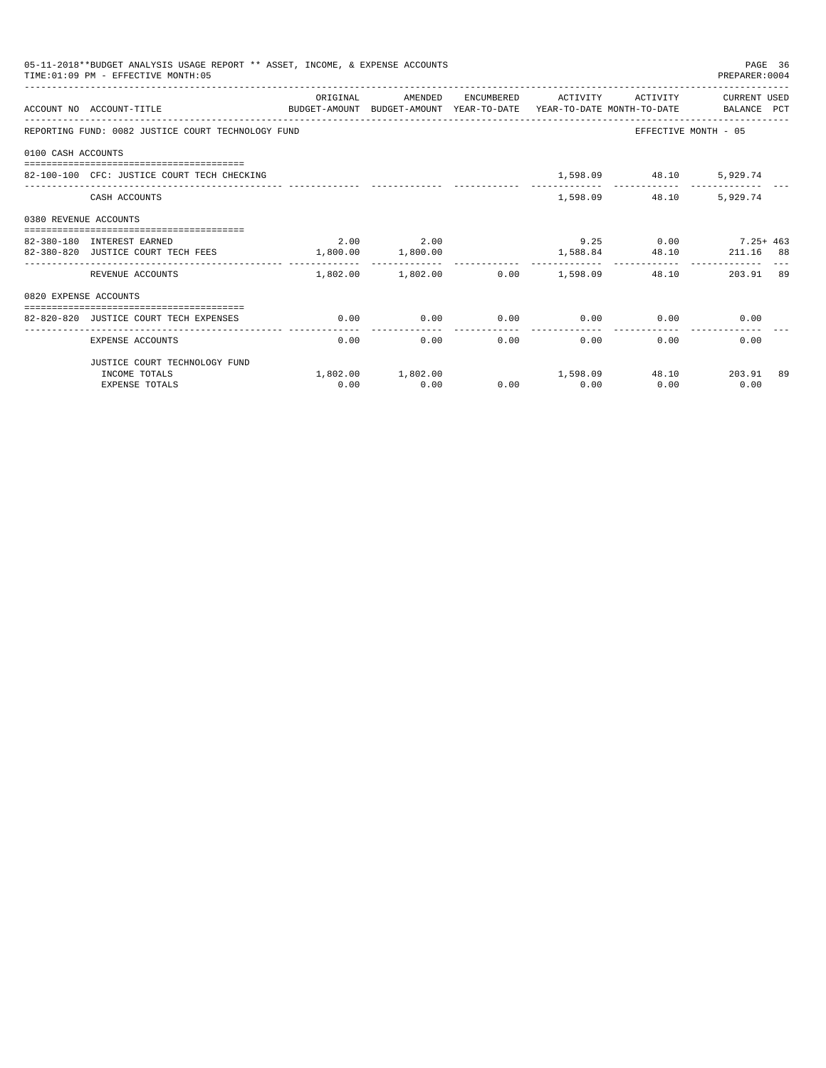05-11-2018**BUDGET ANALYSIS USAGE REPORT ** ASSET, INCOME, & EXPENSE ACCOUNTS

TIME:01:09 PM - EFFECTIVE MONTH:05

PREPARER:0004

| ACCOUNT NO | ACCOUNT-TITLE | ORIGINAL BUDGET-AMOUNT | AMENDED BUDGET-AMOUNT | ENCUMBERED YEAR-TO-DATE | ACTIVITY YEAR-TO-DATE | ACTIVITY MONTH-TO-DATE | CURRENT BALANCE | USED PCT |
|---|---|---|---|---|---|---|---|---|
| REPORTING FUND: 0082 JUSTICE COURT TECHNOLOGY FUND | | | | | | EFFECTIVE MONTH - 05 | | |
| 0100 CASH ACCOUNTS | | | | | | | | |
| 82-100-100 | CFC: JUSTICE COURT TECH CHECKING | | | | 1,598.09 | 48.10 | 5,929.74 | |
| | CASH ACCOUNTS | | | | 1,598.09 | 48.10 | 5,929.74 | |
| 0380 REVENUE ACCOUNTS | | | | | | | | |
| 82-380-180 | INTEREST EARNED | 2.00 | 2.00 | | 9.25 | 0.00 | 7.25+ | 463 |
| 82-380-820 | JUSTICE COURT TECH FEES | 1,800.00 | 1,800.00 | | 1,588.84 | 48.10 | 211.16 | 88 |
| | REVENUE ACCOUNTS | 1,802.00 | 1,802.00 | 0.00 | 1,598.09 | 48.10 | 203.91 | 89 |
| 0820 EXPENSE ACCOUNTS | | | | | | | | |
| 82-820-820 | JUSTICE COURT TECH EXPENSES | 0.00 | 0.00 | 0.00 | 0.00 | 0.00 | 0.00 | |
| | EXPENSE ACCOUNTS | 0.00 | 0.00 | 0.00 | 0.00 | 0.00 | 0.00 | |
| | JUSTICE COURT TECHNOLOGY FUND | | | | | | | |
| | INCOME TOTALS | 1,802.00 | 1,802.00 | | 1,598.09 | 48.10 | 203.91 | 89 |
| | EXPENSE TOTALS | 0.00 | 0.00 | 0.00 | 0.00 | 0.00 | 0.00 | |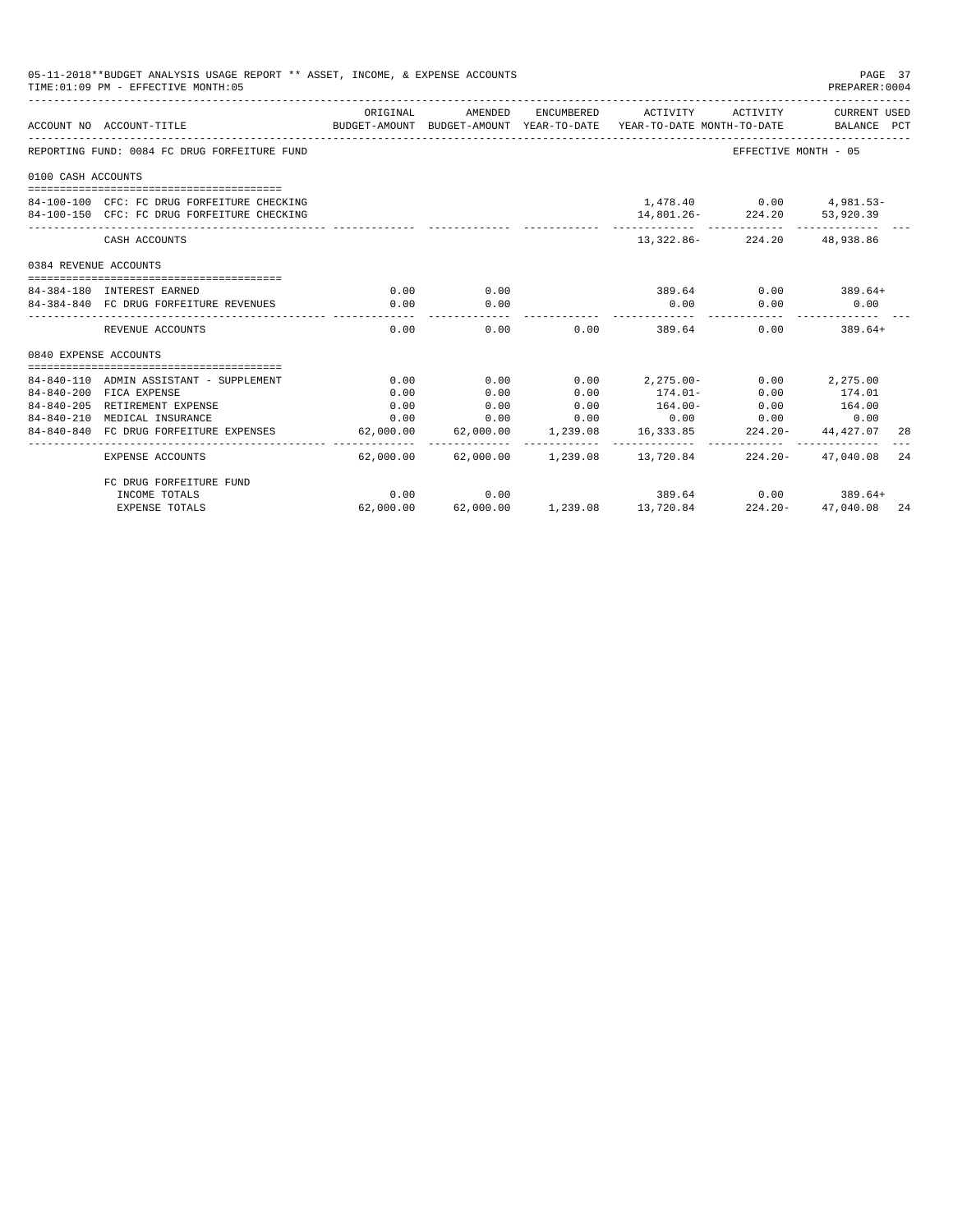05-11-2018**BUDGET ANALYSIS USAGE REPORT ** ASSET, INCOME, & EXPENSE ACCOUNTS
TIME:01:09 PM - EFFECTIVE MONTH:05

PREPARER:0004

| ACCOUNT NO | ACCOUNT-TITLE | ORIGINAL BUDGET-AMOUNT | AMENDED BUDGET-AMOUNT | ENCUMBERED YEAR-TO-DATE | ACTIVITY YEAR-TO-DATE | ACTIVITY MONTH-TO-DATE | CURRENT USED BALANCE | PCT |
|---|---|---|---|---|---|---|---|---|
| REPORTING FUND: 0084 FC DRUG FORFEITURE FUND | | | | | | EFFECTIVE MONTH - 05 | | |
| 0100 CASH ACCOUNTS | | | | | | | | |
| 84-100-100 | CFC: FC DRUG FORFEITURE CHECKING | | | | 1,478.40 | 0.00 | 4,981.53- | |
| 84-100-150 | CFC: FC DRUG FORFEITURE CHECKING | | | | 14,801.26- | 224.20 | 53,920.39 | |
| | CASH ACCOUNTS | | | | 13,322.86- | 224.20 | 48,938.86 | |
| 0384 REVENUE ACCOUNTS | | | | | | | | |
| 84-384-180 | INTEREST EARNED | 0.00 | 0.00 | | 389.64 | 0.00 | 389.64+ | |
| 84-384-840 | FC DRUG FORFEITURE REVENUES | 0.00 | 0.00 | | 0.00 | 0.00 | 0.00 | |
| | REVENUE ACCOUNTS | 0.00 | 0.00 | 0.00 | 389.64 | 0.00 | 389.64+ | |
| 0840 EXPENSE ACCOUNTS | | | | | | | | |
| 84-840-110 | ADMIN ASSISTANT - SUPPLEMENT | 0.00 | 0.00 | 0.00 | 2,275.00- | 0.00 | 2,275.00 | |
| 84-840-200 | FICA EXPENSE | 0.00 | 0.00 | 0.00 | 174.01- | 0.00 | 174.01 | |
| 84-840-205 | RETIREMENT EXPENSE | 0.00 | 0.00 | 0.00 | 164.00- | 0.00 | 164.00 | |
| 84-840-210 | MEDICAL INSURANCE | 0.00 | 0.00 | 0.00 | 0.00 | 0.00 | 0.00 | |
| 84-840-840 | FC DRUG FORFEITURE EXPENSES | 62,000.00 | 62,000.00 | 1,239.08 | 16,333.85 | 224.20- | 44,427.07 | 28 |
| | EXPENSE ACCOUNTS | 62,000.00 | 62,000.00 | 1,239.08 | 13,720.84 | 224.20- | 47,040.08 | 24 |
| | FC DRUG FORFEITURE FUND | | | | | | | |
| | INCOME TOTALS | 0.00 | 0.00 | | 389.64 | 0.00 | 389.64+ | |
| | EXPENSE TOTALS | 62,000.00 | 62,000.00 | 1,239.08 | 13,720.84 | 224.20- | 47,040.08 | 24 |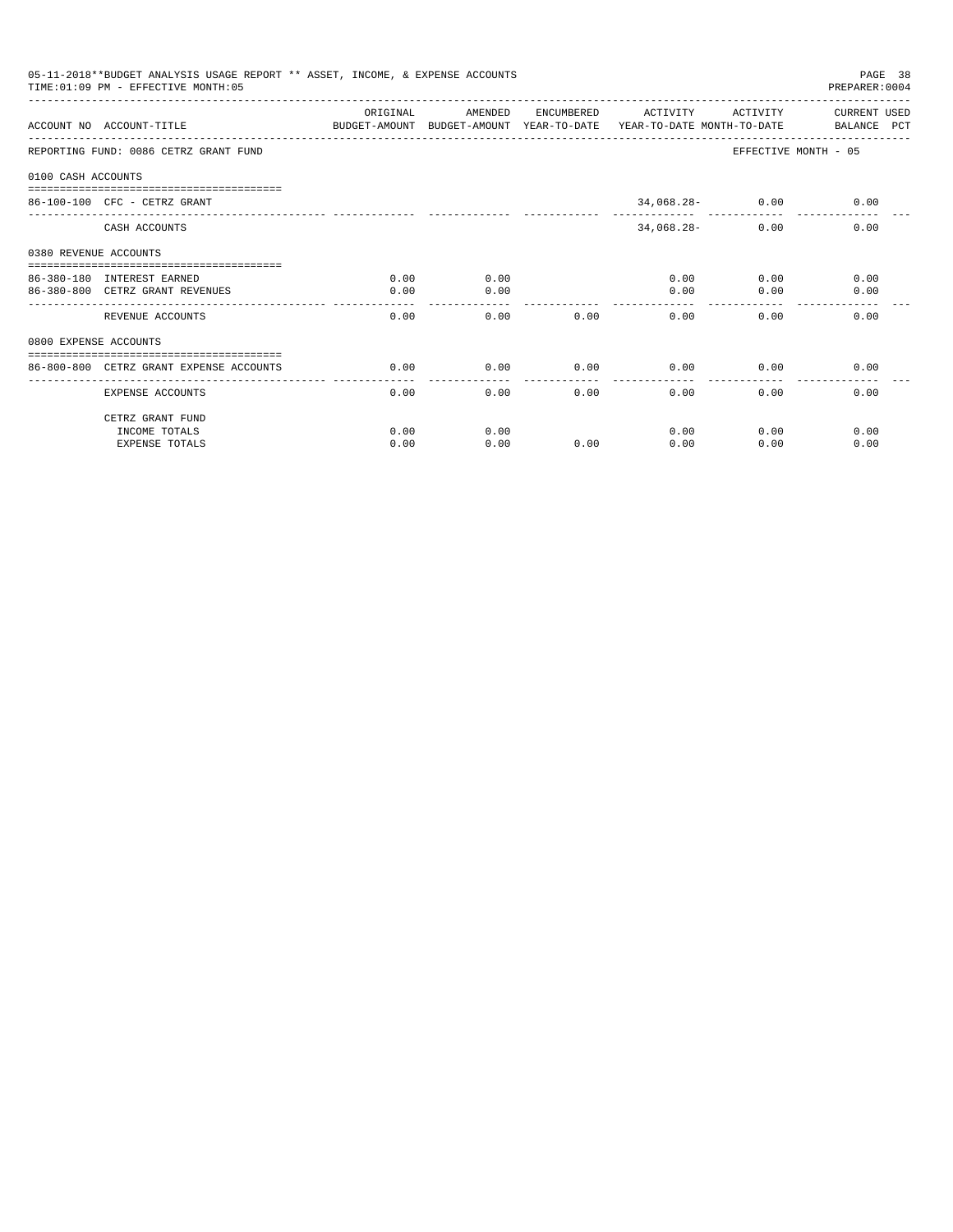05-11-2018**BUDGET ANALYSIS USAGE REPORT ** ASSET, INCOME, & EXPENSE ACCOUNTS

TIME:01:09 PM - EFFECTIVE MONTH:05

PREPARER:0004

| ACCOUNT NO | ACCOUNT-TITLE | ORIGINAL BUDGET-AMOUNT | AMENDED BUDGET-AMOUNT | ENCUMBERED YEAR-TO-DATE | ACTIVITY YEAR-TO-DATE | ACTIVITY MONTH-TO-DATE | CURRENT USED BALANCE PCT |
|---|---|---|---|---|---|---|---|
| REPORTING FUND: 0086 CETRZ GRANT FUND | | | | | | | EFFECTIVE MONTH - 05 |
| 0100 CASH ACCOUNTS | | | | | | | |
| 86-100-100 | CFC - CETRZ GRANT | | | | 34,068.28- | 0.00 | 0.00 |
| | CASH ACCOUNTS | | | | 34,068.28- | 0.00 | 0.00 |
| 0380 REVENUE ACCOUNTS | | | | | | | |
| 86-380-180 | INTEREST EARNED | 0.00 | 0.00 | | 0.00 | 0.00 | 0.00 |
| 86-380-800 | CETRZ GRANT REVENUES | 0.00 | 0.00 | | 0.00 | 0.00 | 0.00 |
| | REVENUE ACCOUNTS | 0.00 | 0.00 | 0.00 | 0.00 | 0.00 | 0.00 |
| 0800 EXPENSE ACCOUNTS | | | | | | | |
| 86-800-800 | CETRZ GRANT EXPENSE ACCOUNTS | 0.00 | 0.00 | 0.00 | 0.00 | 0.00 | 0.00 |
| | EXPENSE ACCOUNTS | 0.00 | 0.00 | 0.00 | 0.00 | 0.00 | 0.00 |
| | CETRZ GRANT FUND | | | | | | |
| | INCOME TOTALS | 0.00 | 0.00 | | 0.00 | 0.00 | 0.00 |
| | EXPENSE TOTALS | 0.00 | 0.00 | 0.00 | 0.00 | 0.00 | 0.00 |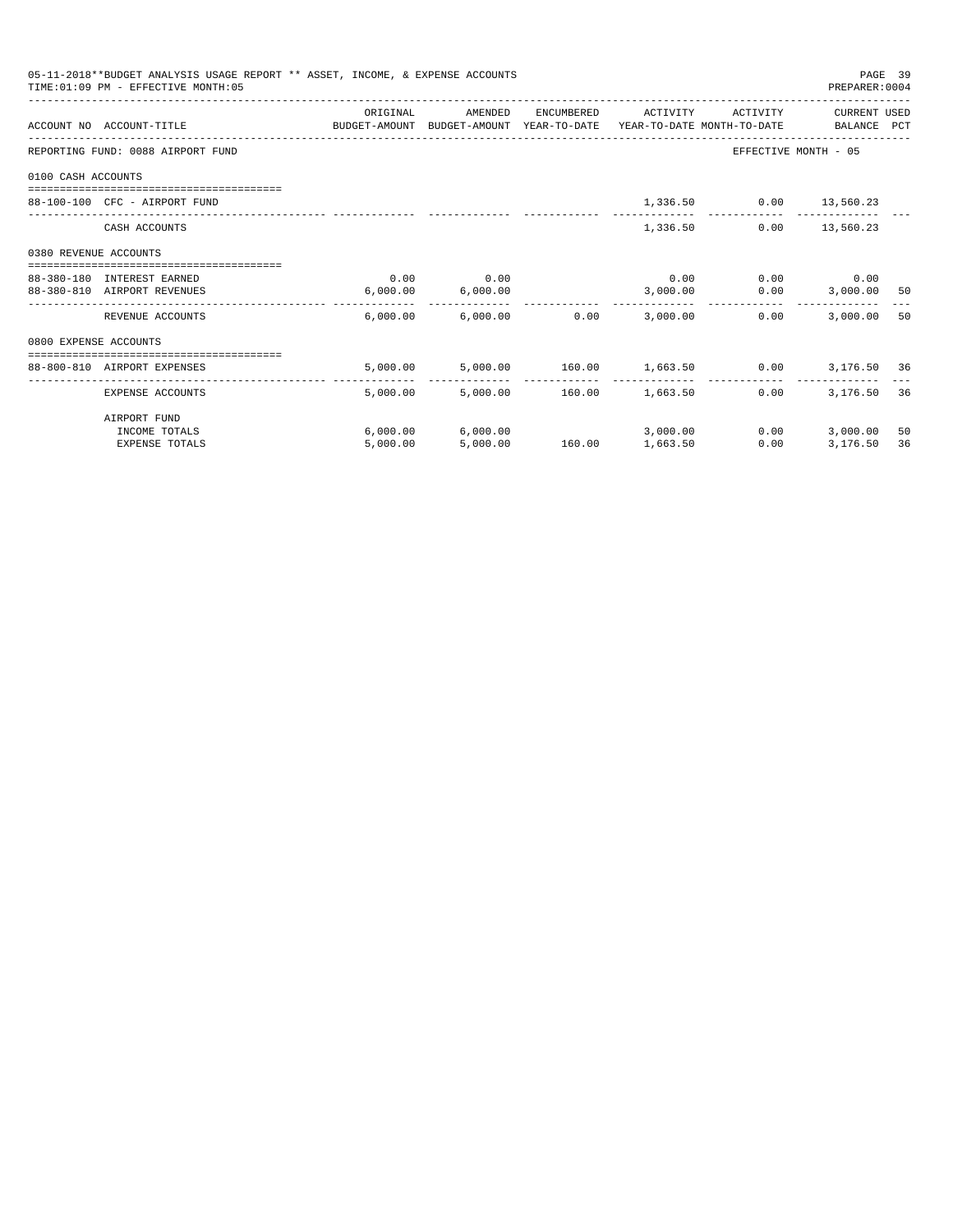05-11-2018**BUDGET ANALYSIS USAGE REPORT ** ASSET, INCOME, & EXPENSE ACCOUNTS

TIME:01:09 PM - EFFECTIVE MONTH:05

PREPARER:0004

| ACCOUNT NO | ACCOUNT-TITLE | ORIGINAL BUDGET-AMOUNT | AMENDED BUDGET-AMOUNT | ENCUMBERED YEAR-TO-DATE | ACTIVITY YEAR-TO-DATE | ACTIVITY MONTH-TO-DATE | CURRENT BALANCE | USED PCT |
|---|---|---|---|---|---|---|---|---|
| REPORTING FUND: 0088 AIRPORT FUND | | | | | | | EFFECTIVE MONTH - 05 | |
| 0100 CASH ACCOUNTS | | | | | | | | |
| 88-100-100 | CFC - AIRPORT FUND | | | | 1,336.50 | 0.00 | 13,560.23 | |
| | CASH ACCOUNTS | | | | 1,336.50 | 0.00 | 13,560.23 | |
| 0380 REVENUE ACCOUNTS | | | | | | | | |
| 88-380-180 | INTEREST EARNED | 0.00 | 0.00 | | 0.00 | 0.00 | 0.00 | |
| 88-380-810 | AIRPORT REVENUES | 6,000.00 | 6,000.00 | | 3,000.00 | 0.00 | 3,000.00 | 50 |
| | REVENUE ACCOUNTS | 6,000.00 | 6,000.00 | 0.00 | 3,000.00 | 0.00 | 3,000.00 | 50 |
| 0800 EXPENSE ACCOUNTS | | | | | | | | |
| 88-800-810 | AIRPORT EXPENSES | 5,000.00 | 5,000.00 | 160.00 | 1,663.50 | 0.00 | 3,176.50 | 36 |
| | EXPENSE ACCOUNTS | 5,000.00 | 5,000.00 | 160.00 | 1,663.50 | 0.00 | 3,176.50 | 36 |
| | AIRPORT FUND | | | | | | | |
| | INCOME TOTALS | 6,000.00 | 6,000.00 | | 3,000.00 | 0.00 | 3,000.00 | 50 |
| | EXPENSE TOTALS | 5,000.00 | 5,000.00 | 160.00 | 1,663.50 | 0.00 | 3,176.50 | 36 |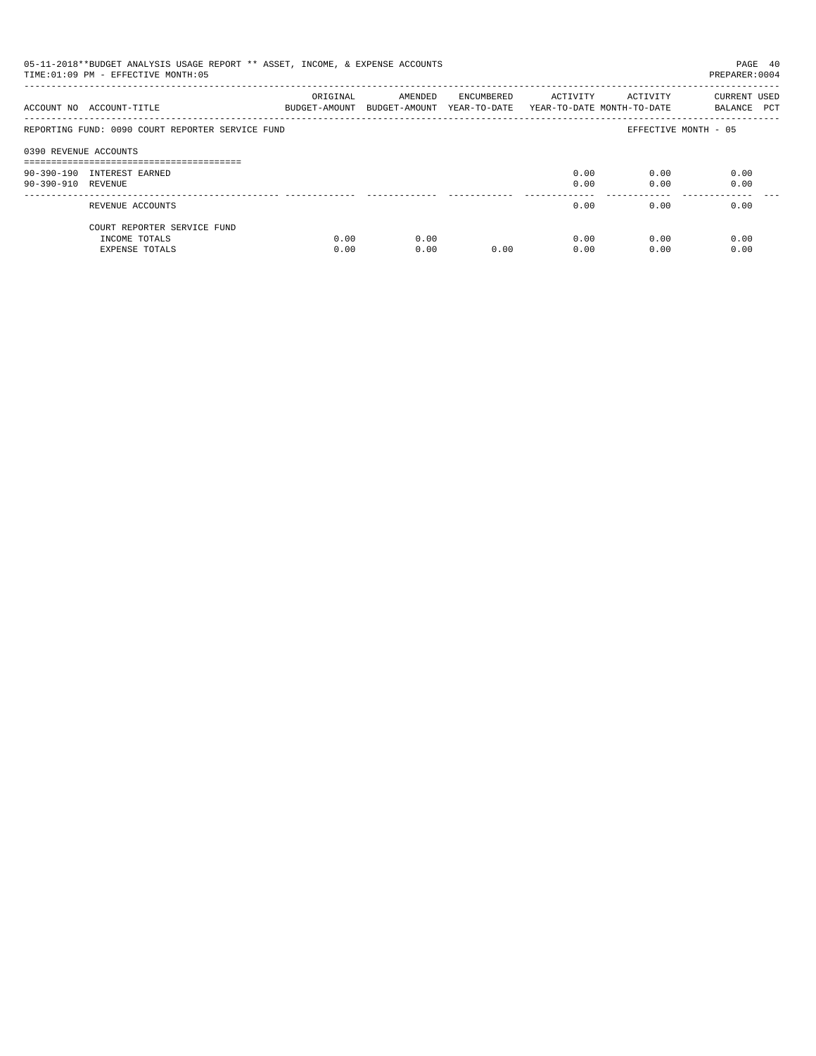05-11-2018**BUDGET ANALYSIS USAGE REPORT ** ASSET, INCOME, & EXPENSE ACCOUNTS
TIME:01:09 PM - EFFECTIVE MONTH:05

REPORTING FUND: 0090 COURT REPORTER SERVICE FUND — EFFECTIVE MONTH - 05

| ACCOUNT NO | ACCOUNT-TITLE | ORIGINAL BUDGET-AMOUNT | AMENDED BUDGET-AMOUNT | ENCUMBERED YEAR-TO-DATE | ACTIVITY YEAR-TO-DATE | ACTIVITY MONTH-TO-DATE | CURRENT BALANCE | USED PCT |
|---|---|---|---|---|---|---|---|---|
| 0390 REVENUE ACCOUNTS | | | | | | | | |
| 90-390-190 | INTEREST EARNED | | | | 0.00 | 0.00 | 0.00 | |
| 90-390-910 | REVENUE | | | | 0.00 | 0.00 | 0.00 | |
| | REVENUE ACCOUNTS | | | | 0.00 | 0.00 | 0.00 | |
| | COURT REPORTER SERVICE FUND | | | | | | | |
| | INCOME TOTALS | 0.00 | 0.00 | | 0.00 | 0.00 | 0.00 | |
| | EXPENSE TOTALS | 0.00 | 0.00 | 0.00 | 0.00 | 0.00 | 0.00 | |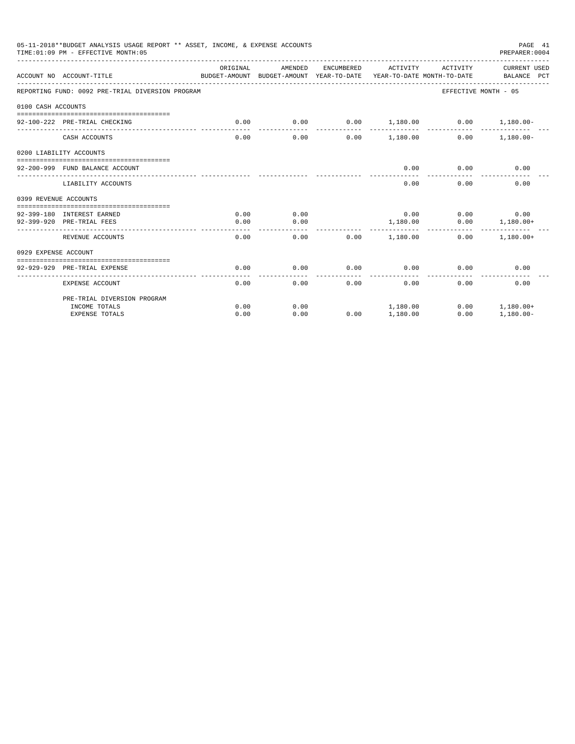05-11-2018**BUDGET ANALYSIS USAGE REPORT ** ASSET, INCOME, & EXPENSE ACCOUNTS
TIME:01:09 PM - EFFECTIVE MONTH:05
PREPARER:0004

| ACCOUNT NO | ACCOUNT-TITLE | ORIGINAL BUDGET-AMOUNT | AMENDED BUDGET-AMOUNT | ENCUMBERED YEAR-TO-DATE | ACTIVITY YEAR-TO-DATE | ACTIVITY MONTH-TO-DATE | CURRENT USED BALANCE | PCT |
|---|---|---|---|---|---|---|---|---|
| REPORTING FUND: 0092 PRE-TRIAL DIVERSION PROGRAM | | | | | | EFFECTIVE MONTH - 05 | | |
| 0100 CASH ACCOUNTS | | | | | | | | |
| 92-100-222 | PRE-TRIAL CHECKING | 0.00 | 0.00 | 0.00 | 1,180.00 | 0.00 | 1,180.00- | |
| | CASH ACCOUNTS | 0.00 | 0.00 | 0.00 | 1,180.00 | 0.00 | 1,180.00- | |
| 0200 LIABILITY ACCOUNTS | | | | | | | | |
| 92-200-999 | FUND BALANCE ACCOUNT | | | | 0.00 | 0.00 | 0.00 | |
| | LIABILITY ACCOUNTS | | | | 0.00 | 0.00 | 0.00 | |
| 0399 REVENUE ACCOUNTS | | | | | | | | |
| 92-399-180 | INTEREST EARNED | 0.00 | 0.00 | | 0.00 | 0.00 | 0.00 | |
| 92-399-920 | PRE-TRIAL FEES | 0.00 | 0.00 | | 1,180.00 | 0.00 | 1,180.00+ | |
| | REVENUE ACCOUNTS | 0.00 | 0.00 | 0.00 | 1,180.00 | 0.00 | 1,180.00+ | |
| 0929 EXPENSE ACCOUNT | | | | | | | | |
| 92-929-929 | PRE-TRIAL EXPENSE | 0.00 | 0.00 | 0.00 | 0.00 | 0.00 | 0.00 | |
| | EXPENSE ACCOUNT | 0.00 | 0.00 | 0.00 | 0.00 | 0.00 | 0.00 | |
| | PRE-TRIAL DIVERSION PROGRAM | | | | | | | |
| | INCOME TOTALS | 0.00 | 0.00 | | 1,180.00 | 0.00 | 1,180.00+ | |
| | EXPENSE TOTALS | 0.00 | 0.00 | 0.00 | 1,180.00 | 0.00 | 1,180.00- | |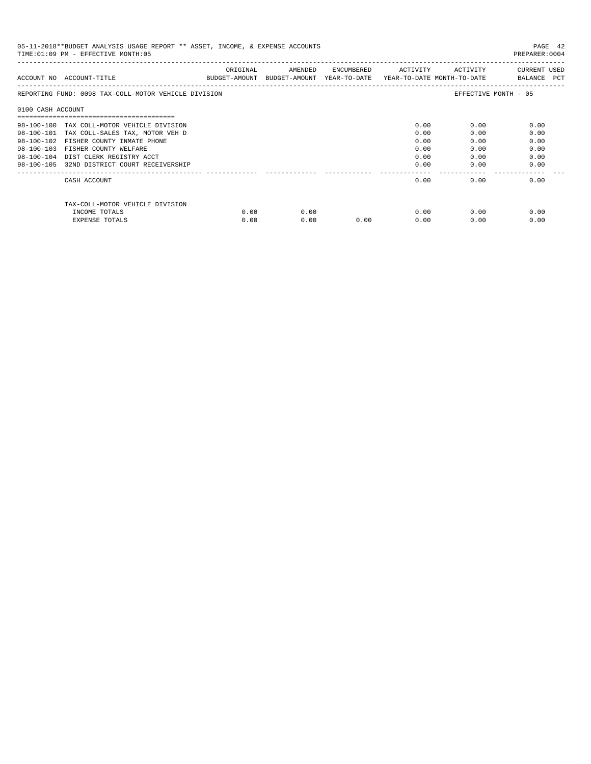05-11-2018**BUDGET ANALYSIS USAGE REPORT ** ASSET, INCOME, & EXPENSE ACCOUNTS

TIME:01:09 PM - EFFECTIVE MONTH:05

PREPARER:0004

| ACCOUNT NO | ACCOUNT-TITLE | ORIGINAL BUDGET-AMOUNT | AMENDED BUDGET-AMOUNT | ENCUMBERED YEAR-TO-DATE | ACTIVITY YEAR-TO-DATE | ACTIVITY MONTH-TO-DATE | CURRENT USED BALANCE PCT |
|---|---|---|---|---|---|---|---|

REPORTING FUND: 0098 TAX-COLL-MOTOR VEHICLE DIVISION

EFFECTIVE MONTH - 05

0100 CASH ACCOUNT

| ACCOUNT NO | ACCOUNT-TITLE | ORIGINAL BUDGET-AMOUNT | AMENDED BUDGET-AMOUNT | ENCUMBERED YEAR-TO-DATE | ACTIVITY YEAR-TO-DATE | ACTIVITY MONTH-TO-DATE | CURRENT USED BALANCE PCT |
|---|---|---|---|---|---|---|---|
| 98-100-100 | TAX COLL-MOTOR VEHICLE DIVISION | | | | 0.00 | 0.00 | 0.00 |
| 98-100-101 | TAX COLL-SALES TAX, MOTOR VEH D | | | | 0.00 | 0.00 | 0.00 |
| 98-100-102 | FISHER COUNTY INMATE PHONE | | | | 0.00 | 0.00 | 0.00 |
| 98-100-103 | FISHER COUNTY WELFARE | | | | 0.00 | 0.00 | 0.00 |
| 98-100-104 | DIST CLERK REGISTRY ACCT | | | | 0.00 | 0.00 | 0.00 |
| 98-100-105 | 32ND DISTRICT COURT RECEIVERSHIP | | | | 0.00 | 0.00 | 0.00 |
| | CASH ACCOUNT | | | | 0.00 | 0.00 | 0.00 |
| | TAX-COLL-MOTOR VEHICLE DIVISION | | | | | | |
| | INCOME TOTALS | 0.00 | 0.00 | | 0.00 | 0.00 | 0.00 |
| | EXPENSE TOTALS | 0.00 | 0.00 | 0.00 | 0.00 | 0.00 | 0.00 |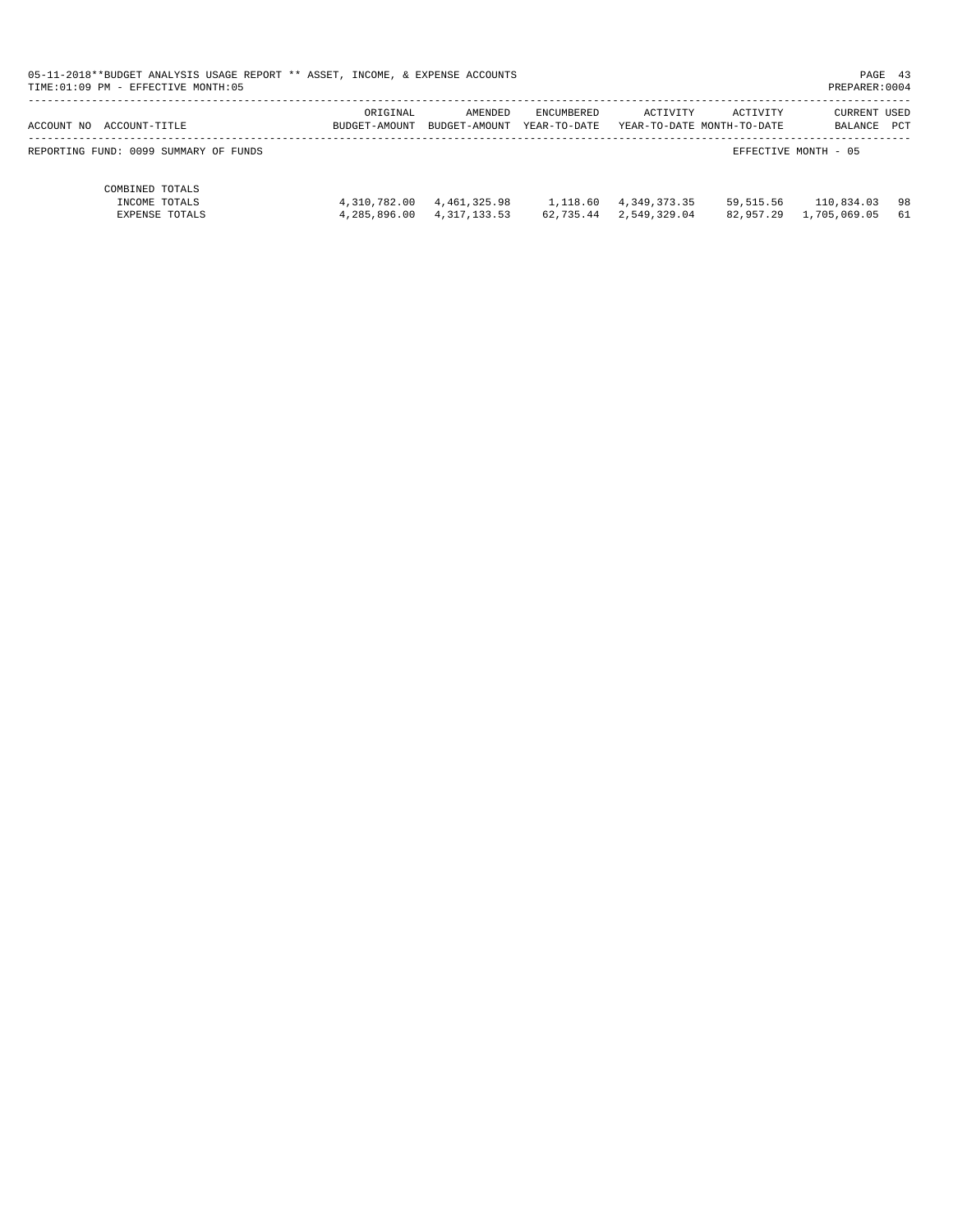05-11-2018**BUDGET ANALYSIS USAGE REPORT ** ASSET, INCOME, & EXPENSE ACCOUNTS

TIME:01:09 PM - EFFECTIVE MONTH:05

PREPARER:0004

| ACCOUNT NO ACCOUNT-TITLE | ORIGINAL BUDGET-AMOUNT | AMENDED BUDGET-AMOUNT | ENCUMBERED YEAR-TO-DATE | ACTIVITY YEAR-TO-DATE | ACTIVITY MONTH-TO-DATE | CURRENT BALANCE | USED PCT |
|---|---|---|---|---|---|---|---|
| REPORTING FUND: 0099 SUMMARY OF FUNDS | | | | | | EFFECTIVE MONTH - 05 | |
| COMBINED TOTALS | | | | | | | |
| INCOME TOTALS | 4,310,782.00 | 4,461,325.98 | 1,118.60 | 4,349,373.35 | 59,515.56 | 110,834.03 | 98 |
| EXPENSE TOTALS | 4,285,896.00 | 4,317,133.53 | 62,735.44 | 2,549,329.04 | 82,957.29 | 1,705,069.05 | 61 |